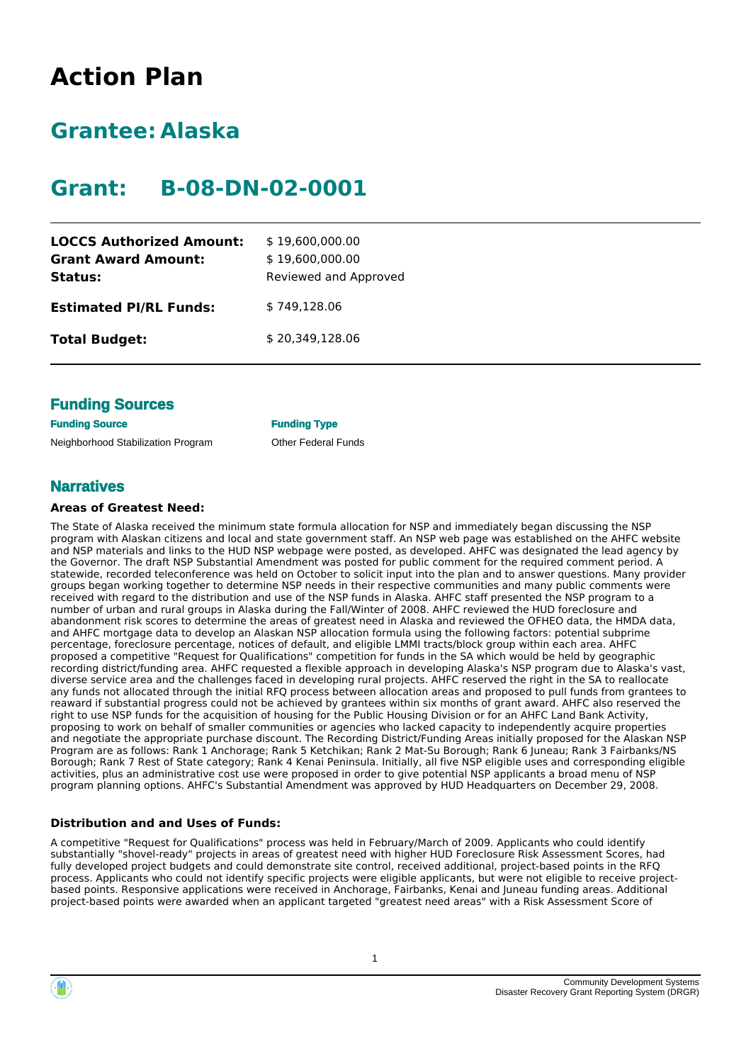# Action Plan

## Grantee: Alaska

## Grant: B-08-DN-02-0001

| | |
|---|---|
| **LOCCS Authorized Amount:** | $ 19,600,000.00 |
| **Grant Award Amount:** | $ 19,600,000.00 |
| **Status:** | Reviewed and Approved |
| **Estimated PI/RL Funds:** | $ 749,128.06 |
| **Total Budget:** | $ 20,349,128.06 |

### Funding Sources

| Funding Source | Funding Type |
|---|---|
| Neighborhood Stabilization Program | Other Federal Funds |

### Narratives

**Areas of Greatest Need:**

The State of Alaska received the minimum state formula allocation for NSP and immediately began discussing the NSP program with Alaskan citizens and local and state government staff. An NSP web page was established on the AHFC website and NSP materials and links to the HUD NSP webpage were posted, as developed. AHFC was designated the lead agency by the Governor. The draft NSP Substantial Amendment was posted for public comment for the required comment period. A statewide, recorded teleconference was held on October to solicit input into the plan and to answer questions. Many provider groups began working together to determine NSP needs in their respective communities and many public comments were received with regard to the distribution and use of the NSP funds in Alaska. AHFC staff presented the NSP program to a number of urban and rural groups in Alaska during the Fall/Winter of 2008. AHFC reviewed the HUD foreclosure and abandonment risk scores to determine the areas of greatest need in Alaska and reviewed the OFHEO data, the HMDA data, and AHFC mortgage data to develop an Alaskan NSP allocation formula using the following factors: potential subprime percentage, foreclosure percentage, notices of default, and eligible LMMI tracts/block group within each area. AHFC proposed a competitive "Request for Qualifications" competition for funds in the SA which would be held by geographic recording district/funding area. AHFC requested a flexible approach in developing Alaska's NSP program due to Alaska's vast, diverse service area and the challenges faced in developing rural projects. AHFC reserved the right in the SA to reallocate any funds not allocated through the initial RFQ process between allocation areas and proposed to pull funds from grantees to reaward if substantial progress could not be achieved by grantees within six months of grant award. AHFC also reserved the right to use NSP funds for the acquisition of housing for the Public Housing Division or for an AHFC Land Bank Activity, proposing to work on behalf of smaller communities or agencies who lacked capacity to independently acquire properties and negotiate the appropriate purchase discount. The Recording District/Funding Areas initially proposed for the Alaskan NSP Program are as follows: Rank 1 Anchorage; Rank 5 Ketchikan; Rank 2 Mat-Su Borough; Rank 6 Juneau; Rank 3 Fairbanks/NS Borough; Rank 7 Rest of State category; Rank 4 Kenai Peninsula. Initially, all five NSP eligible uses and corresponding eligible activities, plus an administrative cost use were proposed in order to give potential NSP applicants a broad menu of NSP program planning options. AHFC's Substantial Amendment was approved by HUD Headquarters on December 29, 2008.

**Distribution and and Uses of Funds:**

A competitive "Request for Qualifications" process was held in February/March of 2009. Applicants who could identify substantially "shovel-ready" projects in areas of greatest need with higher HUD Foreclosure Risk Assessment Scores, had fully developed project budgets and could demonstrate site control, received additional, project-based points in the RFQ process. Applicants who could not identify specific projects were eligible applicants, but were not eligible to receive project-based points. Responsive applications were received in Anchorage, Fairbanks, Kenai and Juneau funding areas. Additional project-based points were awarded when an applicant targeted "greatest need areas" with a Risk Assessment Score of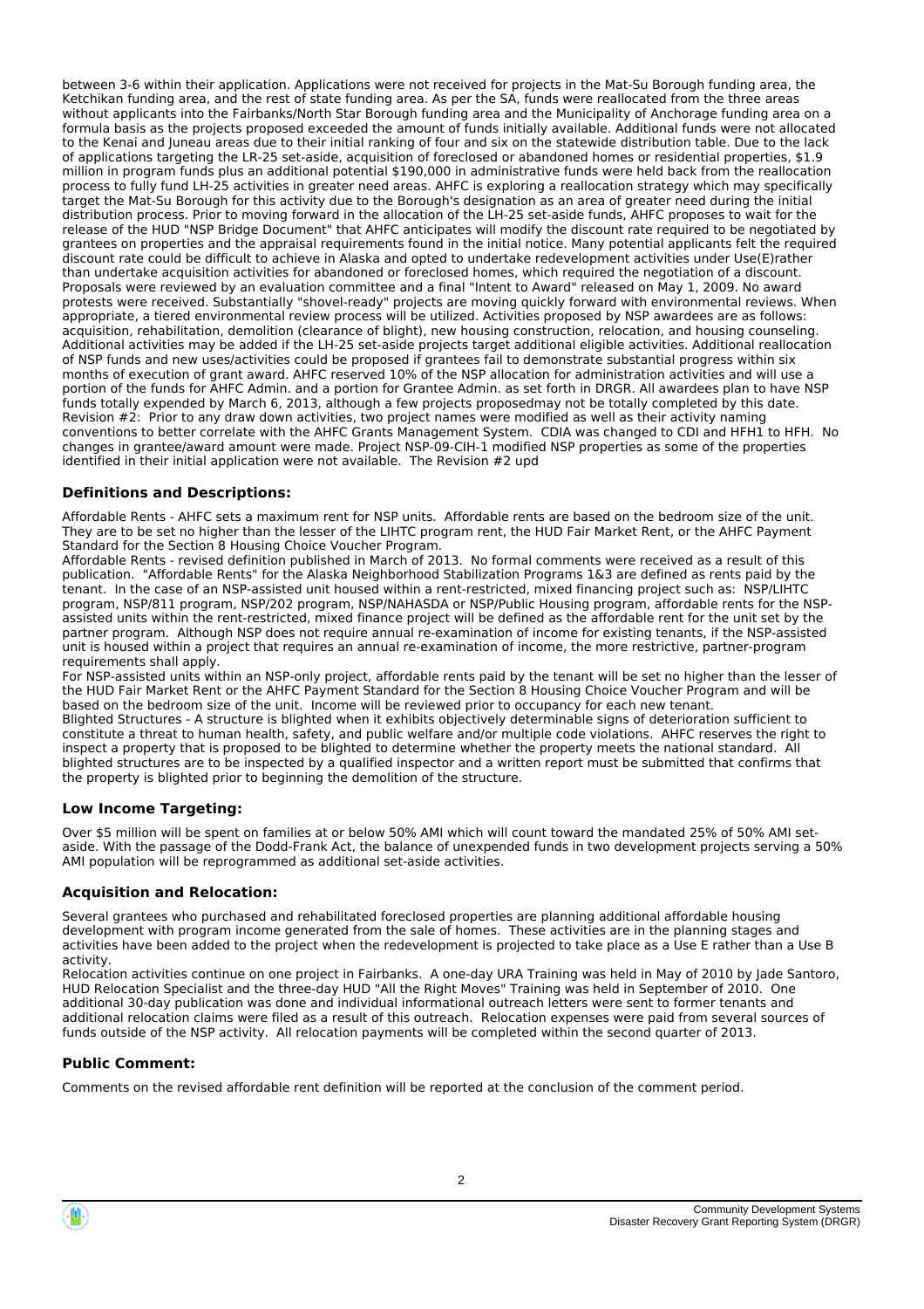between 3-6 within their application. Applications were not received for projects in the Mat-Su Borough funding area, the Ketchikan funding area, and the rest of state funding area. As per the SA, funds were reallocated from the three areas without applicants into the Fairbanks/North Star Borough funding area and the Municipality of Anchorage funding area on a formula basis as the projects proposed exceeded the amount of funds initially available. Additional funds were not allocated to the Kenai and Juneau areas due to their initial ranking of four and six on the statewide distribution table. Due to the lack of applications targeting the LR-25 set-aside, acquisition of foreclosed or abandoned homes or residential properties, $1.9 million in program funds plus an additional potential $190,000 in administrative funds were held back from the reallocation process to fully fund LH-25 activities in greater need areas. AHFC is exploring a reallocation strategy which may specifically target the Mat-Su Borough for this activity due to the Borough's designation as an area of greater need during the initial distribution process. Prior to moving forward in the allocation of the LH-25 set-aside funds, AHFC proposes to wait for the release of the HUD "NSP Bridge Document" that AHFC anticipates will modify the discount rate required to be negotiated by grantees on properties and the appraisal requirements found in the initial notice. Many potential applicants felt the required discount rate could be difficult to achieve in Alaska and opted to undertake redevelopment activities under Use(E)rather than undertake acquisition activities for abandoned or foreclosed homes, which required the negotiation of a discount. Proposals were reviewed by an evaluation committee and a final "Intent to Award" released on May 1, 2009. No award protests were received. Substantially "shovel-ready" projects are moving quickly forward with environmental reviews. When appropriate, a tiered environmental review process will be utilized. Activities proposed by NSP awardees are as follows: acquisition, rehabilitation, demolition (clearance of blight), new housing construction, relocation, and housing counseling. Additional activities may be added if the LH-25 set-aside projects target additional eligible activities. Additional reallocation of NSP funds and new uses/activities could be proposed if grantees fail to demonstrate substantial progress within six months of execution of grant award. AHFC reserved 10% of the NSP allocation for administration activities and will use a portion of the funds for AHFC Admin. and a portion for Grantee Admin. as set forth in DRGR. All awardees plan to have NSP funds totally expended by March 6, 2013, although a few projects proposedmay not be totally completed by this date. Revision #2: Prior to any draw down activities, two project names were modified as well as their activity naming conventions to better correlate with the AHFC Grants Management System. CDIA was changed to CDI and HFH1 to HFH. No changes in grantee/award amount were made. Project NSP-09-CIH-1 modified NSP properties as some of the properties identified in their initial application were not available. The Revision #2 upd

### Definitions and Descriptions:

Affordable Rents - AHFC sets a maximum rent for NSP units. Affordable rents are based on the bedroom size of the unit. They are to be set no higher than the lesser of the LIHTC program rent, the HUD Fair Market Rent, or the AHFC Payment Standard for the Section 8 Housing Choice Voucher Program.
Affordable Rents - revised definition published in March of 2013. No formal comments were received as a result of this publication. "Affordable Rents" for the Alaska Neighborhood Stabilization Programs 1&3 are defined as rents paid by the tenant. In the case of an NSP-assisted unit housed within a rent-restricted, mixed financing project such as: NSP/LIHTC program, NSP/811 program, NSP/202 program, NSP/NAHASDA or NSP/Public Housing program, affordable rents for the NSP-assisted units within the rent-restricted, mixed finance project will be defined as the affordable rent for the unit set by the partner program. Although NSP does not require annual re-examination of income for existing tenants, if the NSP-assisted unit is housed within a project that requires an annual re-examination of income, the more restrictive, partner-program requirements shall apply.
For NSP-assisted units within an NSP-only project, affordable rents paid by the tenant will be set no higher than the lesser of the HUD Fair Market Rent or the AHFC Payment Standard for the Section 8 Housing Choice Voucher Program and will be based on the bedroom size of the unit. Income will be reviewed prior to occupancy for each new tenant.
Blighted Structures - A structure is blighted when it exhibits objectively determinable signs of deterioration sufficient to constitute a threat to human health, safety, and public welfare and/or multiple code violations. AHFC reserves the right to inspect a property that is proposed to be blighted to determine whether the property meets the national standard. All blighted structures are to be inspected by a qualified inspector and a written report must be submitted that confirms that the property is blighted prior to beginning the demolition of the structure.

### Low Income Targeting:

Over $5 million will be spent on families at or below 50% AMI which will count toward the mandated 25% of 50% AMI set-aside. With the passage of the Dodd-Frank Act, the balance of unexpended funds in two development projects serving a 50% AMI population will be reprogrammed as additional set-aside activities.

### Acquisition and Relocation:

Several grantees who purchased and rehabilitated foreclosed properties are planning additional affordable housing development with program income generated from the sale of homes. These activities are in the planning stages and activities have been added to the project when the redevelopment is projected to take place as a Use E rather than a Use B activity.
Relocation activities continue on one project in Fairbanks. A one-day URA Training was held in May of 2010 by Jade Santoro, HUD Relocation Specialist and the three-day HUD "All the Right Moves" Training was held in September of 2010. One additional 30-day publication was done and individual informational outreach letters were sent to former tenants and additional relocation claims were filed as a result of this outreach. Relocation expenses were paid from several sources of funds outside of the NSP activity. All relocation payments will be completed within the second quarter of 2013.

### Public Comment:

Comments on the revised affordable rent definition will be reported at the conclusion of the comment period.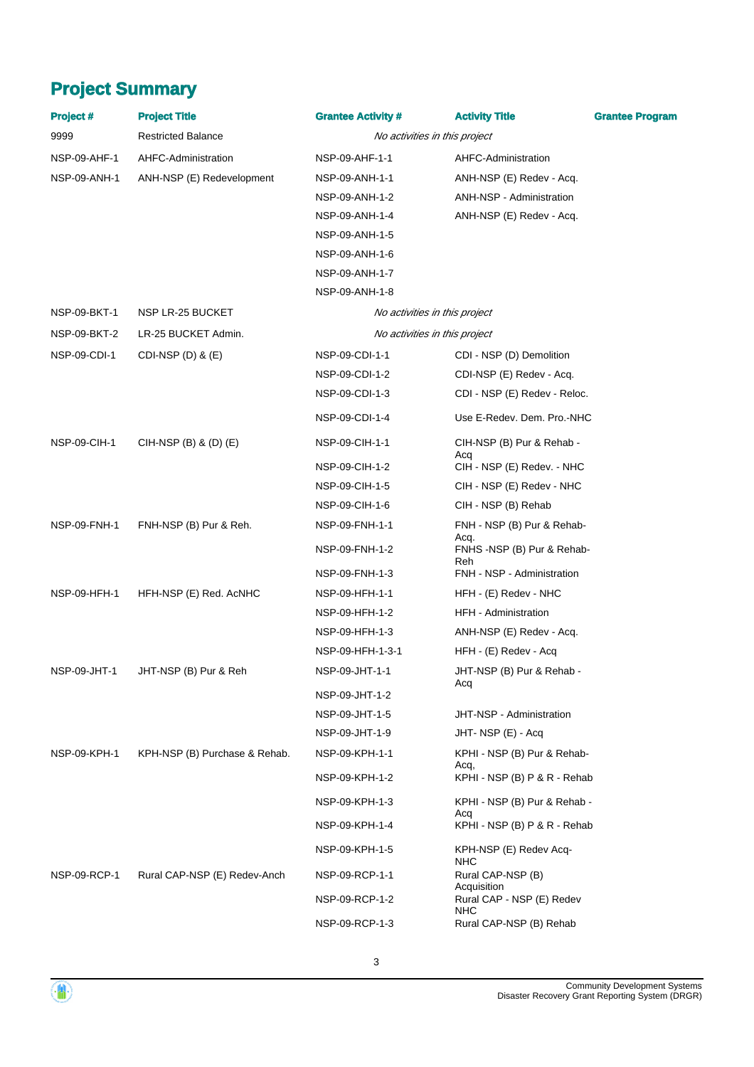## Project Summary

| Project # | Project Title | Grantee Activity # | Activity Title | Grantee Program |
|---|---|---|---|---|
| 9999 | Restricted Balance | *No activities in this project* | | |
| NSP-09-AHF-1 | AHFC-Administration | NSP-09-AHF-1-1 | AHFC-Administration | |
| NSP-09-ANH-1 | ANH-NSP (E) Redevelopment | NSP-09-ANH-1-1 | ANH-NSP (E) Redev - Acq. | |
| | | NSP-09-ANH-1-2 | ANH-NSP - Administration | |
| | | NSP-09-ANH-1-4 | ANH-NSP (E) Redev - Acq. | |
| | | NSP-09-ANH-1-5 | | |
| | | NSP-09-ANH-1-6 | | |
| | | NSP-09-ANH-1-7 | | |
| | | NSP-09-ANH-1-8 | | |
| NSP-09-BKT-1 | NSP LR-25 BUCKET | *No activities in this project* | | |
| NSP-09-BKT-2 | LR-25 BUCKET Admin. | *No activities in this project* | | |
| NSP-09-CDI-1 | CDI-NSP (D) & (E) | NSP-09-CDI-1-1 | CDI - NSP (D) Demolition | |
| | | NSP-09-CDI-1-2 | CDI-NSP (E) Redev - Acq. | |
| | | NSP-09-CDI-1-3 | CDI - NSP (E) Redev - Reloc. | |
| | | NSP-09-CDI-1-4 | Use E-Redev. Dem. Pro.-NHC | |
| NSP-09-CIH-1 | CIH-NSP (B) & (D) (E) | NSP-09-CIH-1-1 | CIH-NSP (B) Pur & Rehab - Acq | |
| | | NSP-09-CIH-1-2 | CIH - NSP (E) Redev. - NHC | |
| | | NSP-09-CIH-1-5 | CIH - NSP (E) Redev - NHC | |
| | | NSP-09-CIH-1-6 | CIH - NSP (B) Rehab | |
| NSP-09-FNH-1 | FNH-NSP (B) Pur & Reh. | NSP-09-FNH-1-1 | FNH - NSP (B) Pur & Rehab- Acq. | |
| | | NSP-09-FNH-1-2 | FNHS -NSP (B) Pur & Rehab- Reh | |
| | | NSP-09-FNH-1-3 | FNH - NSP - Administration | |
| NSP-09-HFH-1 | HFH-NSP (E) Red. AcNHC | NSP-09-HFH-1-1 | HFH - (E) Redev - NHC | |
| | | NSP-09-HFH-1-2 | HFH - Administration | |
| | | NSP-09-HFH-1-3 | ANH-NSP (E) Redev - Acq. | |
| | | NSP-09-HFH-1-3-1 | HFH - (E) Redev - Acq | |
| NSP-09-JHT-1 | JHT-NSP (B) Pur & Reh | NSP-09-JHT-1-1 | JHT-NSP (B) Pur & Rehab - Acq | |
| | | NSP-09-JHT-1-2 | | |
| | | NSP-09-JHT-1-5 | JHT-NSP - Administration | |
| | | NSP-09-JHT-1-9 | JHT- NSP (E) - Acq | |
| NSP-09-KPH-1 | KPH-NSP (B) Purchase & Rehab. | NSP-09-KPH-1-1 | KPHI - NSP (B) Pur & Rehab- Acq, | |
| | | NSP-09-KPH-1-2 | KPHI - NSP (B) P & R - Rehab | |
| | | NSP-09-KPH-1-3 | KPHI - NSP (B) Pur & Rehab - Acq | |
| | | NSP-09-KPH-1-4 | KPHI - NSP (B) P & R - Rehab | |
| | | NSP-09-KPH-1-5 | KPH-NSP (E) Redev Acq- NHC | |
| NSP-09-RCP-1 | Rural CAP-NSP (E) Redev-Anch | NSP-09-RCP-1-1 | Rural CAP-NSP (B) Acquisition | |
| | | NSP-09-RCP-1-2 | Rural CAP - NSP (E) Redev NHC | |
| | | NSP-09-RCP-1-3 | Rural CAP-NSP (B) Rehab | |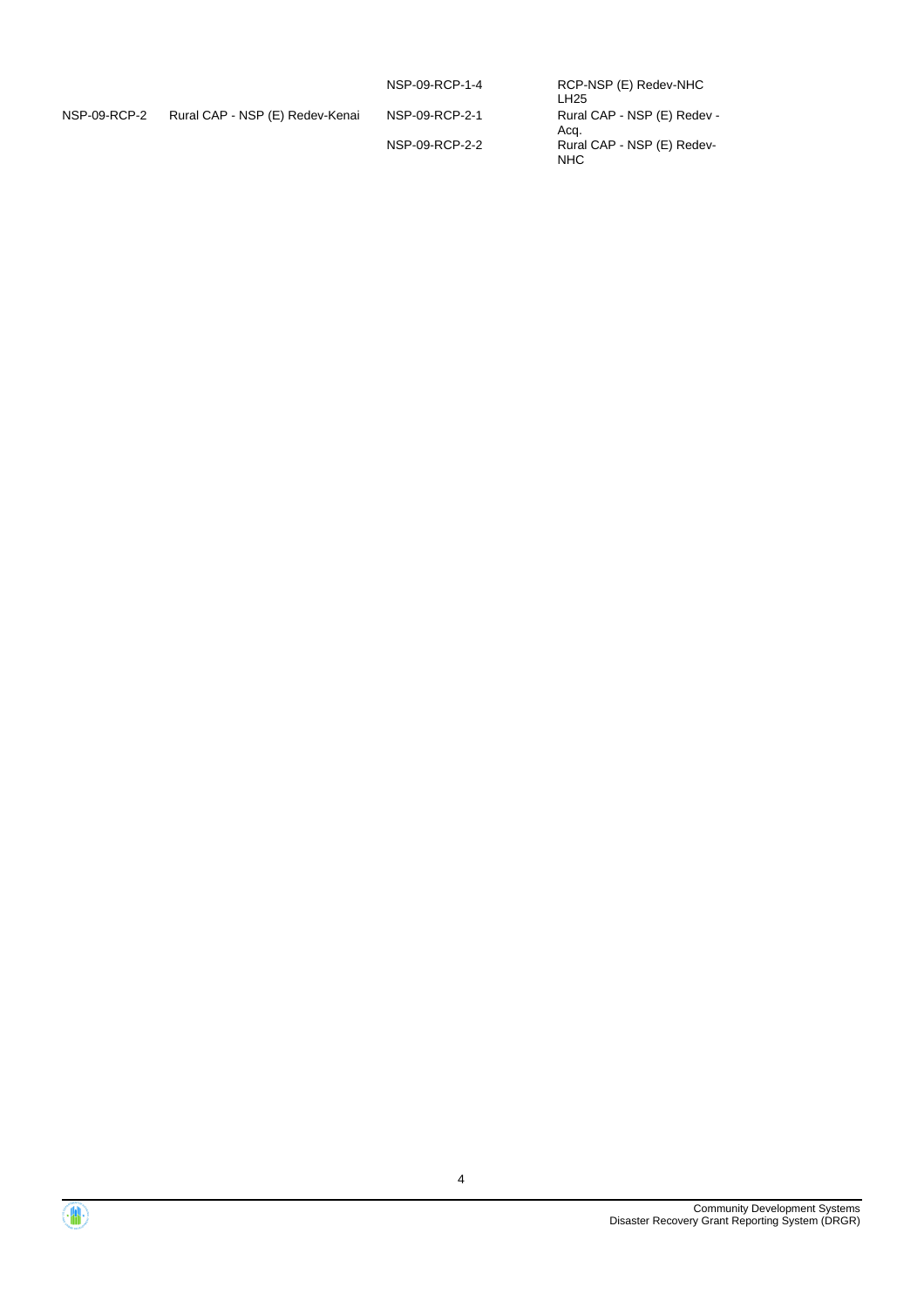| | | | |
|---|---|---|---|
| | | NSP-09-RCP-1-4 | RCP-NSP (E) Redev-NHC LH25 |
| NSP-09-RCP-2 | Rural CAP - NSP (E) Redev-Kenai | NSP-09-RCP-2-1 | Rural CAP - NSP (E) Redev - Acq. |
| | | NSP-09-RCP-2-2 | Rural CAP - NSP (E) Redev-NHC |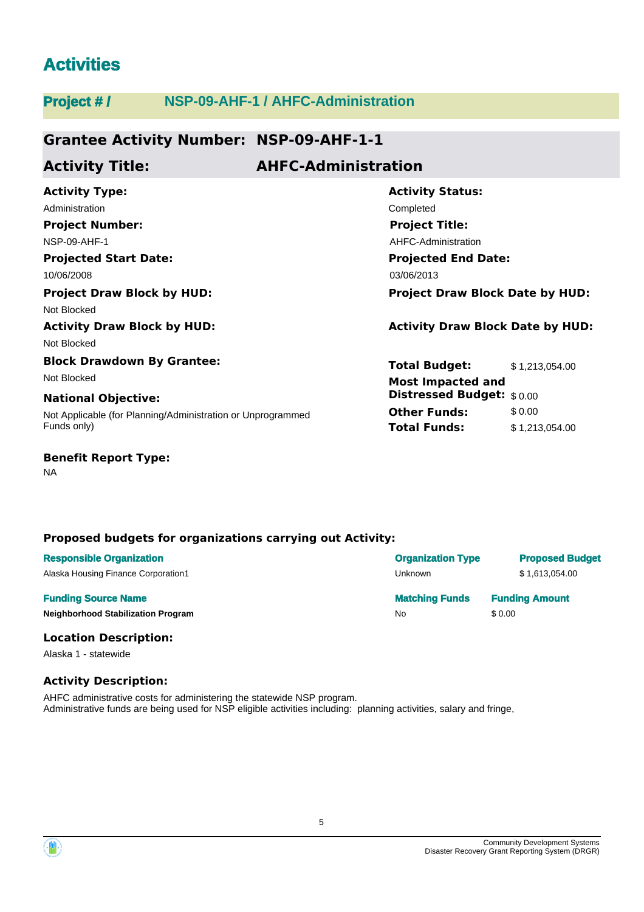# Activities

## Project # / NSP-09-AHF-1 / AHFC-Administration

### Grantee Activity Number: NSP-09-AHF-1-1

### Activity Title: AHFC-Administration

**Activity Type:**
Administration

**Activity Status:**
Completed

**Project Number:**
NSP-09-AHF-1

**Project Title:**
AHFC-Administration

**Projected Start Date:**
10/06/2008

**Projected End Date:**
03/06/2013

**Project Draw Block by HUD:**
Not Blocked

**Project Draw Block Date by HUD:**

**Activity Draw Block by HUD:**
Not Blocked

**Activity Draw Block Date by HUD:**

**Block Drawdown By Grantee:**
Not Blocked

**National Objective:**
Not Applicable (for Planning/Administration or Unprogrammed Funds only)

| | |
|---|---|
| **Total Budget:** | $ 1,213,054.00 |
| **Most Impacted and Distressed Budget:** | $ 0.00 |
| **Other Funds:** | $ 0.00 |
| **Total Funds:** | $ 1,213,054.00 |

**Benefit Report Type:**
NA

**Proposed budgets for organizations carrying out Activity:**

| Responsible Organization | Organization Type | Proposed Budget |
|---|---|---|
| Alaska Housing Finance Corporation1 | Unknown | $ 1,613,054.00 |

| Funding Source Name | Matching Funds | Funding Amount |
|---|---|---|
| **Neighborhood Stabilization Program** | No | $ 0.00 |

**Location Description:**

Alaska 1 - statewide

**Activity Description:**

AHFC administrative costs for administering the statewide NSP program.
Administrative funds are being used for NSP eligible activities including: planning activities, salary and fringe,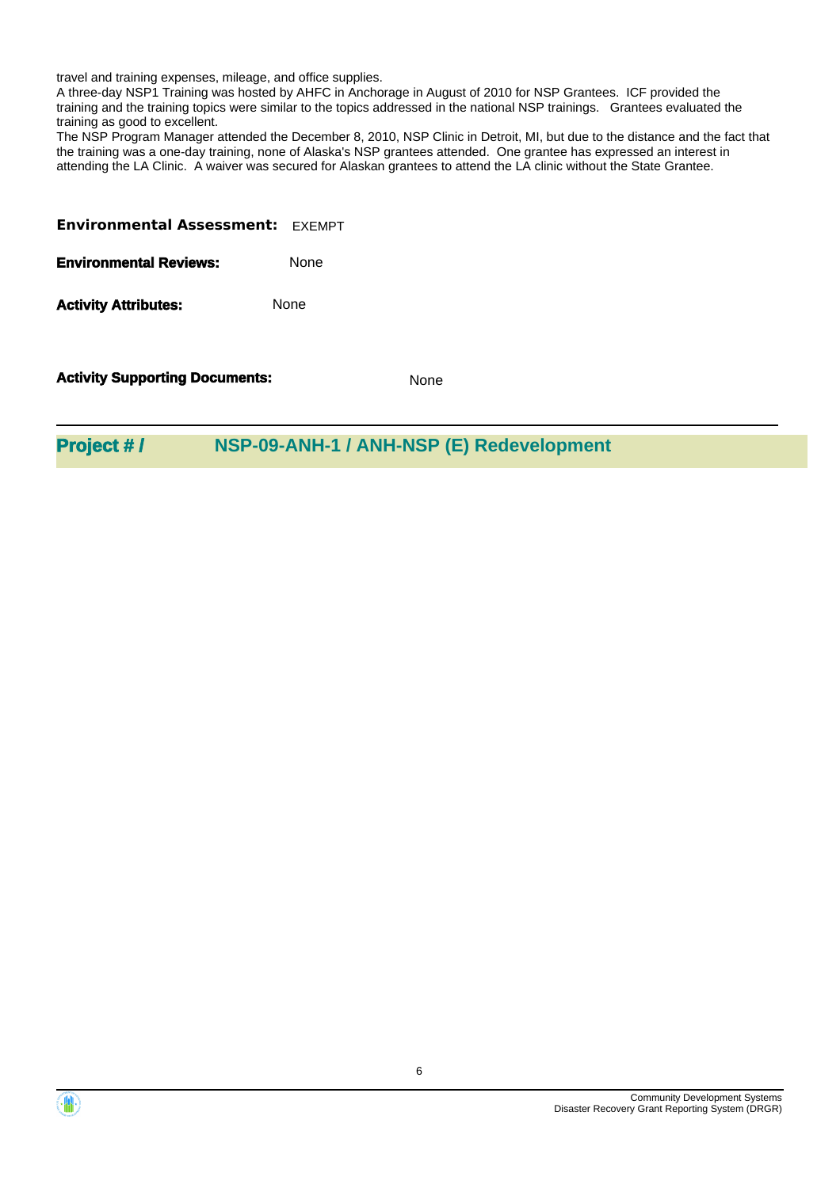travel and training expenses, mileage, and office supplies.
A three-day NSP1 Training was hosted by AHFC in Anchorage in August of 2010 for NSP Grantees. ICF provided the training and the training topics were similar to the topics addressed in the national NSP trainings. Grantees evaluated the training as good to excellent.
The NSP Program Manager attended the December 8, 2010, NSP Clinic in Detroit, MI, but due to the distance and the fact that the training was a one-day training, none of Alaska's NSP grantees attended. One grantee has expressed an interest in attending the LA Clinic. A waiver was secured for Alaskan grantees to attend the LA clinic without the State Grantee.

**Environmental Assessment:** EXEMPT

**Environmental Reviews:** None

**Activity Attributes:** None

**Activity Supporting Documents:** None

## Project # / NSP-09-ANH-1 / ANH-NSP (E) Redevelopment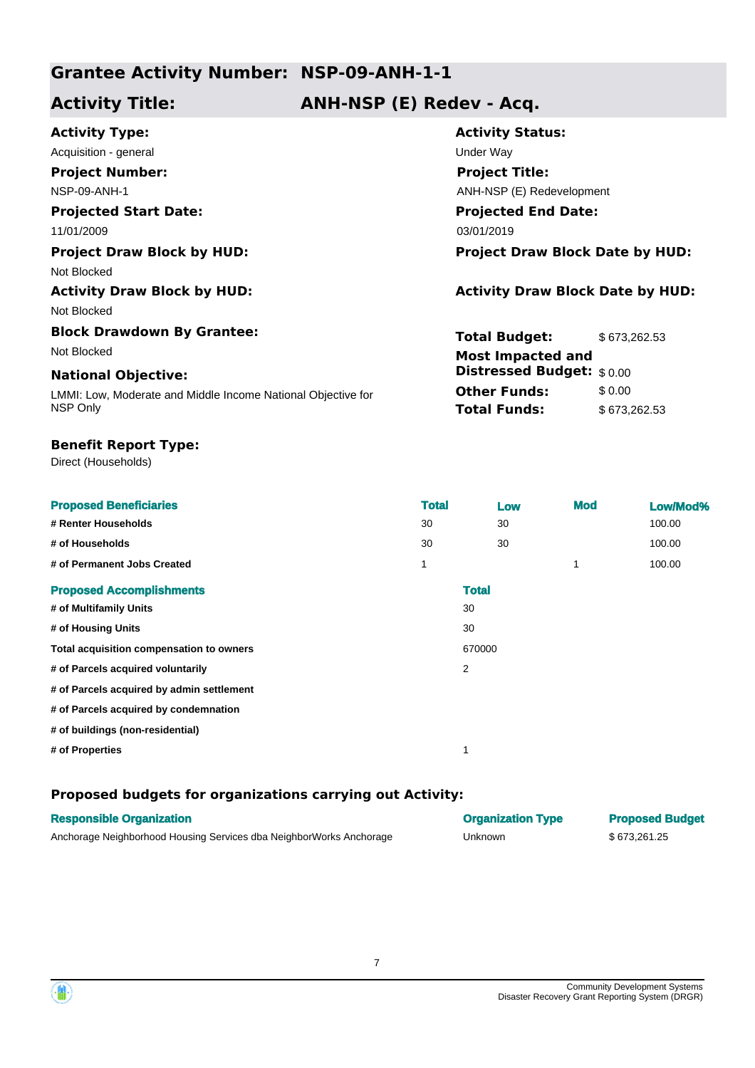## Grantee Activity Number: NSP-09-ANH-1-1

## Activity Title: ANH-NSP (E) Redev - Acq.

**Activity Type:**
Acquisition - general

**Activity Status:**
Under Way

**Project Number:**
NSP-09-ANH-1

**Project Title:**
ANH-NSP (E) Redevelopment

**Projected Start Date:**
11/01/2009

**Projected End Date:**
03/01/2019

**Project Draw Block by HUD:**
Not Blocked

**Project Draw Block Date by HUD:**

**Activity Draw Block by HUD:**
Not Blocked

**Activity Draw Block Date by HUD:**

**Block Drawdown By Grantee:**
Not Blocked

**National Objective:**
LMMI: Low, Moderate and Middle Income National Objective for NSP Only

**Total Budget:** $ 673,262.53
**Most Impacted and Distressed Budget:** $ 0.00
**Other Funds:** $ 0.00
**Total Funds:** $ 673,262.53

**Benefit Report Type:**
Direct (Households)

| Proposed Beneficiaries | Total | Low | Mod | Low/Mod% |
|---|---|---|---|---|
| # Renter Households | 30 | 30 | | 100.00 |
| # of Households | 30 | 30 | | 100.00 |
| # of Permanent Jobs Created | 1 | | 1 | 100.00 |

| Proposed Accomplishments | Total |
|---|---|
| # of Multifamily Units | 30 |
| # of Housing Units | 30 |
| Total acquisition compensation to owners | 670000 |
| # of Parcels acquired voluntarily | 2 |
| # of Parcels acquired by admin settlement | |
| # of Parcels acquired by condemnation | |
| # of buildings (non-residential) | |
| # of Properties | 1 |

### Proposed budgets for organizations carrying out Activity:

| Responsible Organization | Organization Type | Proposed Budget |
|---|---|---|
| Anchorage Neighborhood Housing Services dba NeighborWorks Anchorage | Unknown | $ 673,261.25 |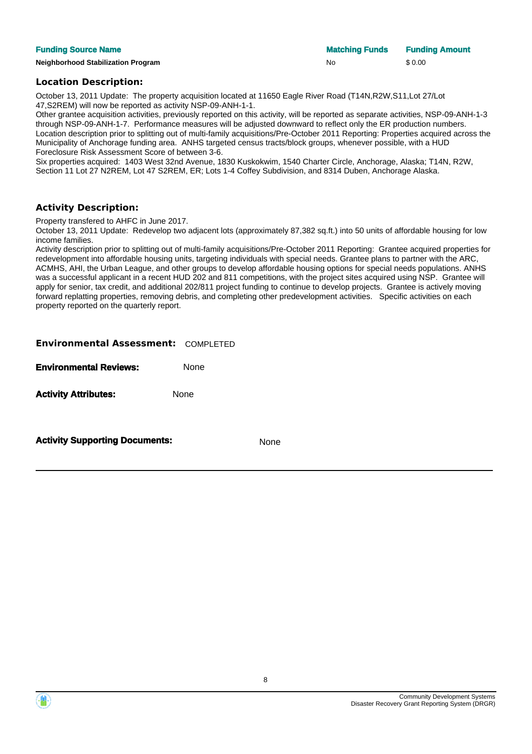| Funding Source Name | Matching Funds | Funding Amount |
| --- | --- | --- |
| **Neighborhood Stabilization Program** | No | $ 0.00 |

### Location Description:

October 13, 2011 Update: The property acquisition located at 11650 Eagle River Road (T14N,R2W,S11,Lot 27/Lot 47,S2REM) will now be reported as activity NSP-09-ANH-1-1.
Other grantee acquisition activities, previously reported on this activity, will be reported as separate activities, NSP-09-ANH-1-3 through NSP-09-ANH-1-7. Performance measures will be adjusted downward to reflect only the ER production numbers.
Location description prior to splitting out of multi-family acquisitions/Pre-October 2011 Reporting: Properties acquired across the Municipality of Anchorage funding area. ANHS targeted census tracts/block groups, whenever possible, with a HUD Foreclosure Risk Assessment Score of between 3-6.
Six properties acquired: 1403 West 32nd Avenue, 1830 Kuskokwim, 1540 Charter Circle, Anchorage, Alaska; T14N, R2W, Section 11 Lot 27 N2REM, Lot 47 S2REM, ER; Lots 1-4 Coffey Subdivision, and 8314 Duben, Anchorage Alaska.

### Activity Description:

Property transfered to AHFC in June 2017.
October 13, 2011 Update: Redevelop two adjacent lots (approximately 87,382 sq.ft.) into 50 units of affordable housing for low income families.
Activity description prior to splitting out of multi-family acquisitions/Pre-October 2011 Reporting: Grantee acquired properties for redevelopment into affordable housing units, targeting individuals with special needs. Grantee plans to partner with the ARC, ACMHS, AHI, the Urban League, and other groups to develop affordable housing options for special needs populations. ANHS was a successful applicant in a recent HUD 202 and 811 competitions, with the project sites acquired using NSP. Grantee will apply for senior, tax credit, and additional 202/811 project funding to continue to develop projects. Grantee is actively moving forward replatting properties, removing debris, and completing other predevelopment activities. Specific activities on each property reported on the quarterly report.

**Environmental Assessment:** COMPLETED

**Environmental Reviews:** None

**Activity Attributes:** None

**Activity Supporting Documents:** None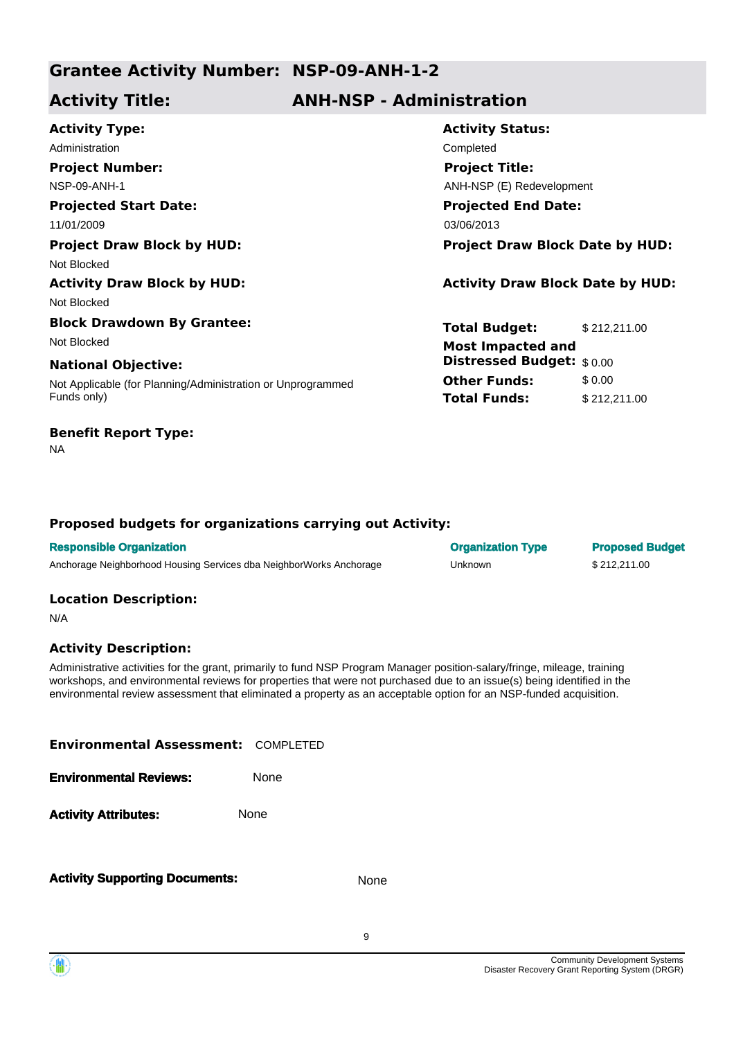## Grantee Activity Number: NSP-09-ANH-1-2

## Activity Title: ANH-NSP - Administration

**Activity Type:**
Administration

**Activity Status:**
Completed

**Project Number:**
NSP-09-ANH-1

**Project Title:**
ANH-NSP (E) Redevelopment

**Projected Start Date:**
11/01/2009

**Projected End Date:**
03/06/2013

**Project Draw Block by HUD:**
Not Blocked

**Project Draw Block Date by HUD:**

**Activity Draw Block by HUD:**
Not Blocked

**Activity Draw Block Date by HUD:**

**Block Drawdown By Grantee:**
Not Blocked

**National Objective:**
Not Applicable (for Planning/Administration or Unprogrammed Funds only)

| | |
|---|---|
| **Total Budget:** | $ 212,211.00 |
| **Most Impacted and Distressed Budget:** | $ 0.00 |
| **Other Funds:** | $ 0.00 |
| **Total Funds:** | $ 212,211.00 |

**Benefit Report Type:**
NA

### Proposed budgets for organizations carrying out Activity:

| Responsible Organization | Organization Type | Proposed Budget |
|---|---|---|
| Anchorage Neighborhood Housing Services dba NeighborWorks Anchorage | Unknown | $ 212,211.00 |

### Location Description:

N/A

### Activity Description:

Administrative activities for the grant, primarily to fund NSP Program Manager position-salary/fringe, mileage, training workshops, and environmental reviews for properties that were not purchased due to an issue(s) being identified in the environmental review assessment that eliminated a property as an acceptable option for an NSP-funded acquisition.

**Environmental Assessment:** COMPLETED

**Environmental Reviews:** None

**Activity Attributes:** None

**Activity Supporting Documents:** None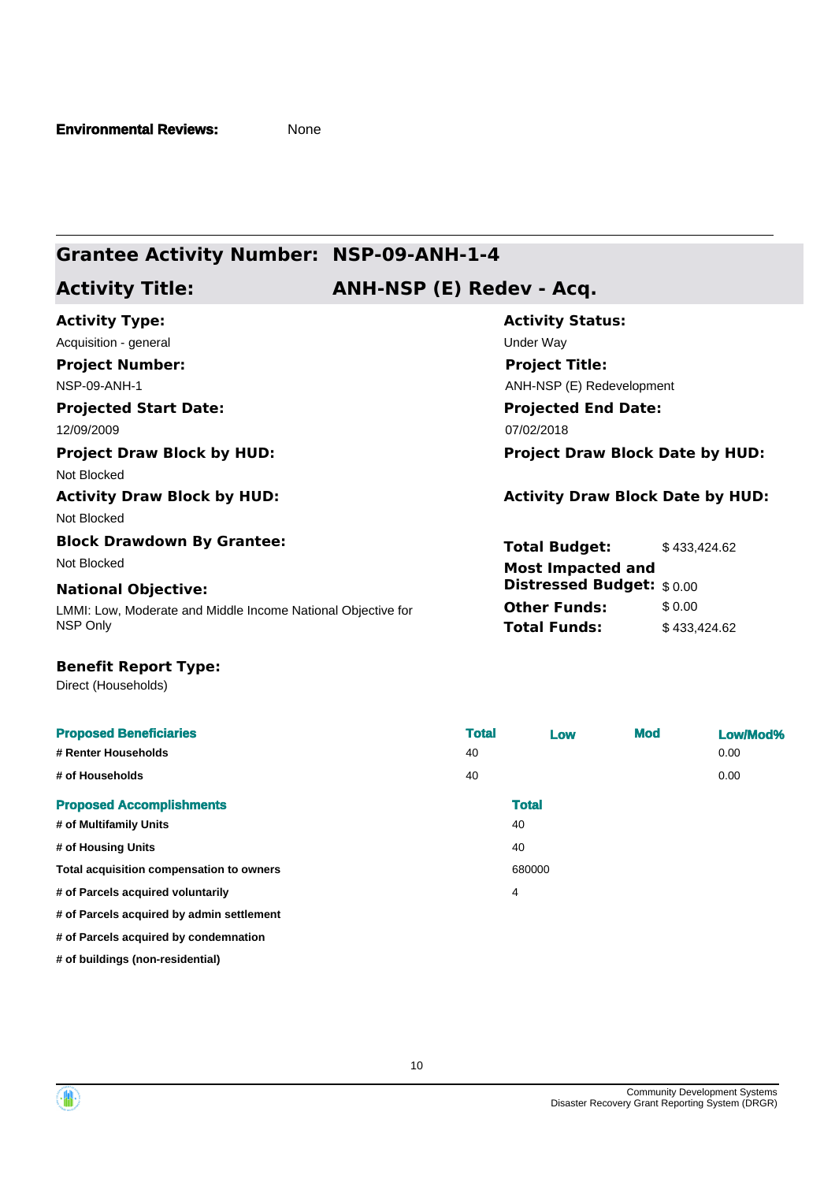**Environmental Reviews:** None

## Grantee Activity Number: NSP-09-ANH-1-4

## Activity Title: ANH-NSP (E) Redev - Acq.

**Activity Type:**
Acquisition - general

**Activity Status:**
Under Way

**Project Number:**
NSP-09-ANH-1

**Project Title:**
ANH-NSP (E) Redevelopment

**Projected Start Date:**
12/09/2009

**Projected End Date:**
07/02/2018

**Project Draw Block by HUD:**
Not Blocked

**Project Draw Block Date by HUD:**

**Activity Draw Block by HUD:**
Not Blocked

**Activity Draw Block Date by HUD:**

**Block Drawdown By Grantee:**
Not Blocked

**National Objective:**
LMMI: Low, Moderate and Middle Income National Objective for NSP Only

**Total Budget:** $ 433,424.62
**Most Impacted and Distressed Budget:** $ 0.00
**Other Funds:** $ 0.00
**Total Funds:** $ 433,424.62

**Benefit Report Type:**
Direct (Households)

| Proposed Beneficiaries | Total | Low | Mod | Low/Mod% |
|---|---|---|---|---|
| # Renter Households | 40 | | | 0.00 |
| # of Households | 40 | | | 0.00 |

| Proposed Accomplishments | Total |
|---|---|
| # of Multifamily Units | 40 |
| # of Housing Units | 40 |
| Total acquisition compensation to owners | 680000 |
| # of Parcels acquired voluntarily | 4 |
| # of Parcels acquired by admin settlement | |
| # of Parcels acquired by condemnation | |
| # of buildings (non-residential) | |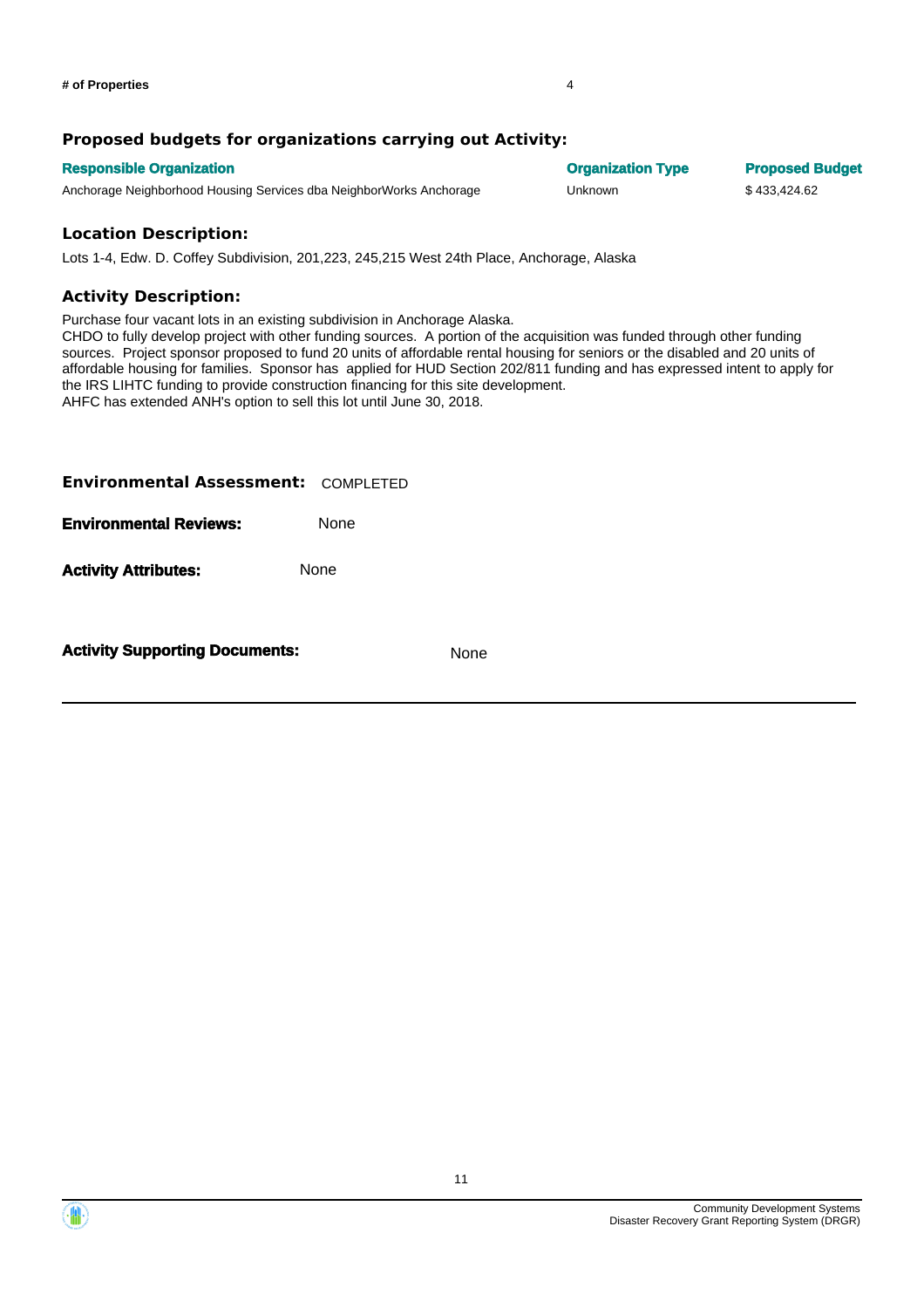**# of Properties** 4

### Proposed budgets for organizations carrying out Activity:

| Responsible Organization | Organization Type | Proposed Budget |
| --- | --- | --- |
| Anchorage Neighborhood Housing Services dba NeighborWorks Anchorage | Unknown | $ 433,424.62 |

### Location Description:

Lots 1-4, Edw. D. Coffey Subdivision, 201,223, 245,215 West 24th Place, Anchorage, Alaska

### Activity Description:

Purchase four vacant lots in an existing subdivision in Anchorage Alaska.
CHDO to fully develop project with other funding sources. A portion of the acquisition was funded through other funding sources. Project sponsor proposed to fund 20 units of affordable rental housing for seniors or the disabled and 20 units of affordable housing for families. Sponsor has applied for HUD Section 202/811 funding and has expressed intent to apply for the IRS LIHTC funding to provide construction financing for this site development.
AHFC has extended ANH's option to sell this lot until June 30, 2018.

**Environmental Assessment:** COMPLETED

**Environmental Reviews:** None

**Activity Attributes:** None

**Activity Supporting Documents:** None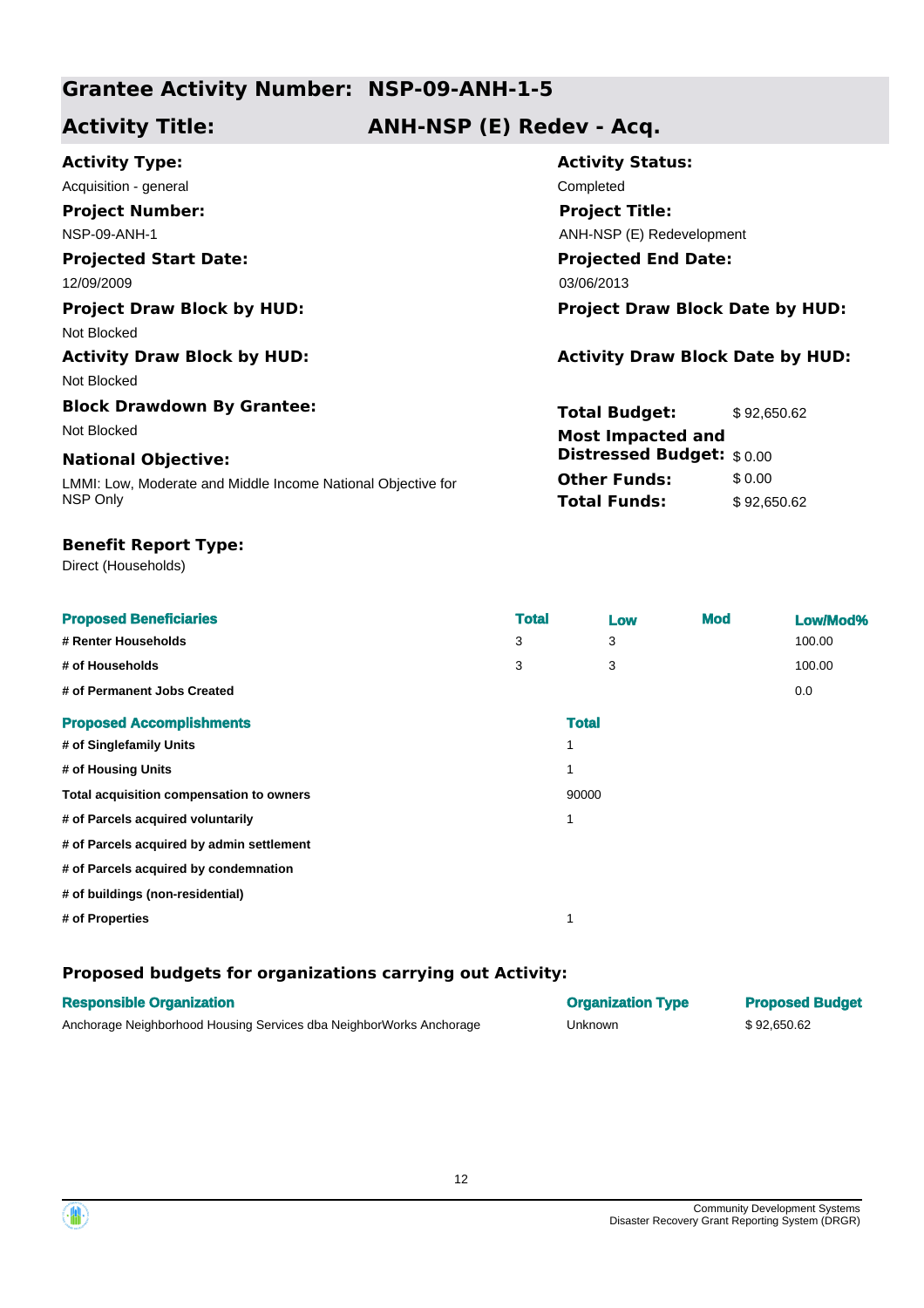## Grantee Activity Number: NSP-09-ANH-1-5

## Activity Title: ANH-NSP (E) Redev - Acq.

**Activity Type:**
Acquisition - general

**Activity Status:**
Completed

**Project Number:**
NSP-09-ANH-1

**Project Title:**
ANH-NSP (E) Redevelopment

**Projected Start Date:**
12/09/2009

**Projected End Date:**
03/06/2013

**Project Draw Block by HUD:**
Not Blocked

**Project Draw Block Date by HUD:**

**Activity Draw Block by HUD:**
Not Blocked

**Activity Draw Block Date by HUD:**

**Block Drawdown By Grantee:**
Not Blocked

**National Objective:**
LMMI: Low, Moderate and Middle Income National Objective for NSP Only

| | |
|---|---|
| **Total Budget:** | $ 92,650.62 |
| **Most Impacted and Distressed Budget:** | $ 0.00 |
| **Other Funds:** | $ 0.00 |
| **Total Funds:** | $ 92,650.62 |

**Benefit Report Type:**
Direct (Households)

| Proposed Beneficiaries | Total | Low | Mod | Low/Mod% |
|---|---|---|---|---|
| # Renter Households | 3 | 3 | | 100.00 |
| # of Households | 3 | 3 | | 100.00 |
| # of Permanent Jobs Created | | | | 0.0 |

| Proposed Accomplishments | Total |
|---|---|
| # of Singlefamily Units | 1 |
| # of Housing Units | 1 |
| Total acquisition compensation to owners | 90000 |
| # of Parcels acquired voluntarily | 1 |
| # of Parcels acquired by admin settlement | |
| # of Parcels acquired by condemnation | |
| # of buildings (non-residential) | |
| # of Properties | 1 |

### Proposed budgets for organizations carrying out Activity:

| Responsible Organization | Organization Type | Proposed Budget |
|---|---|---|
| Anchorage Neighborhood Housing Services dba NeighborWorks Anchorage | Unknown | $ 92,650.62 |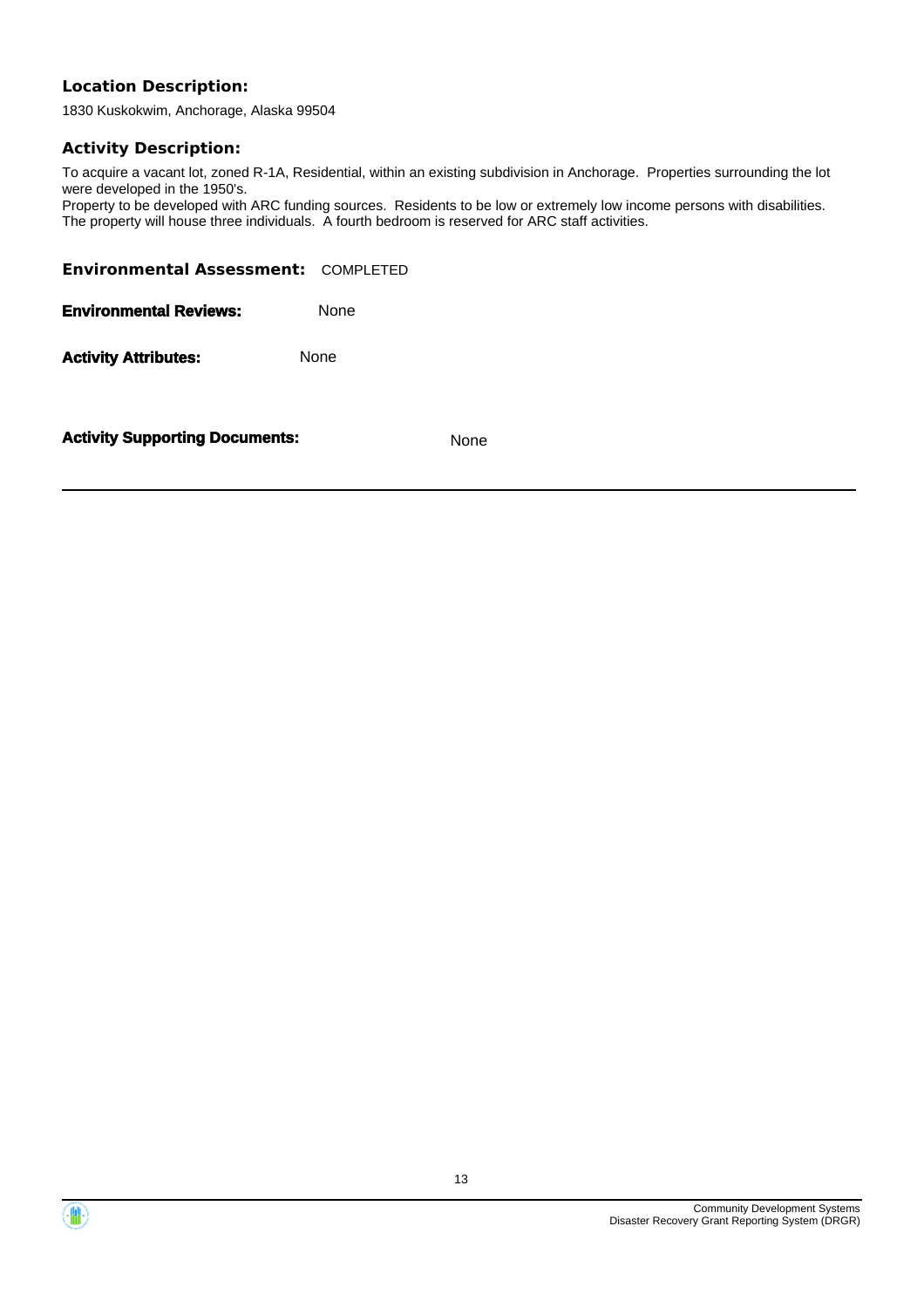**Location Description:**

1830 Kuskokwim, Anchorage, Alaska 99504

**Activity Description:**

To acquire a vacant lot, zoned R-1A, Residential, within an existing subdivision in Anchorage. Properties surrounding the lot were developed in the 1950's.
Property to be developed with ARC funding sources. Residents to be low or extremely low income persons with disabilities. The property will house three individuals. A fourth bedroom is reserved for ARC staff activities.

**Environmental Assessment:** COMPLETED

**Environmental Reviews:** None

**Activity Attributes:** None

**Activity Supporting Documents:** None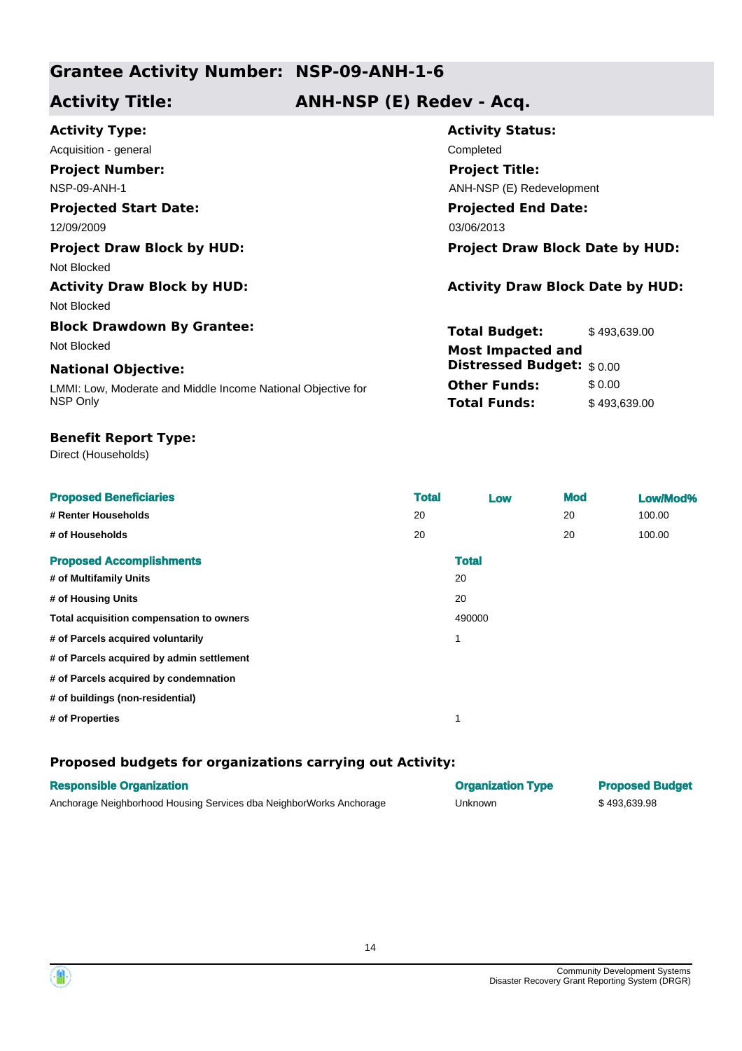## Grantee Activity Number: NSP-09-ANH-1-6

## Activity Title: ANH-NSP (E) Redev - Acq.

**Activity Type:**
Acquisition - general

**Activity Status:**
Completed

**Project Number:**
NSP-09-ANH-1

**Project Title:**
ANH-NSP (E) Redevelopment

**Projected Start Date:**
12/09/2009

**Projected End Date:**
03/06/2013

**Project Draw Block by HUD:**
Not Blocked

**Project Draw Block Date by HUD:**

**Activity Draw Block by HUD:**
Not Blocked

**Activity Draw Block Date by HUD:**

**Block Drawdown By Grantee:**
Not Blocked

**Total Budget:** $ 493,639.00

**Most Impacted and Distressed Budget:** $ 0.00

**Other Funds:** $ 0.00

**Total Funds:** $ 493,639.00

**National Objective:**
LMMI: Low, Moderate and Middle Income National Objective for NSP Only

**Benefit Report Type:**
Direct (Households)

| Proposed Beneficiaries | Total | Low | Mod | Low/Mod% |
|---|---|---|---|---|
| # Renter Households | 20 | | 20 | 100.00 |
| # of Households | 20 | | 20 | 100.00 |

| Proposed Accomplishments | Total |
|---|---|
| # of Multifamily Units | 20 |
| # of Housing Units | 20 |
| Total acquisition compensation to owners | 490000 |
| # of Parcels acquired voluntarily | 1 |
| # of Parcels acquired by admin settlement | |
| # of Parcels acquired by condemnation | |
| # of buildings (non-residential) | |
| # of Properties | 1 |

### Proposed budgets for organizations carrying out Activity:

| Responsible Organization | Organization Type | Proposed Budget |
|---|---|---|
| Anchorage Neighborhood Housing Services dba NeighborWorks Anchorage | Unknown | $ 493,639.98 |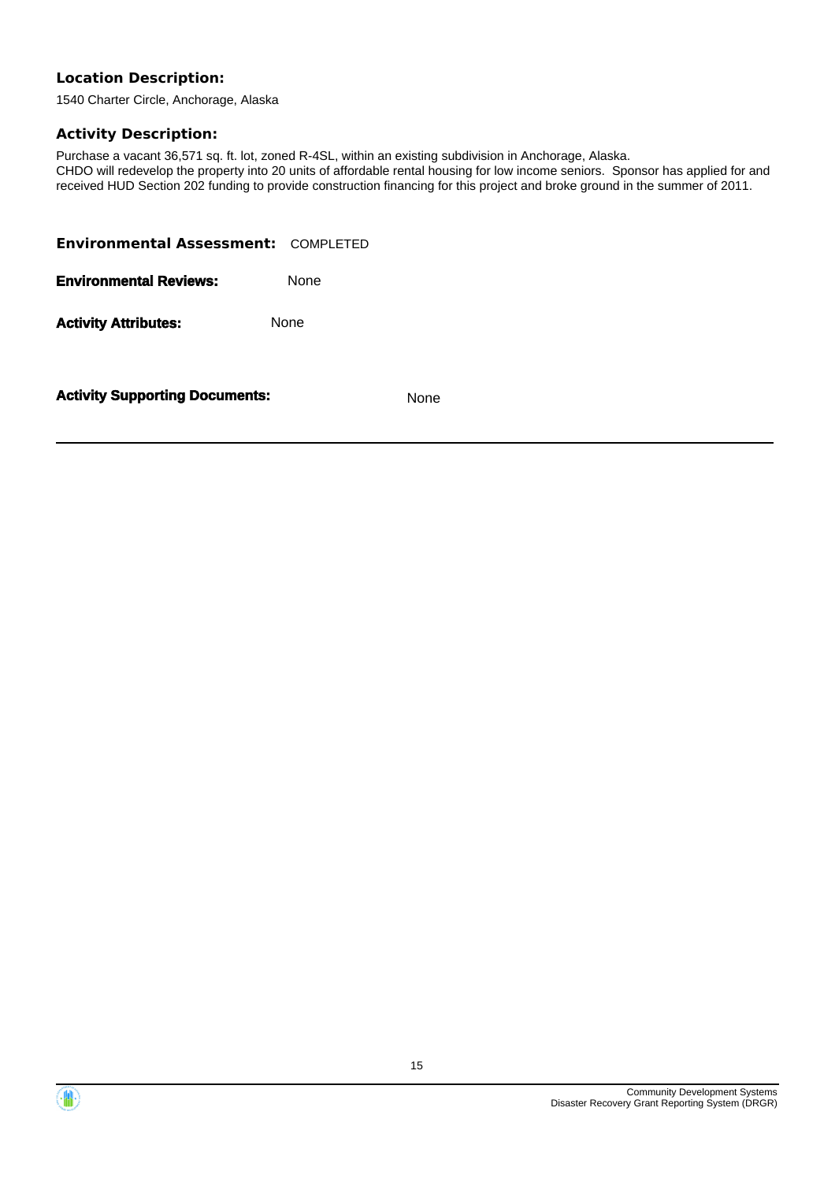**Location Description:**

1540 Charter Circle, Anchorage, Alaska

**Activity Description:**

Purchase a vacant 36,571 sq. ft. lot, zoned R-4SL, within an existing subdivision in Anchorage, Alaska.
CHDO will redevelop the property into 20 units of affordable rental housing for low income seniors. Sponsor has applied for and received HUD Section 202 funding to provide construction financing for this project and broke ground in the summer of 2011.

**Environmental Assessment:** COMPLETED

**Environmental Reviews:** None

**Activity Attributes:** None

**Activity Supporting Documents:** None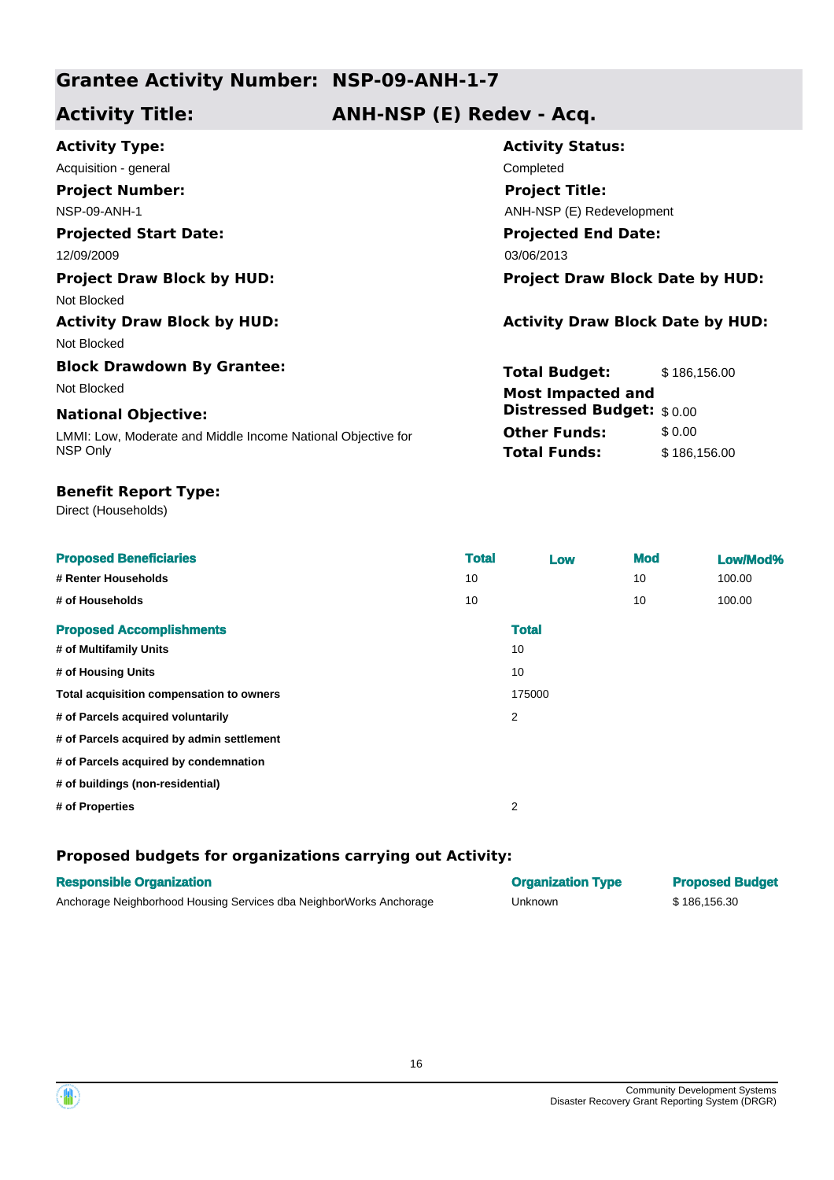## Grantee Activity Number: NSP-09-ANH-1-7

## Activity Title: ANH-NSP (E) Redev - Acq.

**Activity Type:**
Acquisition - general

**Activity Status:**
Completed

**Project Number:**
NSP-09-ANH-1

**Project Title:**
ANH-NSP (E) Redevelopment

**Projected Start Date:**
12/09/2009

**Projected End Date:**
03/06/2013

**Project Draw Block by HUD:**
Not Blocked

**Project Draw Block Date by HUD:**

**Activity Draw Block by HUD:**
Not Blocked

**Activity Draw Block Date by HUD:**

**Block Drawdown By Grantee:**
Not Blocked

**National Objective:**
LMMI: Low, Moderate and Middle Income National Objective for NSP Only

**Total Budget:** $ 186,156.00
**Most Impacted and Distressed Budget:** $ 0.00
**Other Funds:** $ 0.00
**Total Funds:** $ 186,156.00

**Benefit Report Type:**
Direct (Households)

| Proposed Beneficiaries | Total | Low | Mod | Low/Mod% |
|---|---|---|---|---|
| # Renter Households | 10 | | 10 | 100.00 |
| # of Households | 10 | | 10 | 100.00 |

| Proposed Accomplishments | Total |
|---|---|
| # of Multifamily Units | 10 |
| # of Housing Units | 10 |
| Total acquisition compensation to owners | 175000 |
| # of Parcels acquired voluntarily | 2 |
| # of Parcels acquired by admin settlement | |
| # of Parcels acquired by condemnation | |
| # of buildings (non-residential) | |
| # of Properties | 2 |

### Proposed budgets for organizations carrying out Activity:

| Responsible Organization | Organization Type | Proposed Budget |
|---|---|---|
| Anchorage Neighborhood Housing Services dba NeighborWorks Anchorage | Unknown | $ 186,156.30 |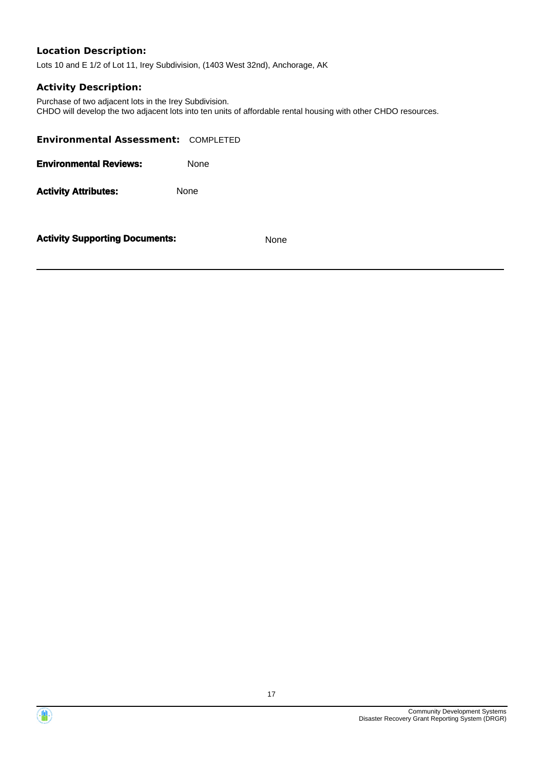**Location Description:**

Lots 10 and E 1/2 of Lot 11, Irey Subdivision, (1403 West 32nd), Anchorage, AK

**Activity Description:**

Purchase of two adjacent lots in the Irey Subdivision.
CHDO will develop the two adjacent lots into ten units of affordable rental housing with other CHDO resources.

**Environmental Assessment:** COMPLETED

**Environmental Reviews:** None

**Activity Attributes:** None

**Activity Supporting Documents:** None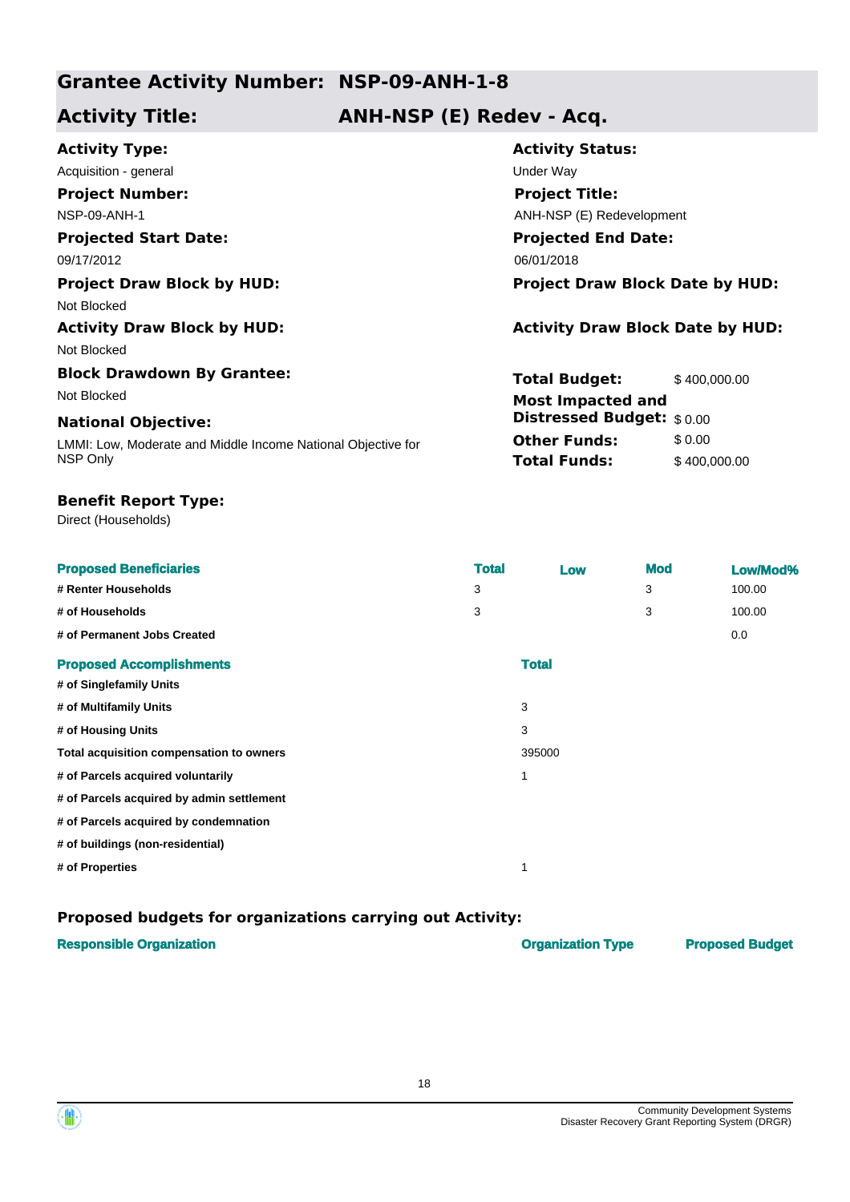## Grantee Activity Number: NSP-09-ANH-1-8

## Activity Title: ANH-NSP (E) Redev - Acq.

**Activity Type:**
Acquisition - general

**Activity Status:**
Under Way

**Project Number:**
NSP-09-ANH-1

**Project Title:**
ANH-NSP (E) Redevelopment

**Projected Start Date:**
09/17/2012

**Projected End Date:**
06/01/2018

**Project Draw Block by HUD:**
Not Blocked

**Project Draw Block Date by HUD:**

**Activity Draw Block by HUD:**
Not Blocked

**Activity Draw Block Date by HUD:**

**Block Drawdown By Grantee:**
Not Blocked

**Total Budget:** $ 400,000.00

**Most Impacted and Distressed Budget:** $ 0.00

**Other Funds:** $ 0.00

**Total Funds:** $ 400,000.00

**National Objective:**
LMMI: Low, Moderate and Middle Income National Objective for NSP Only

**Benefit Report Type:**
Direct (Households)

| Proposed Beneficiaries | Total | Low | Mod | Low/Mod% |
|---|---|---|---|---|
| # Renter Households | 3 | | 3 | 100.00 |
| # of Households | 3 | | 3 | 100.00 |
| # of Permanent Jobs Created | | | | 0.0 |

| Proposed Accomplishments | Total |
|---|---|
| # of Singlefamily Units | |
| # of Multifamily Units | 3 |
| # of Housing Units | 3 |
| Total acquisition compensation to owners | 395000 |
| # of Parcels acquired voluntarily | 1 |
| # of Parcels acquired by admin settlement | |
| # of Parcels acquired by condemnation | |
| # of buildings (non-residential) | |
| # of Properties | 1 |

### Proposed budgets for organizations carrying out Activity:

| Responsible Organization | Organization Type | Proposed Budget |
|---|---|---|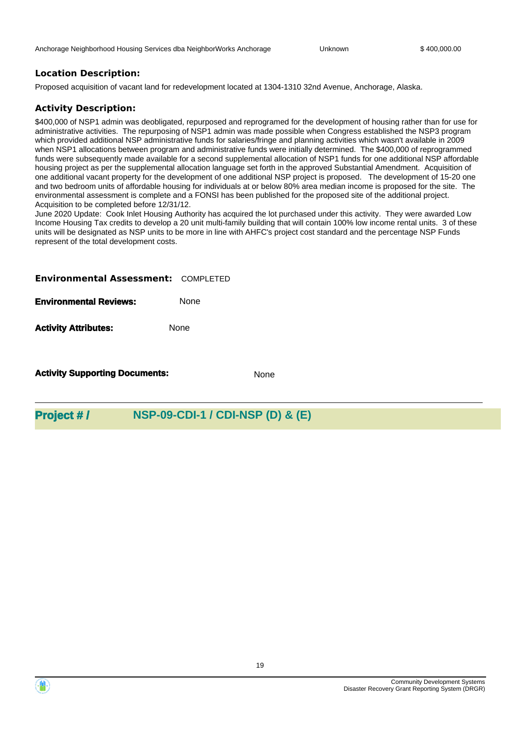| Anchorage Neighborhood Housing Services dba NeighborWorks Anchorage | Unknown | $ 400,000.00 |
|---|---|---|

### Location Description:

Proposed acquisition of vacant land for redevelopment located at 1304-1310 32nd Avenue, Anchorage, Alaska.

### Activity Description:

$400,000 of NSP1 admin was deobligated, repurposed and reprogramed for the development of housing rather than for use for administrative activities. The repurposing of NSP1 admin was made possible when Congress established the NSP3 program which provided additional NSP administrative funds for salaries/fringe and planning activities which wasn't available in 2009 when NSP1 allocations between program and administrative funds were initially determined. The $400,000 of reprogrammed funds were subsequently made available for a second supplemental allocation of NSP1 funds for one additional NSP affordable housing project as per the supplemental allocation language set forth in the approved Substantial Amendment. Acquisition of one additional vacant property for the development of one additional NSP project is proposed. The development of 15-20 one and two bedroom units of affordable housing for individuals at or below 80% area median income is proposed for the site. The environmental assessment is complete and a FONSI has been published for the proposed site of the additional project. Acquisition to be completed before 12/31/12.

June 2020 Update: Cook Inlet Housing Authority has acquired the lot purchased under this activity. They were awarded Low Income Housing Tax credits to develop a 20 unit multi-family building that will contain 100% low income rental units. 3 of these units will be designated as NSP units to be more in line with AHFC's project cost standard and the percentage NSP Funds represent of the total development costs.

**Environmental Assessment:** COMPLETED

**Environmental Reviews:** None

**Activity Attributes:** None

**Activity Supporting Documents:** None

## Project # / NSP-09-CDI-1 / CDI-NSP (D) & (E)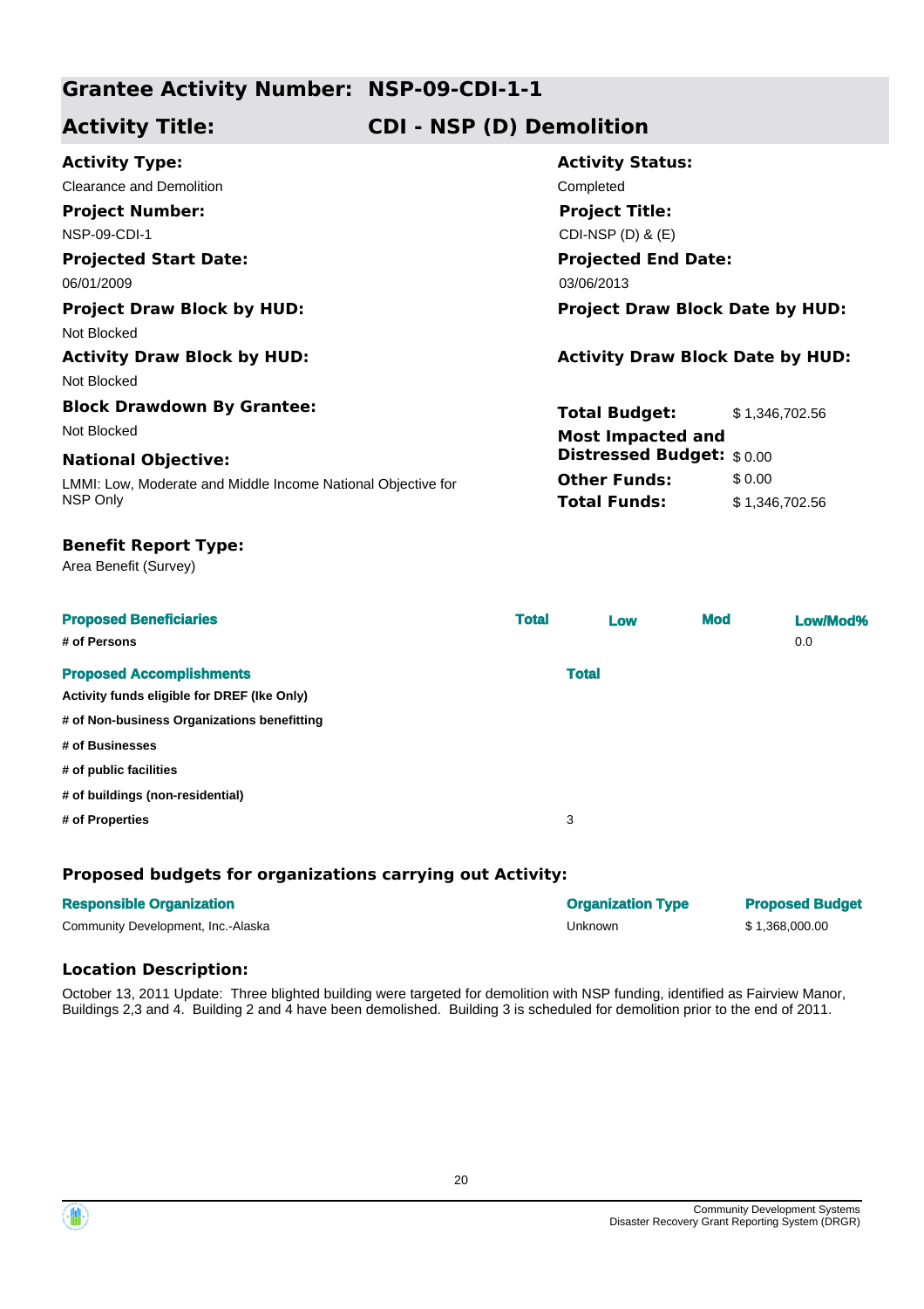## Grantee Activity Number: NSP-09-CDI-1-1

## Activity Title: CDI - NSP (D) Demolition

**Activity Type:**
Clearance and Demolition

**Activity Status:**
Completed

**Project Number:**
NSP-09-CDI-1

**Project Title:**
CDI-NSP (D) & (E)

**Projected Start Date:**
06/01/2009

**Projected End Date:**
03/06/2013

**Project Draw Block by HUD:**
Not Blocked

**Project Draw Block Date by HUD:**

**Activity Draw Block by HUD:**
Not Blocked

**Activity Draw Block Date by HUD:**

**Block Drawdown By Grantee:**
Not Blocked

**National Objective:**
LMMI: Low, Moderate and Middle Income National Objective for NSP Only

| | |
|---|---|
| **Total Budget:** | $ 1,346,702.56 |
| **Most Impacted and Distressed Budget:** | $ 0.00 |
| **Other Funds:** | $ 0.00 |
| **Total Funds:** | $ 1,346,702.56 |

**Benefit Report Type:**
Area Benefit (Survey)

| Proposed Beneficiaries | Total | Low | Mod | Low/Mod% |
|---|---|---|---|---|
| # of Persons | | | | 0.0 |

| Proposed Accomplishments | Total |
|---|---|
| Activity funds eligible for DREF (Ike Only) | |
| # of Non-business Organizations benefitting | |
| # of Businesses | |
| # of public facilities | |
| # of buildings (non-residential) | |
| # of Properties | 3 |

### Proposed budgets for organizations carrying out Activity:

| Responsible Organization | Organization Type | Proposed Budget |
|---|---|---|
| Community Development, Inc.-Alaska | Unknown | $ 1,368,000.00 |

### Location Description:

October 13, 2011 Update: Three blighted building were targeted for demolition with NSP funding, identified as Fairview Manor, Buildings 2,3 and 4. Building 2 and 4 have been demolished. Building 3 is scheduled for demolition prior to the end of 2011.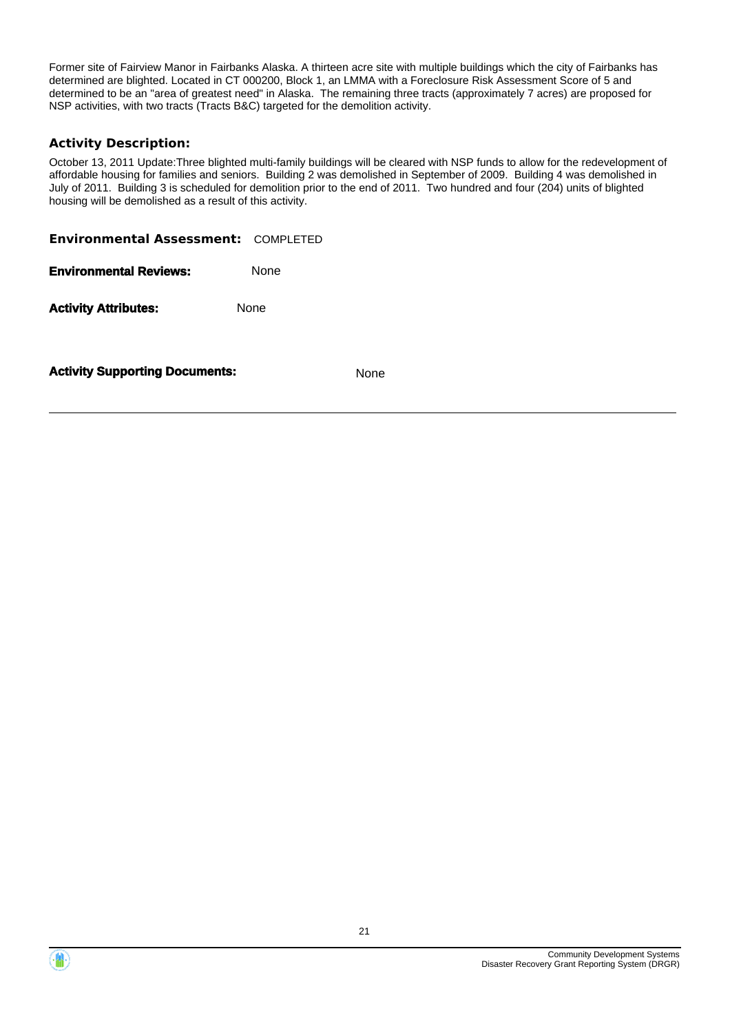Former site of Fairview Manor in Fairbanks Alaska. A thirteen acre site with multiple buildings which the city of Fairbanks has determined are blighted. Located in CT 000200, Block 1, an LMMA with a Foreclosure Risk Assessment Score of 5 and determined to be an "area of greatest need" in Alaska. The remaining three tracts (approximately 7 acres) are proposed for NSP activities, with two tracts (Tracts B&C) targeted for the demolition activity.

### Activity Description:

October 13, 2011 Update:Three blighted multi-family buildings will be cleared with NSP funds to allow for the redevelopment of affordable housing for families and seniors. Building 2 was demolished in September of 2009. Building 4 was demolished in July of 2011. Building 3 is scheduled for demolition prior to the end of 2011. Two hundred and four (204) units of blighted housing will be demolished as a result of this activity.

**Environmental Assessment:** COMPLETED

**Environmental Reviews:** None

**Activity Attributes:** None

**Activity Supporting Documents:** None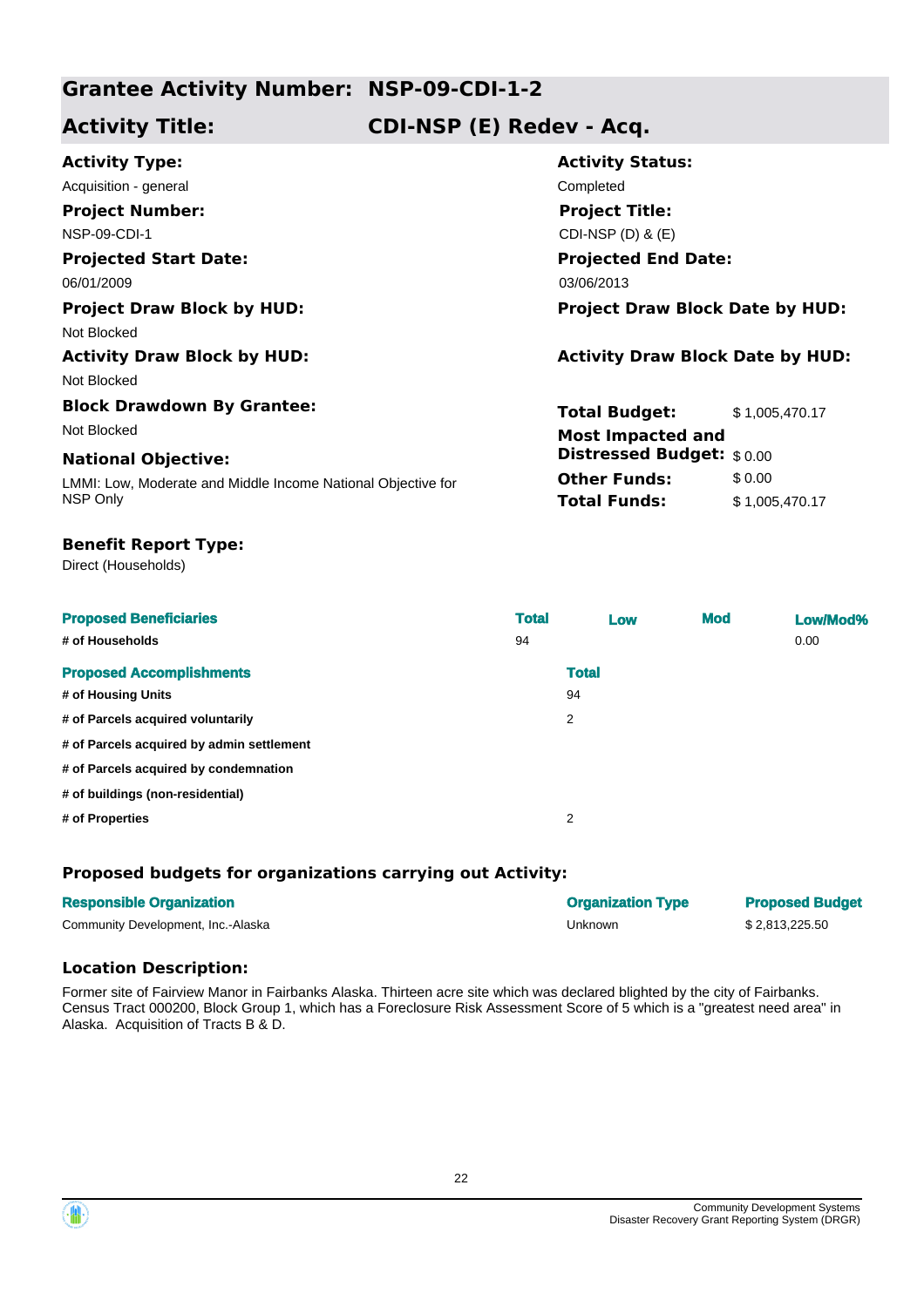## Grantee Activity Number: NSP-09-CDI-1-2
## Activity Title: CDI-NSP (E) Redev - Acq.

**Activity Type:**
Acquisition - general

**Activity Status:**
Completed

**Project Number:**
NSP-09-CDI-1

**Project Title:**
CDI-NSP (D) & (E)

**Projected Start Date:**
06/01/2009

**Projected End Date:**
03/06/2013

**Project Draw Block by HUD:**
Not Blocked

**Project Draw Block Date by HUD:**

**Activity Draw Block by HUD:**
Not Blocked

**Activity Draw Block Date by HUD:**

**Block Drawdown By Grantee:**
Not Blocked

**National Objective:**
LMMI: Low, Moderate and Middle Income National Objective for NSP Only

| | |
|---|---|
| **Total Budget:** | $ 1,005,470.17 |
| **Most Impacted and Distressed Budget:** | $ 0.00 |
| **Other Funds:** | $ 0.00 |
| **Total Funds:** | $ 1,005,470.17 |

**Benefit Report Type:**
Direct (Households)

| Proposed Beneficiaries | Total | Low | Mod | Low/Mod% |
|---|---|---|---|---|
| # of Households | 94 | | | 0.00 |

| Proposed Accomplishments | Total |
|---|---|
| # of Housing Units | 94 |
| # of Parcels acquired voluntarily | 2 |
| # of Parcels acquired by admin settlement | |
| # of Parcels acquired by condemnation | |
| # of buildings (non-residential) | |
| # of Properties | 2 |

### Proposed budgets for organizations carrying out Activity:

| Responsible Organization | Organization Type | Proposed Budget |
|---|---|---|
| Community Development, Inc.-Alaska | Unknown | $ 2,813,225.50 |

### Location Description:

Former site of Fairview Manor in Fairbanks Alaska. Thirteen acre site which was declared blighted by the city of Fairbanks. Census Tract 000200, Block Group 1, which has a Foreclosure Risk Assessment Score of 5 which is a "greatest need area" in Alaska. Acquisition of Tracts B & D.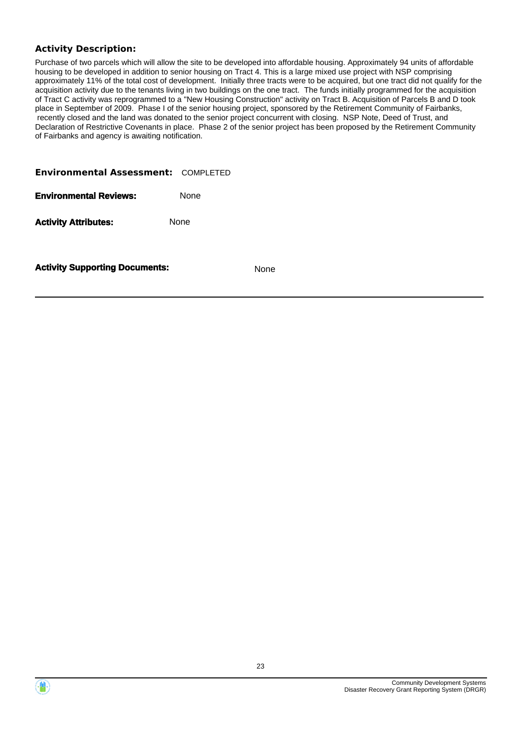**Activity Description:**

Purchase of two parcels which will allow the site to be developed into affordable housing. Approximately 94 units of affordable housing to be developed in addition to senior housing on Tract 4. This is a large mixed use project with NSP comprising approximately 11% of the total cost of development. Initially three tracts were to be acquired, but one tract did not qualify for the acquisition activity due to the tenants living in two buildings on the one tract. The funds initially programmed for the acquisition of Tract C activity was reprogrammed to a "New Housing Construction" activity on Tract B. Acquisition of Parcels B and D took place in September of 2009. Phase I of the senior housing project, sponsored by the Retirement Community of Fairbanks, recently closed and the land was donated to the senior project concurrent with closing. NSP Note, Deed of Trust, and Declaration of Restrictive Covenants in place. Phase 2 of the senior project has been proposed by the Retirement Community of Fairbanks and agency is awaiting notification.

**Environmental Assessment:** COMPLETED

**Environmental Reviews:** None

**Activity Attributes:** None

**Activity Supporting Documents:** None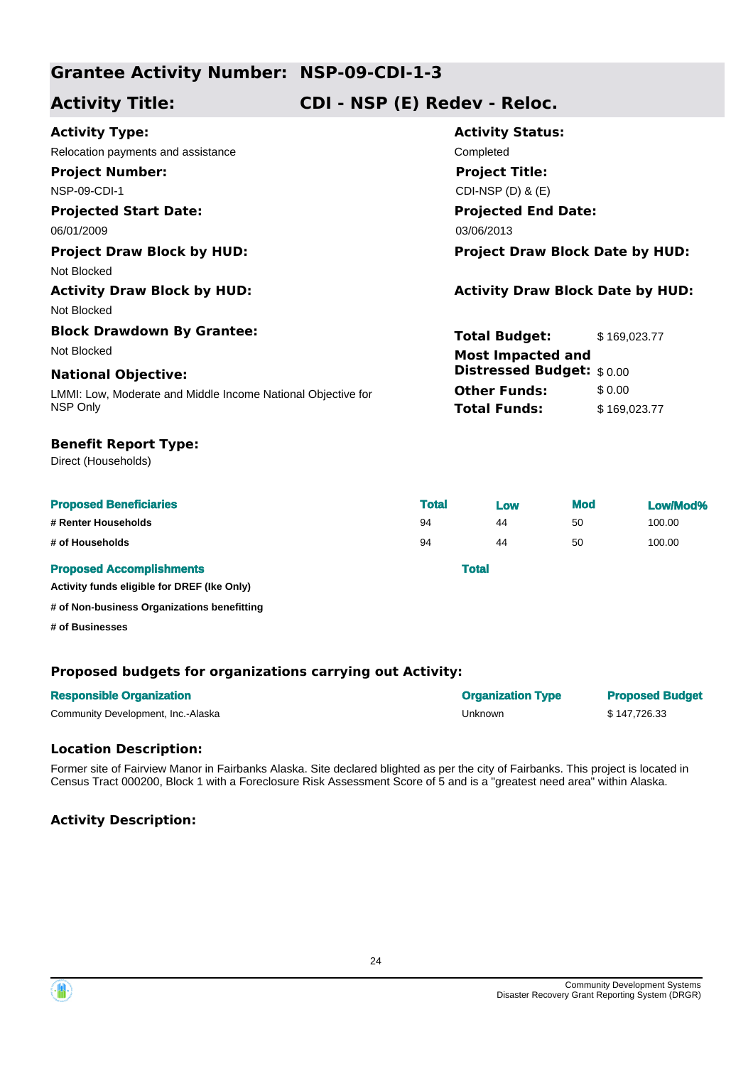## Grantee Activity Number: NSP-09-CDI-1-3

## Activity Title: CDI - NSP (E) Redev - Reloc.

**Activity Type:**
Relocation payments and assistance

**Activity Status:**
Completed

**Project Number:**
NSP-09-CDI-1

**Project Title:**
CDI-NSP (D) & (E)

**Projected Start Date:**
06/01/2009

**Projected End Date:**
03/06/2013

**Project Draw Block by HUD:**
Not Blocked

**Project Draw Block Date by HUD:**

**Activity Draw Block by HUD:**
Not Blocked

**Activity Draw Block Date by HUD:**

**Block Drawdown By Grantee:**
Not Blocked

**National Objective:**
LMMI: Low, Moderate and Middle Income National Objective for NSP Only

**Total Budget:** $ 169,023.77
**Most Impacted and Distressed Budget:** $ 0.00
**Other Funds:** $ 0.00
**Total Funds:** $ 169,023.77

**Benefit Report Type:**
Direct (Households)

| Proposed Beneficiaries | Total | Low | Mod | Low/Mod% |
|---|---|---|---|---|
| # Renter Households | 94 | 44 | 50 | 100.00 |
| # of Households | 94 | 44 | 50 | 100.00 |

| Proposed Accomplishments | Total |
|---|---|
| Activity funds eligible for DREF (Ike Only) | |
| # of Non-business Organizations benefitting | |
| # of Businesses | |

### Proposed budgets for organizations carrying out Activity:

| Responsible Organization | Organization Type | Proposed Budget |
|---|---|---|
| Community Development, Inc.-Alaska | Unknown | $ 147,726.33 |

### Location Description:

Former site of Fairview Manor in Fairbanks Alaska. Site declared blighted as per the city of Fairbanks. This project is located in Census Tract 000200, Block 1 with a Foreclosure Risk Assessment Score of 5 and is a "greatest need area" within Alaska.

### Activity Description: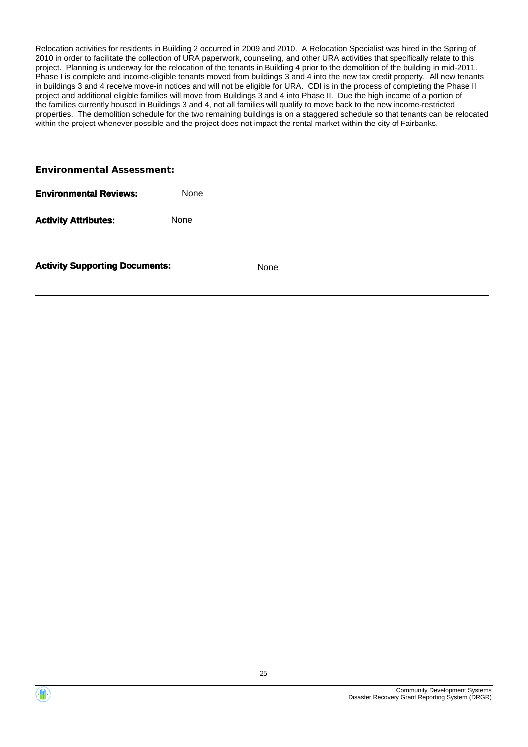Relocation activities for residents in Building 2 occurred in 2009 and 2010. A Relocation Specialist was hired in the Spring of 2010 in order to facilitate the collection of URA paperwork, counseling, and other URA activities that specifically relate to this project. Planning is underway for the relocation of the tenants in Building 4 prior to the demolition of the building in mid-2011. Phase I is complete and income-eligible tenants moved from buildings 3 and 4 into the new tax credit property. All new tenants in buildings 3 and 4 receive move-in notices and will not be eligible for URA. CDI is in the process of completing the Phase II project and additional eligible families will move from Buildings 3 and 4 into Phase II. Due the high income of a portion of the families currently housed in Buildings 3 and 4, not all families will qualify to move back to the new income-restricted properties. The demolition schedule for the two remaining buildings is on a staggered schedule so that tenants can be relocated within the project whenever possible and the project does not impact the rental market within the city of Fairbanks.

**Environmental Assessment:**

**Environmental Reviews:** None

**Activity Attributes:** None

**Activity Supporting Documents:** None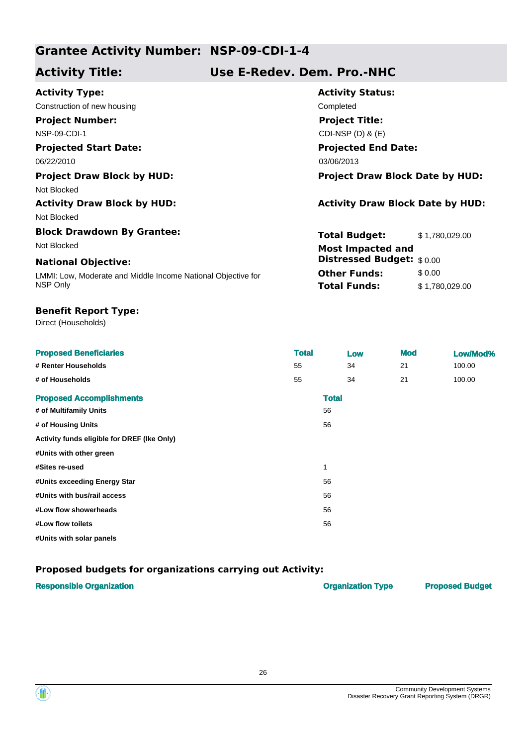## Grantee Activity Number: NSP-09-CDI-1-4

## Activity Title: Use E-Redev. Dem. Pro.-NHC

**Activity Type:**
Construction of new housing

**Activity Status:**
Completed

**Project Number:**
NSP-09-CDI-1

**Project Title:**
CDI-NSP (D) & (E)

**Projected Start Date:**
06/22/2010

**Projected End Date:**
03/06/2013

**Project Draw Block by HUD:**
Not Blocked

**Project Draw Block Date by HUD:**

**Activity Draw Block by HUD:**
Not Blocked

**Activity Draw Block Date by HUD:**

**Block Drawdown By Grantee:**
Not Blocked

**Total Budget:** $ 1,780,029.00

**Most Impacted and Distressed Budget:** $ 0.00

**Other Funds:** $ 0.00

**Total Funds:** $ 1,780,029.00

**National Objective:**
LMMI: Low, Moderate and Middle Income National Objective for NSP Only

**Benefit Report Type:**
Direct (Households)

| Proposed Beneficiaries | Total | Low | Mod | Low/Mod% |
|---|---|---|---|---|
| # Renter Households | 55 | 34 | 21 | 100.00 |
| # of Households | 55 | 34 | 21 | 100.00 |

| Proposed Accomplishments | Total |
|---|---|
| # of Multifamily Units | 56 |
| # of Housing Units | 56 |
| Activity funds eligible for DREF (Ike Only) | |
| #Units with other green | |
| #Sites re-used | 1 |
| #Units exceeding Energy Star | 56 |
| #Units with bus/rail access | 56 |
| #Low flow showerheads | 56 |
| #Low flow toilets | 56 |
| #Units with solar panels | |

### Proposed budgets for organizations carrying out Activity:

| Responsible Organization | Organization Type | Proposed Budget |
|---|---|---|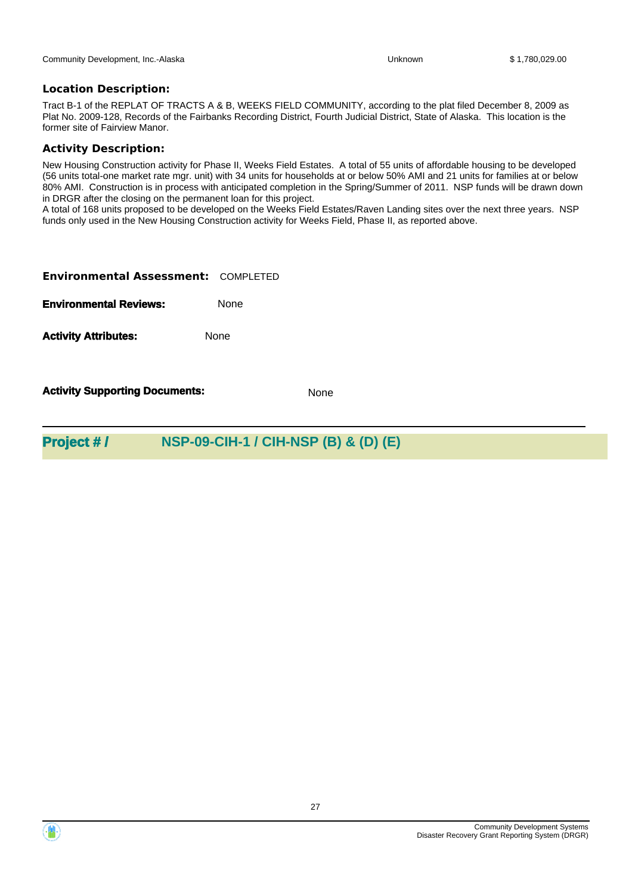| Community Development, Inc.-Alaska | Unknown | $ 1,780,029.00 |
|---|---|---|

### Location Description:

Tract B-1 of the REPLAT OF TRACTS A & B, WEEKS FIELD COMMUNITY, according to the plat filed December 8, 2009 as Plat No. 2009-128, Records of the Fairbanks Recording District, Fourth Judicial District, State of Alaska. This location is the former site of Fairview Manor.

### Activity Description:

New Housing Construction activity for Phase II, Weeks Field Estates. A total of 55 units of affordable housing to be developed (56 units total-one market rate mgr. unit) with 34 units for households at or below 50% AMI and 21 units for families at or below 80% AMI. Construction is in process with anticipated completion in the Spring/Summer of 2011. NSP funds will be drawn down in DRGR after the closing on the permanent loan for this project.
A total of 168 units proposed to be developed on the Weeks Field Estates/Raven Landing sites over the next three years. NSP funds only used in the New Housing Construction activity for Weeks Field, Phase II, as reported above.

**Environmental Assessment:** COMPLETED

**Environmental Reviews:** None

**Activity Attributes:** None

**Activity Supporting Documents:** None

## Project # / NSP-09-CIH-1 / CIH-NSP (B) & (D) (E)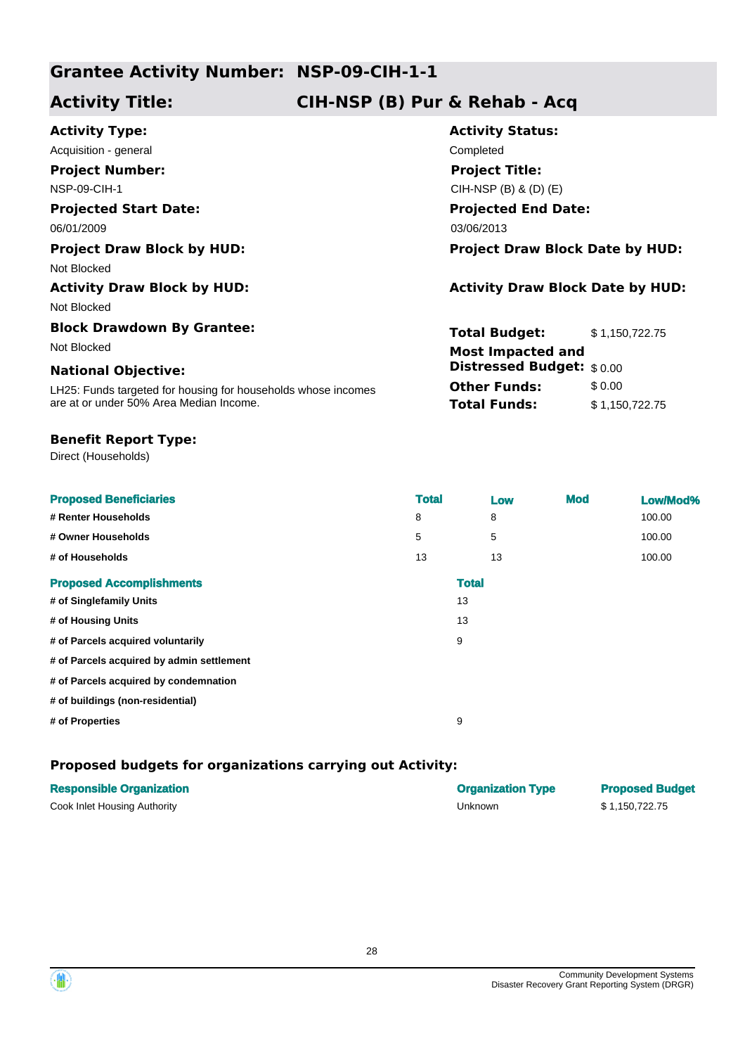## Grantee Activity Number: NSP-09-CIH-1-1

## Activity Title: CIH-NSP (B) Pur & Rehab - Acq

**Activity Type:**
Acquisition - general

**Activity Status:**
Completed

**Project Number:**
NSP-09-CIH-1

**Project Title:**
CIH-NSP (B) & (D) (E)

**Projected Start Date:**
06/01/2009

**Projected End Date:**
03/06/2013

**Project Draw Block by HUD:**
Not Blocked

**Project Draw Block Date by HUD:**

**Activity Draw Block by HUD:**
Not Blocked

**Activity Draw Block Date by HUD:**

**Block Drawdown By Grantee:**
Not Blocked

**Total Budget:** $ 1,150,722.75

**Most Impacted and Distressed Budget:** $ 0.00

**Other Funds:** $ 0.00

**Total Funds:** $ 1,150,722.75

**National Objective:**
LH25: Funds targeted for housing for households whose incomes are at or under 50% Area Median Income.

**Benefit Report Type:**
Direct (Households)

| Proposed Beneficiaries | Total | Low | Mod | Low/Mod% |
|---|---|---|---|---|
| # Renter Households | 8 | 8 | | 100.00 |
| # Owner Households | 5 | 5 | | 100.00 |
| # of Households | 13 | 13 | | 100.00 |

| Proposed Accomplishments | Total |
|---|---|
| # of Singlefamily Units | 13 |
| # of Housing Units | 13 |
| # of Parcels acquired voluntarily | 9 |
| # of Parcels acquired by admin settlement | |
| # of Parcels acquired by condemnation | |
| # of buildings (non-residential) | |
| # of Properties | 9 |

### Proposed budgets for organizations carrying out Activity:

| Responsible Organization | Organization Type | Proposed Budget |
|---|---|---|
| Cook Inlet Housing Authority | Unknown | $ 1,150,722.75 |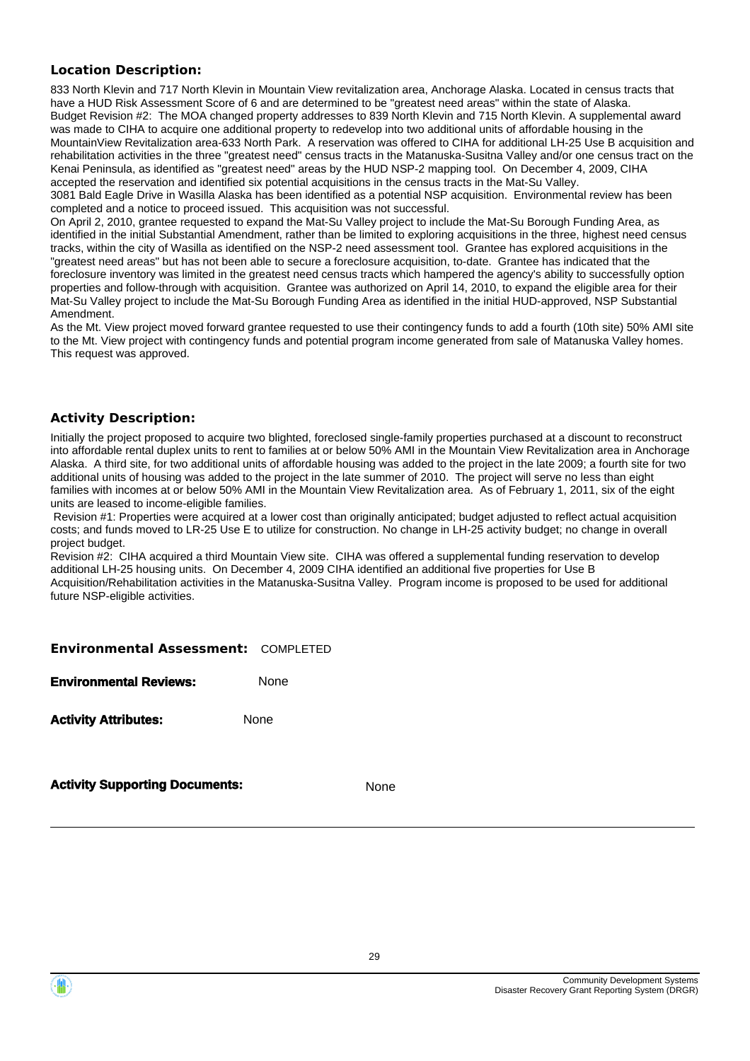**Location Description:**

833 North Klevin and 717 North Klevin in Mountain View revitalization area, Anchorage Alaska. Located in census tracts that have a HUD Risk Assessment Score of 6 and are determined to be "greatest need areas" within the state of Alaska.
Budget Revision #2: The MOA changed property addresses to 839 North Klevin and 715 North Klevin. A supplemental award was made to CIHA to acquire one additional property to redevelop into two additional units of affordable housing in the MountainView Revitalization area-633 North Park. A reservation was offered to CIHA for additional LH-25 Use B acquisition and rehabilitation activities in the three "greatest need" census tracts in the Matanuska-Susitna Valley and/or one census tract on the Kenai Peninsula, as identified as "greatest need" areas by the HUD NSP-2 mapping tool. On December 4, 2009, CIHA accepted the reservation and identified six potential acquisitions in the census tracts in the Mat-Su Valley.
3081 Bald Eagle Drive in Wasilla Alaska has been identified as a potential NSP acquisition. Environmental review has been completed and a notice to proceed issued. This acquisition was not successful.
On April 2, 2010, grantee requested to expand the Mat-Su Valley project to include the Mat-Su Borough Funding Area, as identified in the initial Substantial Amendment, rather than be limited to exploring acquisitions in the three, highest need census tracks, within the city of Wasilla as identified on the NSP-2 need assessment tool. Grantee has explored acquisitions in the "greatest need areas" but has not been able to secure a foreclosure acquisition, to-date. Grantee has indicated that the foreclosure inventory was limited in the greatest need census tracts which hampered the agency's ability to successfully option properties and follow-through with acquisition. Grantee was authorized on April 14, 2010, to expand the eligible area for their Mat-Su Valley project to include the Mat-Su Borough Funding Area as identified in the initial HUD-approved, NSP Substantial Amendment.
As the Mt. View project moved forward grantee requested to use their contingency funds to add a fourth (10th site) 50% AMI site to the Mt. View project with contingency funds and potential program income generated from sale of Matanuska Valley homes. This request was approved.

**Activity Description:**

Initially the project proposed to acquire two blighted, foreclosed single-family properties purchased at a discount to reconstruct into affordable rental duplex units to rent to families at or below 50% AMI in the Mountain View Revitalization area in Anchorage Alaska. A third site, for two additional units of affordable housing was added to the project in the late 2009; a fourth site for two additional units of housing was added to the project in the late summer of 2010. The project will serve no less than eight families with incomes at or below 50% AMI in the Mountain View Revitalization area. As of February 1, 2011, six of the eight units are leased to income-eligible families.
Revision #1: Properties were acquired at a lower cost than originally anticipated; budget adjusted to reflect actual acquisition costs; and funds moved to LR-25 Use E to utilize for construction. No change in LH-25 activity budget; no change in overall project budget.
Revision #2: CIHA acquired a third Mountain View site. CIHA was offered a supplemental funding reservation to develop additional LH-25 housing units. On December 4, 2009 CIHA identified an additional five properties for Use B Acquisition/Rehabilitation activities in the Matanuska-Susitna Valley. Program income is proposed to be used for additional future NSP-eligible activities.

**Environmental Assessment:** COMPLETED

**Environmental Reviews:** None

**Activity Attributes:** None

**Activity Supporting Documents:** None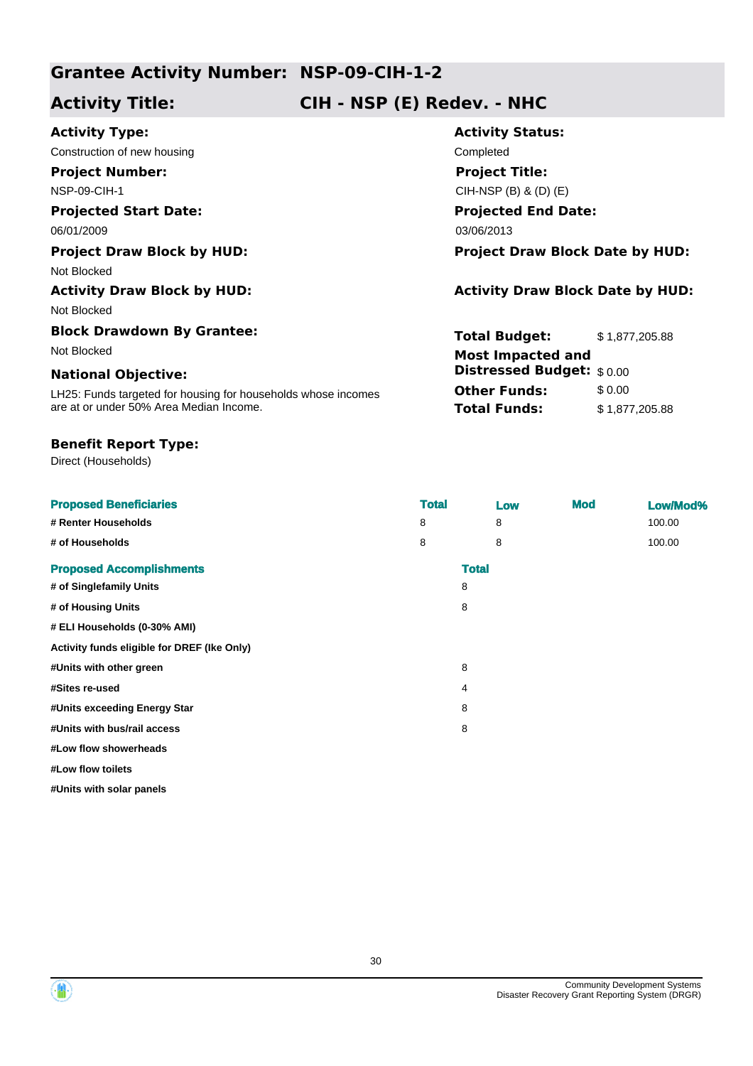## Grantee Activity Number: NSP-09-CIH-1-2

## Activity Title: CIH - NSP (E) Redev. - NHC

**Activity Type:**
Construction of new housing

**Activity Status:**
Completed

**Project Number:**
NSP-09-CIH-1

**Project Title:**
CIH-NSP (B) & (D) (E)

**Projected Start Date:**
06/01/2009

**Projected End Date:**
03/06/2013

**Project Draw Block by HUD:**
Not Blocked

**Project Draw Block Date by HUD:**

**Activity Draw Block by HUD:**
Not Blocked

**Activity Draw Block Date by HUD:**

**Block Drawdown By Grantee:**
Not Blocked

**National Objective:**
LH25: Funds targeted for housing for households whose incomes are at or under 50% Area Median Income.

| | |
|---|---|
| **Total Budget:** | $ 1,877,205.88 |
| **Most Impacted and Distressed Budget:** | $ 0.00 |
| **Other Funds:** | $ 0.00 |
| **Total Funds:** | $ 1,877,205.88 |

**Benefit Report Type:**
Direct (Households)

| Proposed Beneficiaries | Total | Low | Mod | Low/Mod% |
|---|---|---|---|---|
| # Renter Households | 8 | 8 | | 100.00 |
| # of Households | 8 | 8 | | 100.00 |

| Proposed Accomplishments | Total |
|---|---|
| # of Singlefamily Units | 8 |
| # of Housing Units | 8 |
| # ELI Households (0-30% AMI) | |
| Activity funds eligible for DREF (Ike Only) | |
| #Units with other green | 8 |
| #Sites re-used | 4 |
| #Units exceeding Energy Star | 8 |
| #Units with bus/rail access | 8 |
| #Low flow showerheads | |
| #Low flow toilets | |
| #Units with solar panels | |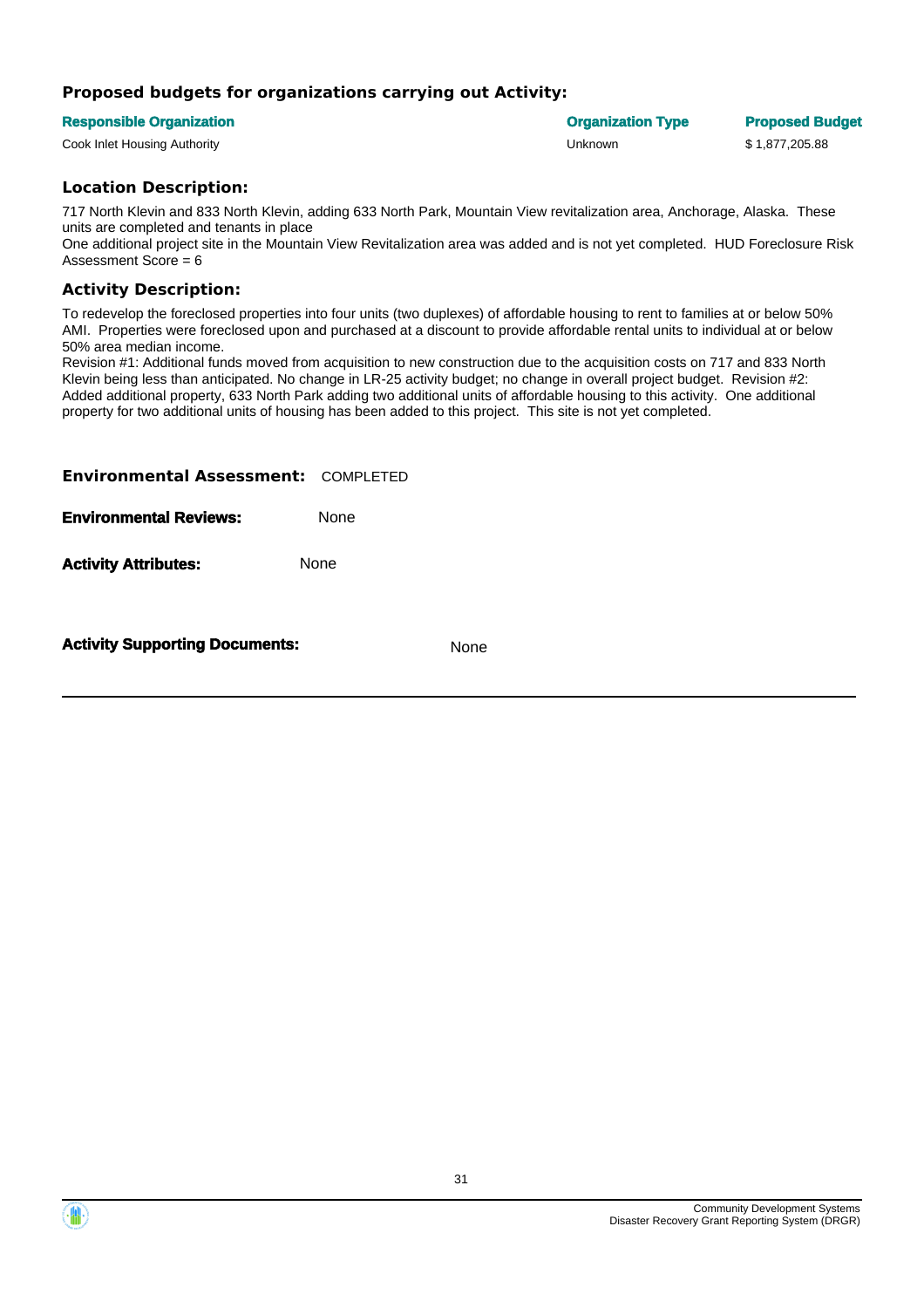### Proposed budgets for organizations carrying out Activity:

| Responsible Organization | Organization Type | Proposed Budget |
| --- | --- | --- |
| Cook Inlet Housing Authority | Unknown | $ 1,877,205.88 |

### Location Description:

717 North Klevin and 833 North Klevin, adding 633 North Park, Mountain View revitalization area, Anchorage, Alaska. These units are completed and tenants in place
One additional project site in the Mountain View Revitalization area was added and is not yet completed. HUD Foreclosure Risk Assessment Score = 6

### Activity Description:

To redevelop the foreclosed properties into four units (two duplexes) of affordable housing to rent to families at or below 50% AMI. Properties were foreclosed upon and purchased at a discount to provide affordable rental units to individual at or below 50% area median income.
Revision #1: Additional funds moved from acquisition to new construction due to the acquisition costs on 717 and 833 North Klevin being less than anticipated. No change in LR-25 activity budget; no change in overall project budget. Revision #2: Added additional property, 633 North Park adding two additional units of affordable housing to this activity. One additional property for two additional units of housing has been added to this project. This site is not yet completed.

**Environmental Assessment:** COMPLETED

**Environmental Reviews:** None

**Activity Attributes:** None

**Activity Supporting Documents:** None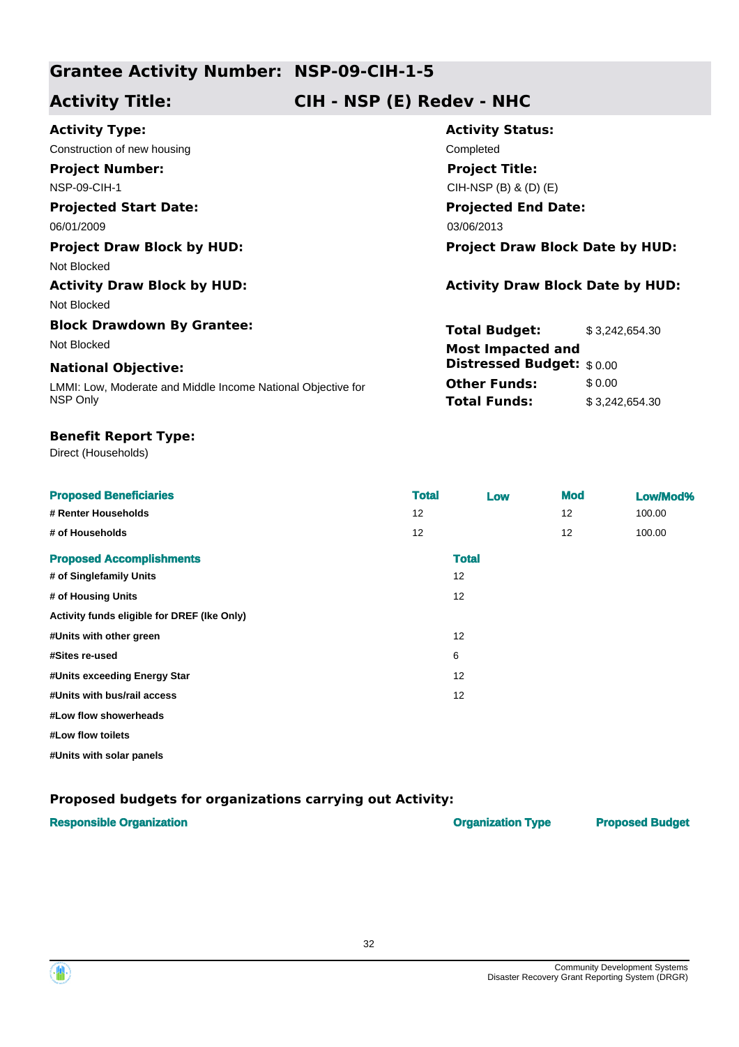## Grantee Activity Number: NSP-09-CIH-1-5

## Activity Title: CIH - NSP (E) Redev - NHC

**Activity Type:**
Construction of new housing

**Activity Status:**
Completed

**Project Number:**
NSP-09-CIH-1

**Project Title:**
CIH-NSP (B) & (D) (E)

**Projected Start Date:**
06/01/2009

**Projected End Date:**
03/06/2013

**Project Draw Block by HUD:**
Not Blocked

**Project Draw Block Date by HUD:**

**Activity Draw Block by HUD:**
Not Blocked

**Activity Draw Block Date by HUD:**

**Block Drawdown By Grantee:**
Not Blocked

**Total Budget:** $ 3,242,654.30

**Most Impacted and Distressed Budget:** $ 0.00

**Other Funds:** $ 0.00

**Total Funds:** $ 3,242,654.30

**National Objective:**
LMMI: Low, Moderate and Middle Income National Objective for NSP Only

**Benefit Report Type:**
Direct (Households)

| Proposed Beneficiaries | Total | Low | Mod | Low/Mod% |
|---|---|---|---|---|
| # Renter Households | 12 | | 12 | 100.00 |
| # of Households | 12 | | 12 | 100.00 |

| Proposed Accomplishments | Total |
|---|---|
| # of Singlefamily Units | 12 |
| # of Housing Units | 12 |
| Activity funds eligible for DREF (Ike Only) | |
| #Units with other green | 12 |
| #Sites re-used | 6 |
| #Units exceeding Energy Star | 12 |
| #Units with bus/rail access | 12 |
| #Low flow showerheads | |
| #Low flow toilets | |
| #Units with solar panels | |

### Proposed budgets for organizations carrying out Activity:

| Responsible Organization | Organization Type | Proposed Budget |
|---|---|---|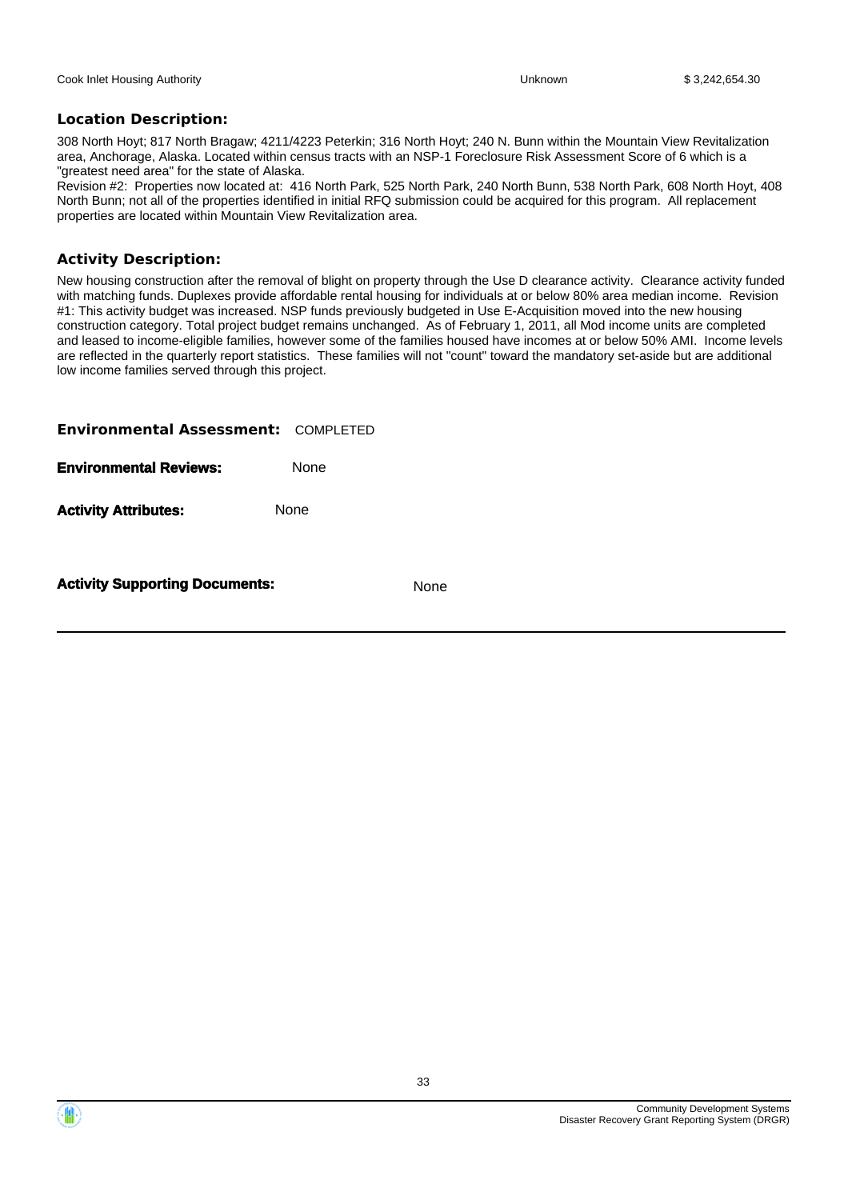| Cook Inlet Housing Authority | Unknown | $ 3,242,654.30 |
|---|---|---|

**Location Description:**

308 North Hoyt; 817 North Bragaw; 4211/4223 Peterkin; 316 North Hoyt; 240 N. Bunn within the Mountain View Revitalization area, Anchorage, Alaska. Located within census tracts with an NSP-1 Foreclosure Risk Assessment Score of 6 which is a "greatest need area" for the state of Alaska.
Revision #2: Properties now located at: 416 North Park, 525 North Park, 240 North Bunn, 538 North Park, 608 North Hoyt, 408 North Bunn; not all of the properties identified in initial RFQ submission could be acquired for this program. All replacement properties are located within Mountain View Revitalization area.

**Activity Description:**

New housing construction after the removal of blight on property through the Use D clearance activity. Clearance activity funded with matching funds. Duplexes provide affordable rental housing for individuals at or below 80% area median income. Revision #1: This activity budget was increased. NSP funds previously budgeted in Use E-Acquisition moved into the new housing construction category. Total project budget remains unchanged. As of February 1, 2011, all Mod income units are completed and leased to income-eligible families, however some of the families housed have incomes at or below 50% AMI. Income levels are reflected in the quarterly report statistics. These families will not "count" toward the mandatory set-aside but are additional low income families served through this project.

**Environmental Assessment:** COMPLETED

**Environmental Reviews:** None

**Activity Attributes:** None

**Activity Supporting Documents:** None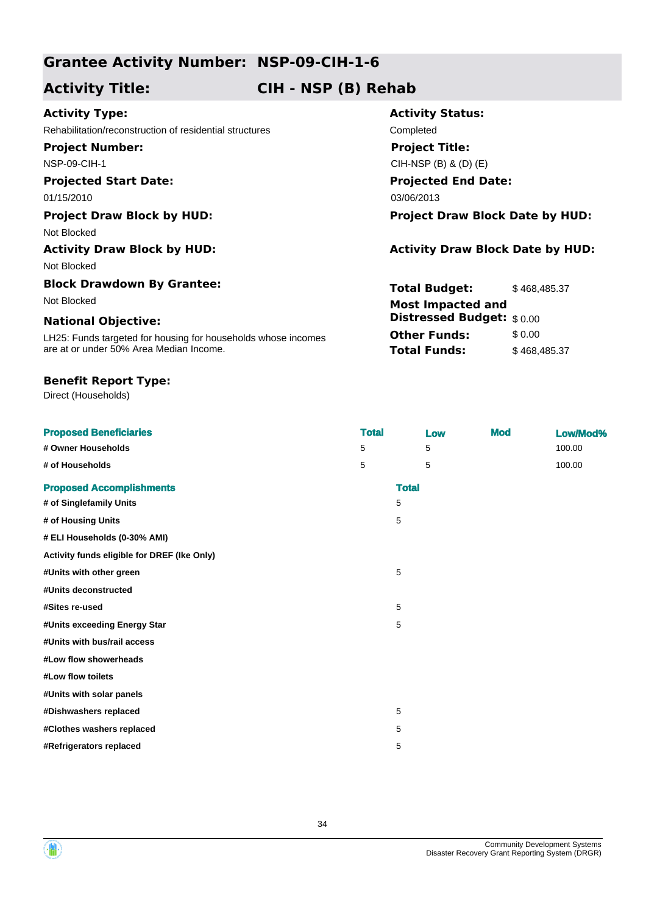## Grantee Activity Number: NSP-09-CIH-1-6

## Activity Title: CIH - NSP (B) Rehab

**Activity Type:**
Rehabilitation/reconstruction of residential structures

**Activity Status:**
Completed

**Project Number:**
NSP-09-CIH-1

**Project Title:**
CIH-NSP (B) & (D) (E)

**Projected Start Date:**
01/15/2010

**Projected End Date:**
03/06/2013

**Project Draw Block by HUD:**
Not Blocked

**Project Draw Block Date by HUD:**

**Activity Draw Block by HUD:**
Not Blocked

**Activity Draw Block Date by HUD:**

**Block Drawdown By Grantee:**
Not Blocked

**National Objective:**
LH25: Funds targeted for housing for households whose incomes are at or under 50% Area Median Income.

| | |
|---|---|
| **Total Budget:** | $ 468,485.37 |
| **Most Impacted and Distressed Budget:** | $ 0.00 |
| **Other Funds:** | $ 0.00 |
| **Total Funds:** | $ 468,485.37 |

**Benefit Report Type:**
Direct (Households)

| Proposed Beneficiaries | Total | Low | Mod | Low/Mod% |
|---|---|---|---|---|
| # Owner Households | 5 | 5 | | 100.00 |
| # of Households | 5 | 5 | | 100.00 |

| Proposed Accomplishments | Total |
|---|---|
| # of Singlefamily Units | 5 |
| # of Housing Units | 5 |
| # ELI Households (0-30% AMI) | |
| Activity funds eligible for DREF (Ike Only) | |
| #Units with other green | 5 |
| #Units deconstructed | |
| #Sites re-used | 5 |
| #Units exceeding Energy Star | 5 |
| #Units with bus/rail access | |
| #Low flow showerheads | |
| #Low flow toilets | |
| #Units with solar panels | |
| #Dishwashers replaced | 5 |
| #Clothes washers replaced | 5 |
| #Refrigerators replaced | 5 |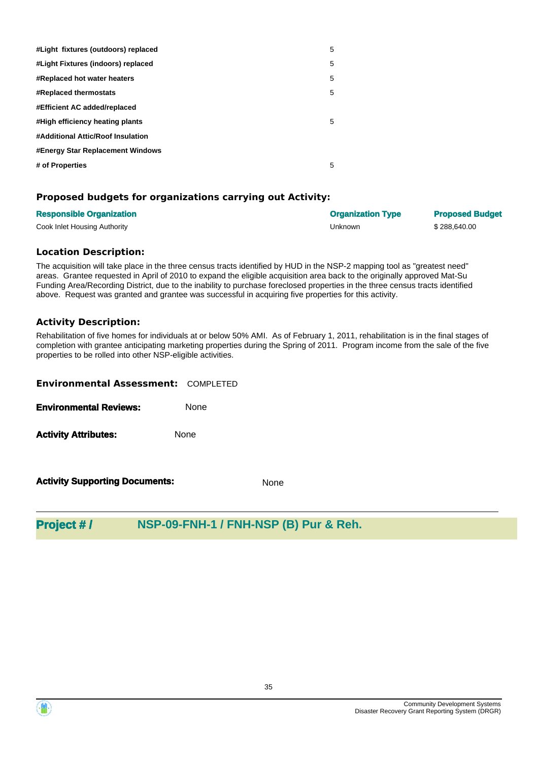| | |
|---|---|
| **#Light fixtures (outdoors) replaced** | 5 |
| **#Light Fixtures (indoors) replaced** | 5 |
| **#Replaced hot water heaters** | 5 |
| **#Replaced thermostats** | 5 |
| **#Efficient AC added/replaced** | |
| **#High efficiency heating plants** | 5 |
| **#Additional Attic/Roof Insulation** | |
| **#Energy Star Replacement Windows** | |
| **# of Properties** | 5 |

### Proposed budgets for organizations carrying out Activity:

| Responsible Organization | Organization Type | Proposed Budget |
|---|---|---|
| Cook Inlet Housing Authority | Unknown | $ 288,640.00 |

### Location Description:

The acquisition will take place in the three census tracts identified by HUD in the NSP-2 mapping tool as "greatest need" areas. Grantee requested in April of 2010 to expand the eligible acquisition area back to the originally approved Mat-Su Funding Area/Recording District, due to the inability to purchase foreclosed properties in the three census tracts identified above. Request was granted and grantee was successful in acquiring five properties for this activity.

### Activity Description:

Rehabilitation of five homes for individuals at or below 50% AMI. As of February 1, 2011, rehabilitation is in the final stages of completion with grantee anticipating marketing properties during the Spring of 2011. Program income from the sale of the five properties to be rolled into other NSP-eligible activities.

**Environmental Assessment:** COMPLETED

**Environmental Reviews:** None

**Activity Attributes:** None

**Activity Supporting Documents:** None

---

## Project # / NSP-09-FNH-1 / FNH-NSP (B) Pur & Reh.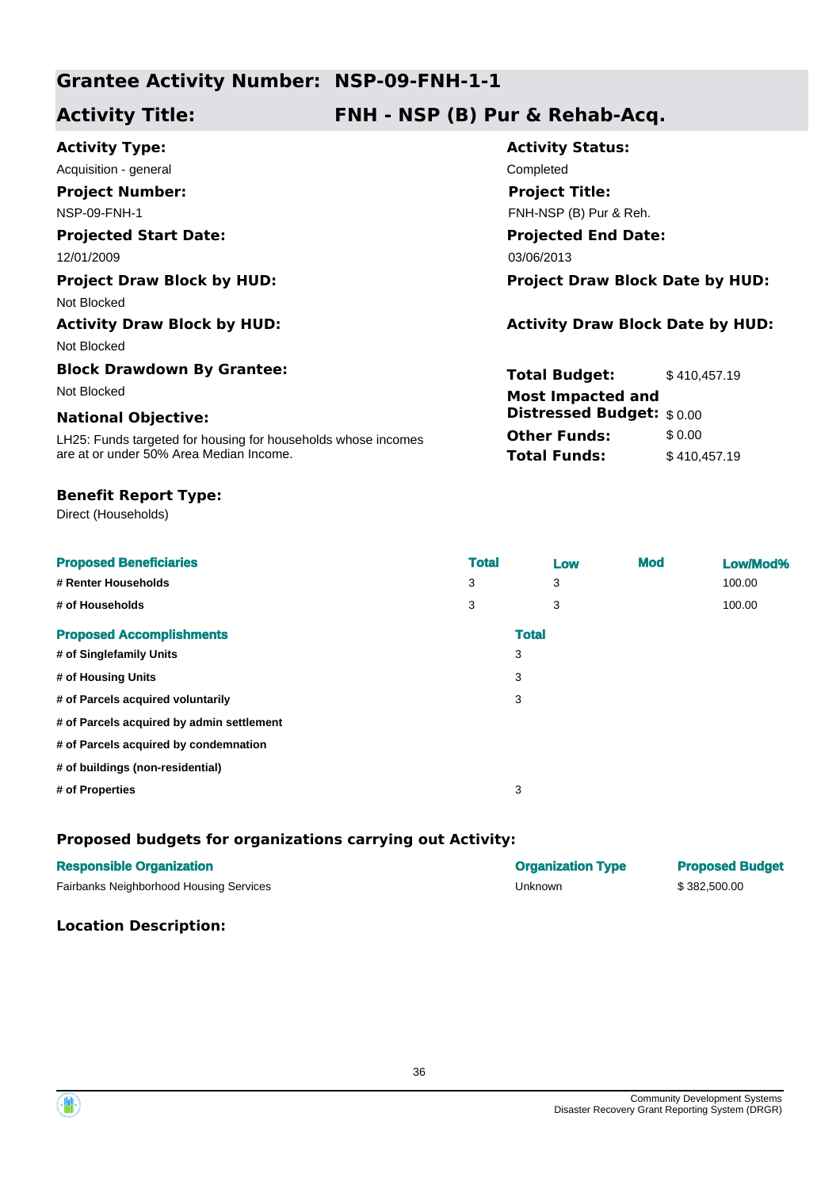## Grantee Activity Number: NSP-09-FNH-1-1

## Activity Title: FNH - NSP (B) Pur & Rehab-Acq.

**Activity Type:**
Acquisition - general

**Activity Status:**
Completed

**Project Number:**
NSP-09-FNH-1

**Project Title:**
FNH-NSP (B) Pur & Reh.

**Projected Start Date:**
12/01/2009

**Projected End Date:**
03/06/2013

**Project Draw Block by HUD:**
Not Blocked

**Project Draw Block Date by HUD:**

**Activity Draw Block by HUD:**
Not Blocked

**Activity Draw Block Date by HUD:**

**Block Drawdown By Grantee:**
Not Blocked

**Total Budget:** $ 410,457.19

**Most Impacted and Distressed Budget:** $ 0.00

**Other Funds:** $ 0.00

**Total Funds:** $ 410,457.19

**National Objective:**
LH25: Funds targeted for housing for households whose incomes are at or under 50% Area Median Income.

**Benefit Report Type:**
Direct (Households)

| Proposed Beneficiaries | Total | Low | Mod | Low/Mod% |
|---|---|---|---|---|
| # Renter Households | 3 | 3 | | 100.00 |
| # of Households | 3 | 3 | | 100.00 |

| Proposed Accomplishments | Total |
|---|---|
| # of Singlefamily Units | 3 |
| # of Housing Units | 3 |
| # of Parcels acquired voluntarily | 3 |
| # of Parcels acquired by admin settlement | |
| # of Parcels acquired by condemnation | |
| # of buildings (non-residential) | |
| # of Properties | 3 |

### Proposed budgets for organizations carrying out Activity:

| Responsible Organization | Organization Type | Proposed Budget |
|---|---|---|
| Fairbanks Neighborhood Housing Services | Unknown | $ 382,500.00 |

### Location Description: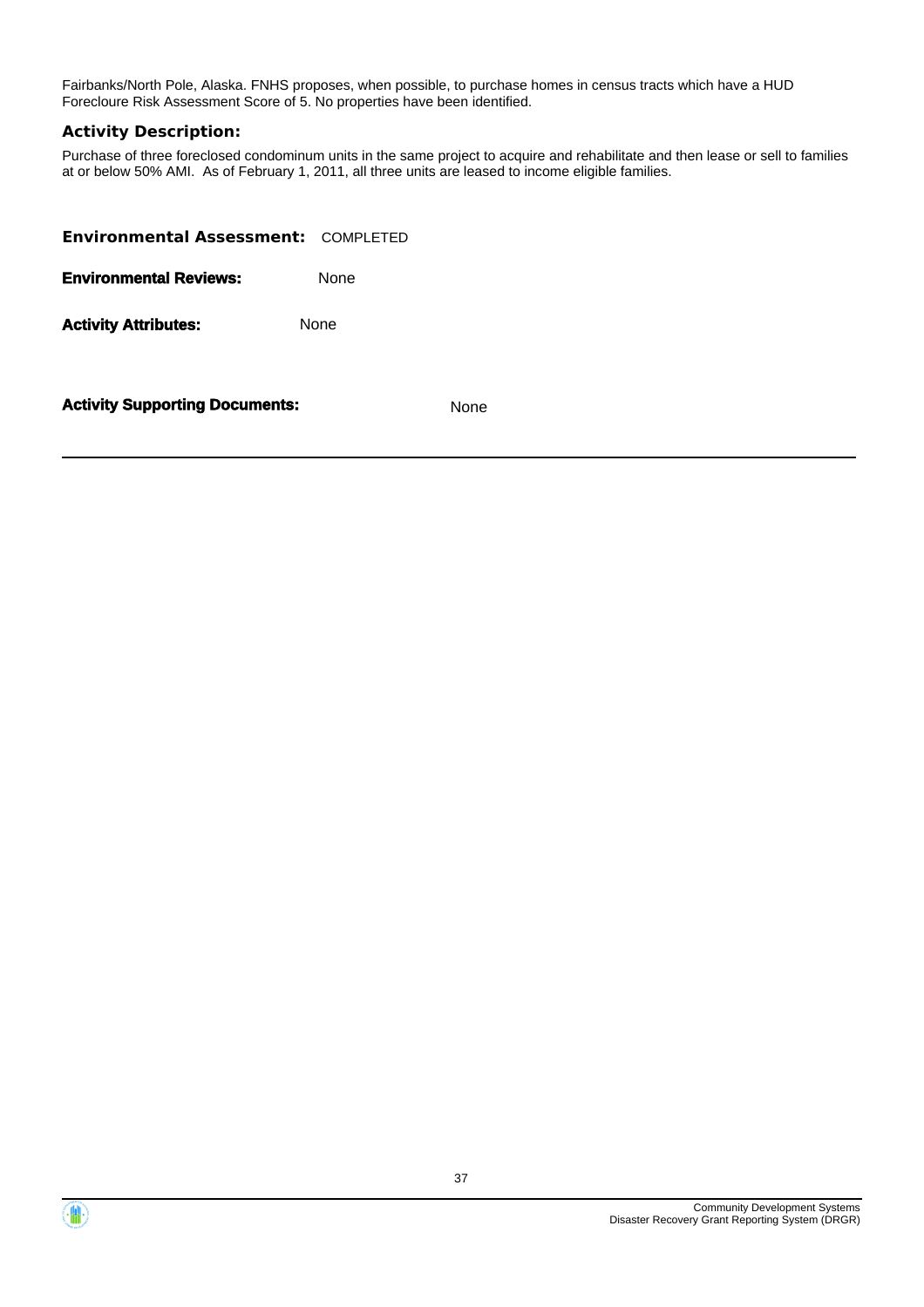Fairbanks/North Pole, Alaska. FNHS proposes, when possible, to purchase homes in census tracts which have a HUD Forecloure Risk Assessment Score of 5. No properties have been identified.

**Activity Description:**

Purchase of three foreclosed condominum units in the same project to acquire and rehabilitate and then lease or sell to families at or below 50% AMI. As of February 1, 2011, all three units are leased to income eligible families.

**Environmental Assessment:** COMPLETED

**Environmental Reviews:** None

**Activity Attributes:** None

**Activity Supporting Documents:** None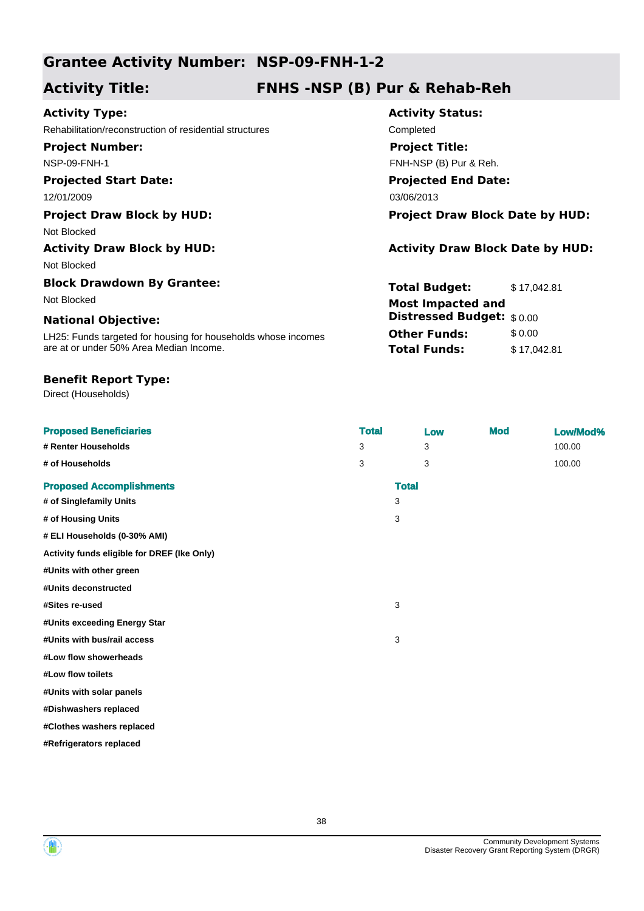## Grantee Activity Number: NSP-09-FNH-1-2

## Activity Title: FNHS -NSP (B) Pur & Rehab-Reh

**Activity Type:**
Rehabilitation/reconstruction of residential structures

**Activity Status:**
Completed

**Project Number:**
NSP-09-FNH-1

**Project Title:**
FNH-NSP (B) Pur & Reh.

**Projected Start Date:**
12/01/2009

**Projected End Date:**
03/06/2013

**Project Draw Block by HUD:**
Not Blocked

**Project Draw Block Date by HUD:**

**Activity Draw Block by HUD:**
Not Blocked

**Activity Draw Block Date by HUD:**

**Block Drawdown By Grantee:**
Not Blocked

**Total Budget:** $ 17,042.81

**Most Impacted and Distressed Budget:** $ 0.00

**Other Funds:** $ 0.00

**Total Funds:** $ 17,042.81

**National Objective:**
LH25: Funds targeted for housing for households whose incomes are at or under 50% Area Median Income.

**Benefit Report Type:**
Direct (Households)

| Proposed Beneficiaries | Total | Low | Mod | Low/Mod% |
|---|---|---|---|---|
| # Renter Households | 3 | 3 | | 100.00 |
| # of Households | 3 | 3 | | 100.00 |

| Proposed Accomplishments | Total |
|---|---|
| # of Singlefamily Units | 3 |
| # of Housing Units | 3 |
| # ELI Households (0-30% AMI) | |
| Activity funds eligible for DREF (Ike Only) | |
| #Units with other green | |
| #Units deconstructed | |
| #Sites re-used | 3 |
| #Units exceeding Energy Star | |
| #Units with bus/rail access | 3 |
| #Low flow showerheads | |
| #Low flow toilets | |
| #Units with solar panels | |
| #Dishwashers replaced | |
| #Clothes washers replaced | |
| #Refrigerators replaced | |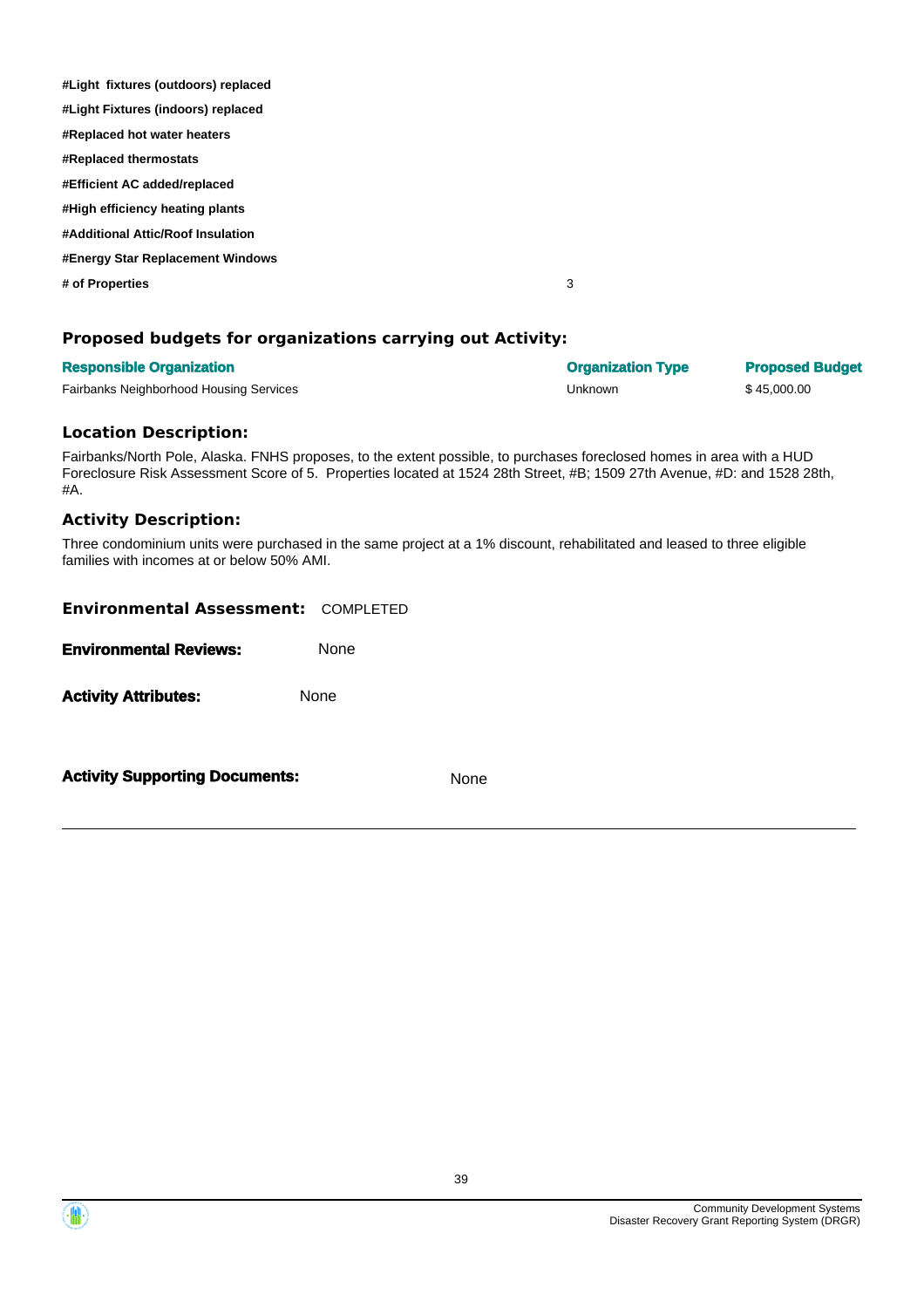| | |
|---|---|
| **#Light fixtures (outdoors) replaced** | |
| **#Light Fixtures (indoors) replaced** | |
| **#Replaced hot water heaters** | |
| **#Replaced thermostats** | |
| **#Efficient AC added/replaced** | |
| **#High efficiency heating plants** | |
| **#Additional Attic/Roof Insulation** | |
| **#Energy Star Replacement Windows** | |
| **# of Properties** | 3 |

### Proposed budgets for organizations carrying out Activity:

| Responsible Organization | Organization Type | Proposed Budget |
|---|---|---|
| Fairbanks Neighborhood Housing Services | Unknown | $ 45,000.00 |

### Location Description:

Fairbanks/North Pole, Alaska. FNHS proposes, to the extent possible, to purchases foreclosed homes in area with a HUD Foreclosure Risk Assessment Score of 5. Properties located at 1524 28th Street, #B; 1509 27th Avenue, #D: and 1528 28th, #A.

### Activity Description:

Three condominium units were purchased in the same project at a 1% discount, rehabilitated and leased to three eligible families with incomes at or below 50% AMI.

**Environmental Assessment:** COMPLETED

**Environmental Reviews:** None

**Activity Attributes:** None

**Activity Supporting Documents:** None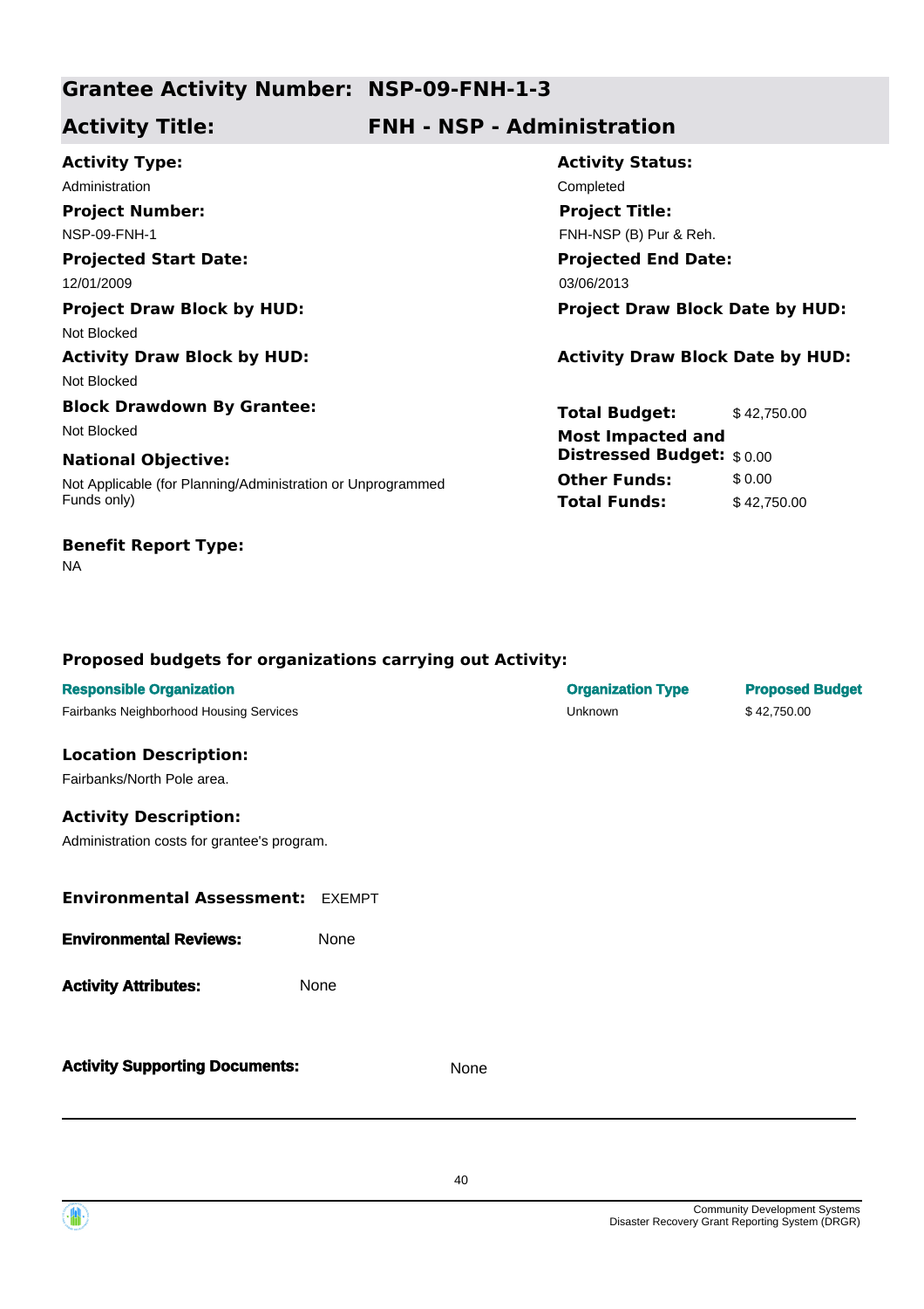## Grantee Activity Number: NSP-09-FNH-1-3

## Activity Title: FNH - NSP - Administration

**Activity Type:**
Administration

**Activity Status:**
Completed

**Project Number:**
NSP-09-FNH-1

**Project Title:**
FNH-NSP (B) Pur & Reh.

**Projected Start Date:**
12/01/2009

**Projected End Date:**
03/06/2013

**Project Draw Block by HUD:**
Not Blocked

**Project Draw Block Date by HUD:**

**Activity Draw Block by HUD:**
Not Blocked

**Activity Draw Block Date by HUD:**

**Block Drawdown By Grantee:**
Not Blocked

**National Objective:**
Not Applicable (for Planning/Administration or Unprogrammed Funds only)

| | |
|---|---|
| **Total Budget:** | $ 42,750.00 |
| **Most Impacted and Distressed Budget:** | $ 0.00 |
| **Other Funds:** | $ 0.00 |
| **Total Funds:** | $ 42,750.00 |

**Benefit Report Type:**
NA

### Proposed budgets for organizations carrying out Activity:

| Responsible Organization | Organization Type | Proposed Budget |
|---|---|---|
| Fairbanks Neighborhood Housing Services | Unknown | $ 42,750.00 |

**Location Description:**
Fairbanks/North Pole area.

**Activity Description:**
Administration costs for grantee's program.

**Environmental Assessment:** EXEMPT

**Environmental Reviews:** None

**Activity Attributes:** None

**Activity Supporting Documents:** None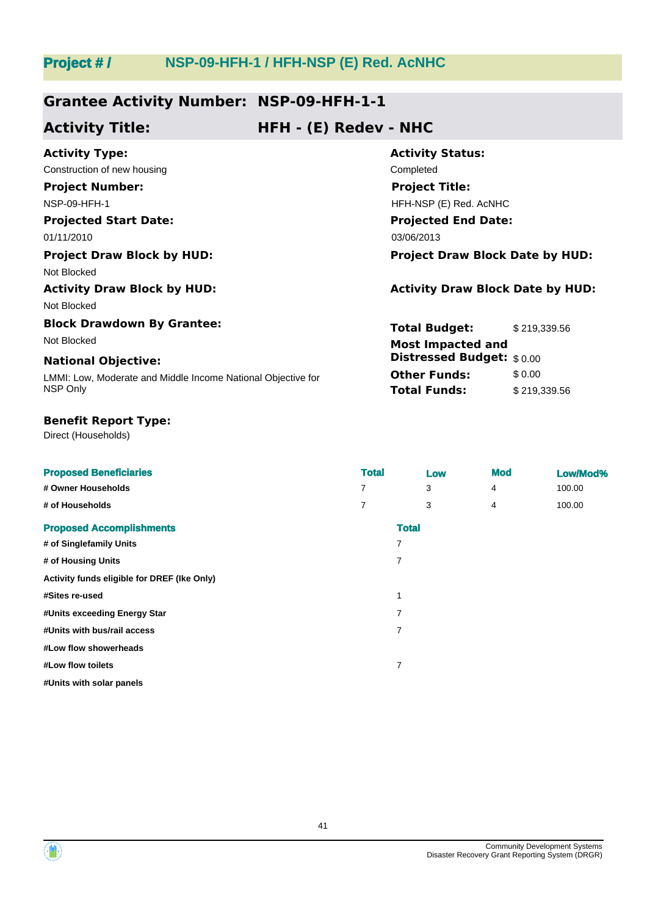## Project # / NSP-09-HFH-1 / HFH-NSP (E) Red. AcNHC

### Grantee Activity Number: NSP-09-HFH-1-1

### Activity Title: HFH - (E) Redev - NHC

**Activity Type:**
Construction of new housing

**Activity Status:**
Completed

**Project Number:**
NSP-09-HFH-1

**Project Title:**
HFH-NSP (E) Red. AcNHC

**Projected Start Date:**
01/11/2010

**Projected End Date:**
03/06/2013

**Project Draw Block by HUD:**
Not Blocked

**Project Draw Block Date by HUD:**

**Activity Draw Block by HUD:**
Not Blocked

**Activity Draw Block Date by HUD:**

**Block Drawdown By Grantee:**
Not Blocked

**National Objective:**
LMMI: Low, Moderate and Middle Income National Objective for NSP Only

| | |
|---|---|
| **Total Budget:** | $ 219,339.56 |
| **Most Impacted and Distressed Budget:** | $ 0.00 |
| **Other Funds:** | $ 0.00 |
| **Total Funds:** | $ 219,339.56 |

**Benefit Report Type:**
Direct (Households)

| Proposed Beneficiaries | Total | Low | Mod | Low/Mod% |
|---|---|---|---|---|
| # Owner Households | 7 | 3 | 4 | 100.00 |
| # of Households | 7 | 3 | 4 | 100.00 |

| Proposed Accomplishments | Total |
|---|---|
| # of Singlefamily Units | 7 |
| # of Housing Units | 7 |
| Activity funds eligible for DREF (Ike Only) | |
| #Sites re-used | 1 |
| #Units exceeding Energy Star | 7 |
| #Units with bus/rail access | 7 |
| #Low flow showerheads | |
| #Low flow toilets | 7 |
| #Units with solar panels | |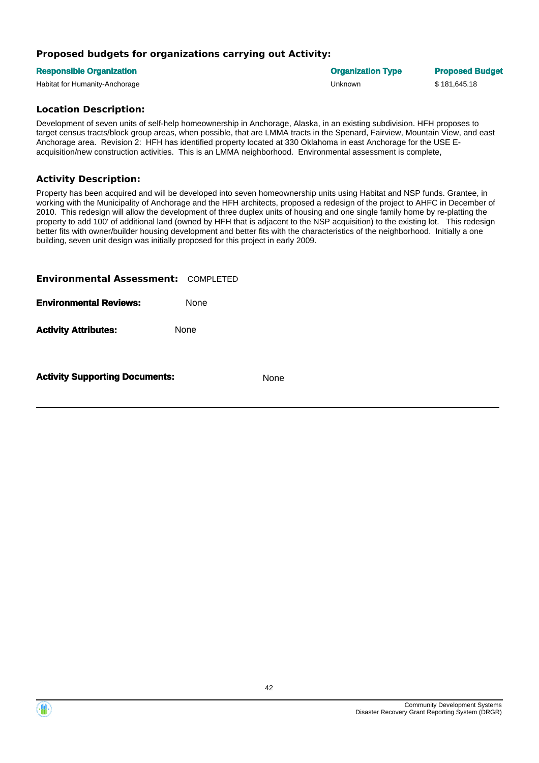### Proposed budgets for organizations carrying out Activity:

| Responsible Organization | Organization Type | Proposed Budget |
| --- | --- | --- |
| Habitat for Humanity-Anchorage | Unknown | $ 181,645.18 |

### Location Description:

Development of seven units of self-help homeownership in Anchorage, Alaska, in an existing subdivision. HFH proposes to target census tracts/block group areas, when possible, that are LMMA tracts in the Spenard, Fairview, Mountain View, and east Anchorage area. Revision 2: HFH has identified property located at 330 Oklahoma in east Anchorage for the USE E-acquisition/new construction activities. This is an LMMA neighborhood. Environmental assessment is complete,

### Activity Description:

Property has been acquired and will be developed into seven homeownership units using Habitat and NSP funds. Grantee, in working with the Municipality of Anchorage and the HFH architects, proposed a redesign of the project to AHFC in December of 2010. This redesign will allow the development of three duplex units of housing and one single family home by re-platting the property to add 100' of additional land (owned by HFH that is adjacent to the NSP acquisition) to the existing lot. This redesign better fits with owner/builder housing development and better fits with the characteristics of the neighborhood. Initially a one building, seven unit design was initially proposed for this project in early 2009.

**Environmental Assessment:** COMPLETED

**Environmental Reviews:** None

**Activity Attributes:** None

**Activity Supporting Documents:** None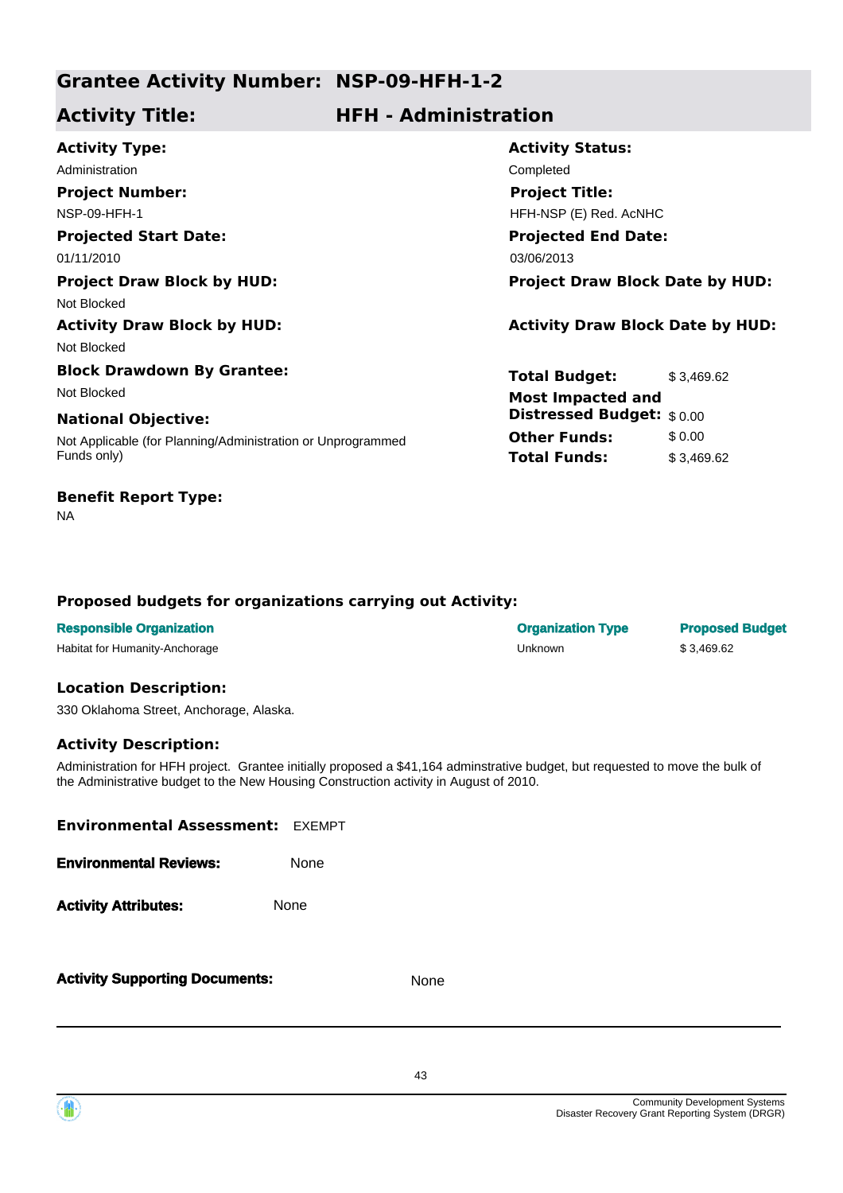## Grantee Activity Number: NSP-09-HFH-1-2

## Activity Title: HFH - Administration

**Activity Type:**
Administration

**Activity Status:**
Completed

**Project Number:**
NSP-09-HFH-1

**Project Title:**
HFH-NSP (E) Red. AcNHC

**Projected Start Date:**
01/11/2010

**Projected End Date:**
03/06/2013

**Project Draw Block by HUD:**
Not Blocked

**Project Draw Block Date by HUD:**

**Activity Draw Block by HUD:**
Not Blocked

**Activity Draw Block Date by HUD:**

**Block Drawdown By Grantee:**
Not Blocked

**National Objective:**
Not Applicable (for Planning/Administration or Unprogrammed Funds only)

| | |
|---|---|
| **Total Budget:** | $ 3,469.62 |
| **Most Impacted and Distressed Budget:** | $ 0.00 |
| **Other Funds:** | $ 0.00 |
| **Total Funds:** | $ 3,469.62 |

**Benefit Report Type:**
NA

### Proposed budgets for organizations carrying out Activity:

| Responsible Organization | Organization Type | Proposed Budget |
|---|---|---|
| Habitat for Humanity-Anchorage | Unknown | $ 3,469.62 |

### Location Description:

330 Oklahoma Street, Anchorage, Alaska.

### Activity Description:

Administration for HFH project. Grantee initially proposed a $41,164 adminstrative budget, but requested to move the bulk of the Administrative budget to the New Housing Construction activity in August of 2010.

**Environmental Assessment:** EXEMPT

**Environmental Reviews:** None

**Activity Attributes:** None

**Activity Supporting Documents:** None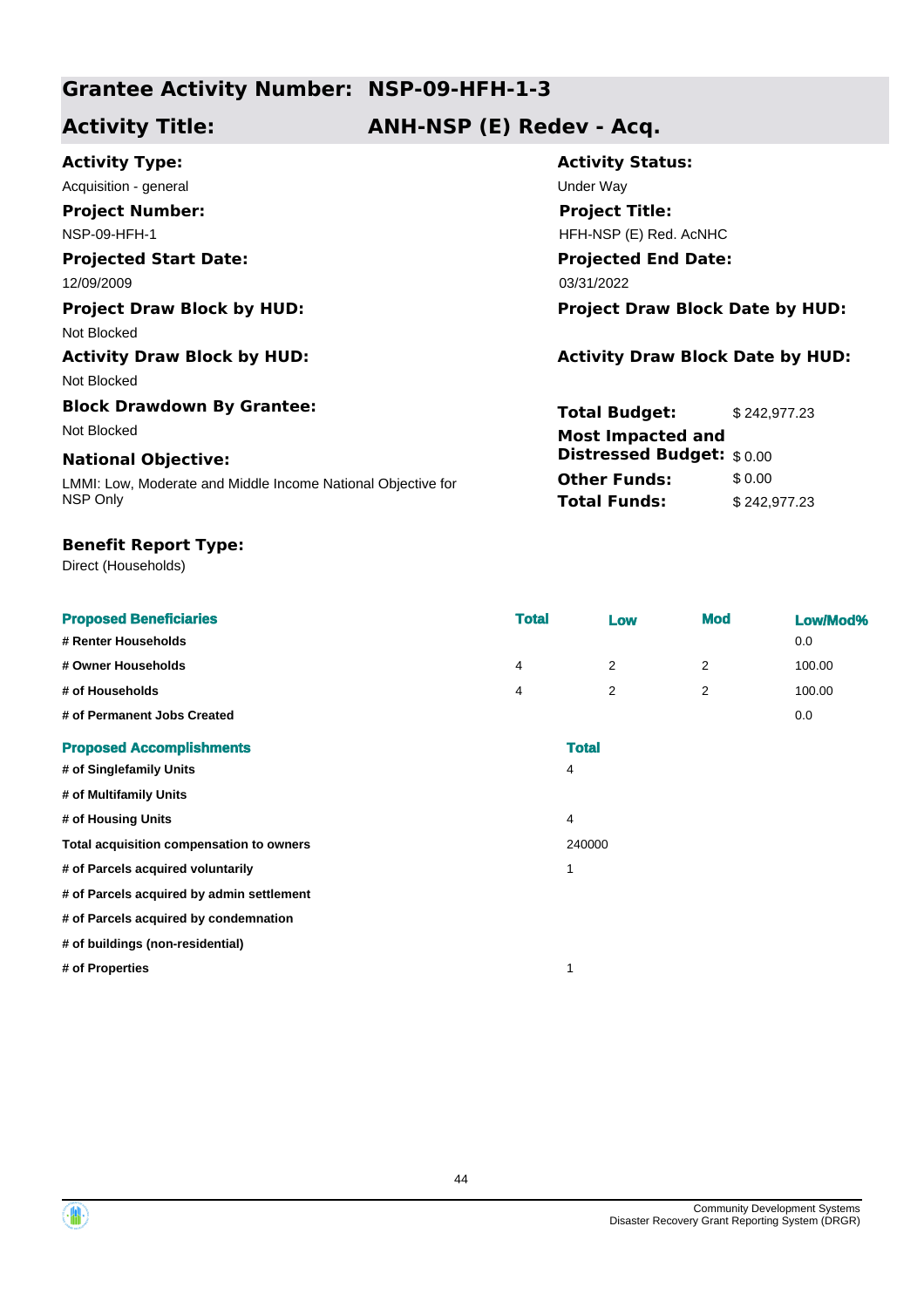## Grantee Activity Number: NSP-09-HFH-1-3

## Activity Title: ANH-NSP (E) Redev - Acq.

**Activity Type:**
Acquisition - general

**Activity Status:**
Under Way

**Project Number:**
NSP-09-HFH-1

**Project Title:**
HFH-NSP (E) Red. AcNHC

**Projected Start Date:**
12/09/2009

**Projected End Date:**
03/31/2022

**Project Draw Block by HUD:**
Not Blocked

**Project Draw Block Date by HUD:**

**Activity Draw Block by HUD:**
Not Blocked

**Activity Draw Block Date by HUD:**

**Block Drawdown By Grantee:**
Not Blocked

**National Objective:**
LMMI: Low, Moderate and Middle Income National Objective for NSP Only

| | |
|---|---|
| **Total Budget:** | $ 242,977.23 |
| **Most Impacted and Distressed Budget:** | $ 0.00 |
| **Other Funds:** | $ 0.00 |
| **Total Funds:** | $ 242,977.23 |

**Benefit Report Type:**
Direct (Households)

| Proposed Beneficiaries | Total | Low | Mod | Low/Mod% |
|---|---|---|---|---|
| # Renter Households | | | | 0.0 |
| # Owner Households | 4 | 2 | 2 | 100.00 |
| # of Households | 4 | 2 | 2 | 100.00 |
| # of Permanent Jobs Created | | | | 0.0 |

| Proposed Accomplishments | Total |
|---|---|
| # of Singlefamily Units | 4 |
| # of Multifamily Units | |
| # of Housing Units | 4 |
| Total acquisition compensation to owners | 240000 |
| # of Parcels acquired voluntarily | 1 |
| # of Parcels acquired by admin settlement | |
| # of Parcels acquired by condemnation | |
| # of buildings (non-residential) | |
| # of Properties | 1 |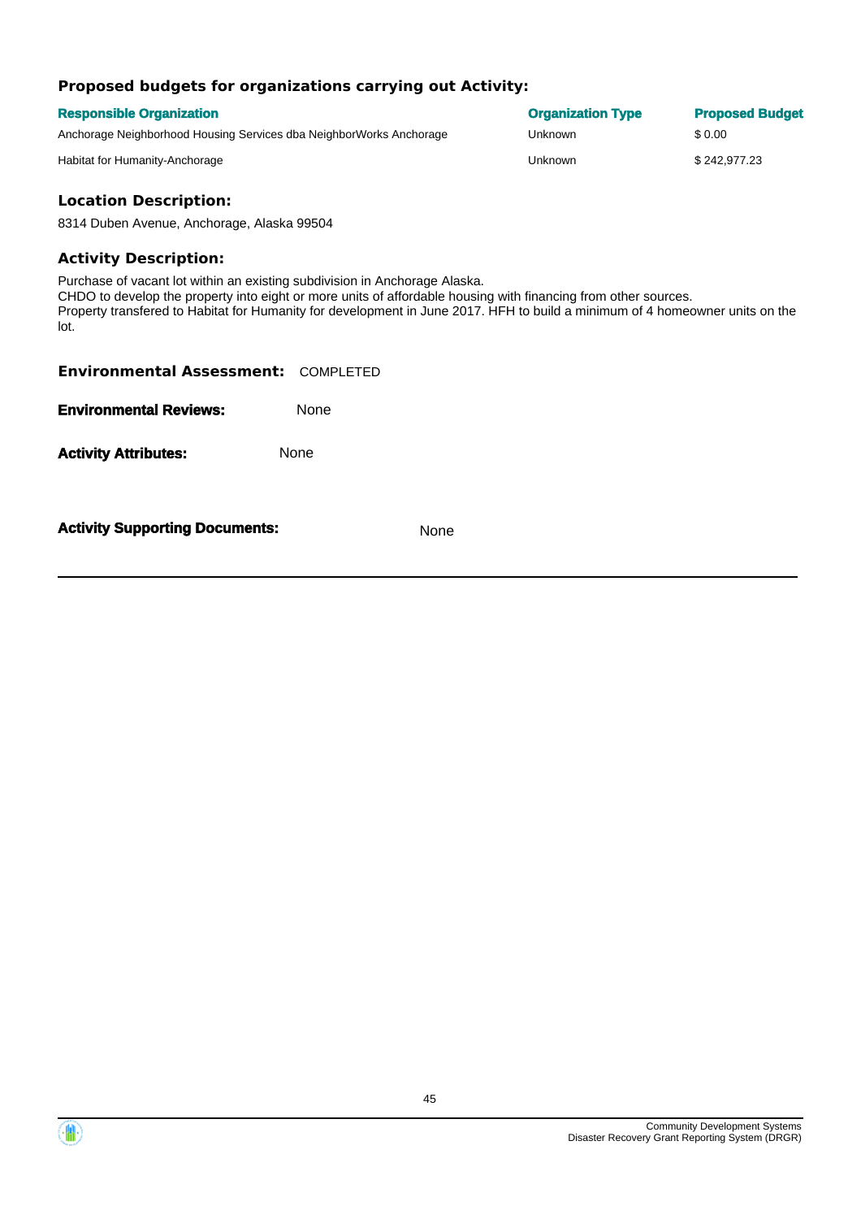### Proposed budgets for organizations carrying out Activity:

| Responsible Organization | Organization Type | Proposed Budget |
| --- | --- | --- |
| Anchorage Neighborhood Housing Services dba NeighborWorks Anchorage | Unknown | $ 0.00 |
| Habitat for Humanity-Anchorage | Unknown | $ 242,977.23 |

### Location Description:

8314 Duben Avenue, Anchorage, Alaska 99504

### Activity Description:

Purchase of vacant lot within an existing subdivision in Anchorage Alaska.
CHDO to develop the property into eight or more units of affordable housing with financing from other sources.
Property transfered to Habitat for Humanity for development in June 2017. HFH to build a minimum of 4 homeowner units on the lot.

**Environmental Assessment:** COMPLETED

**Environmental Reviews:** None

**Activity Attributes:** None

**Activity Supporting Documents:** None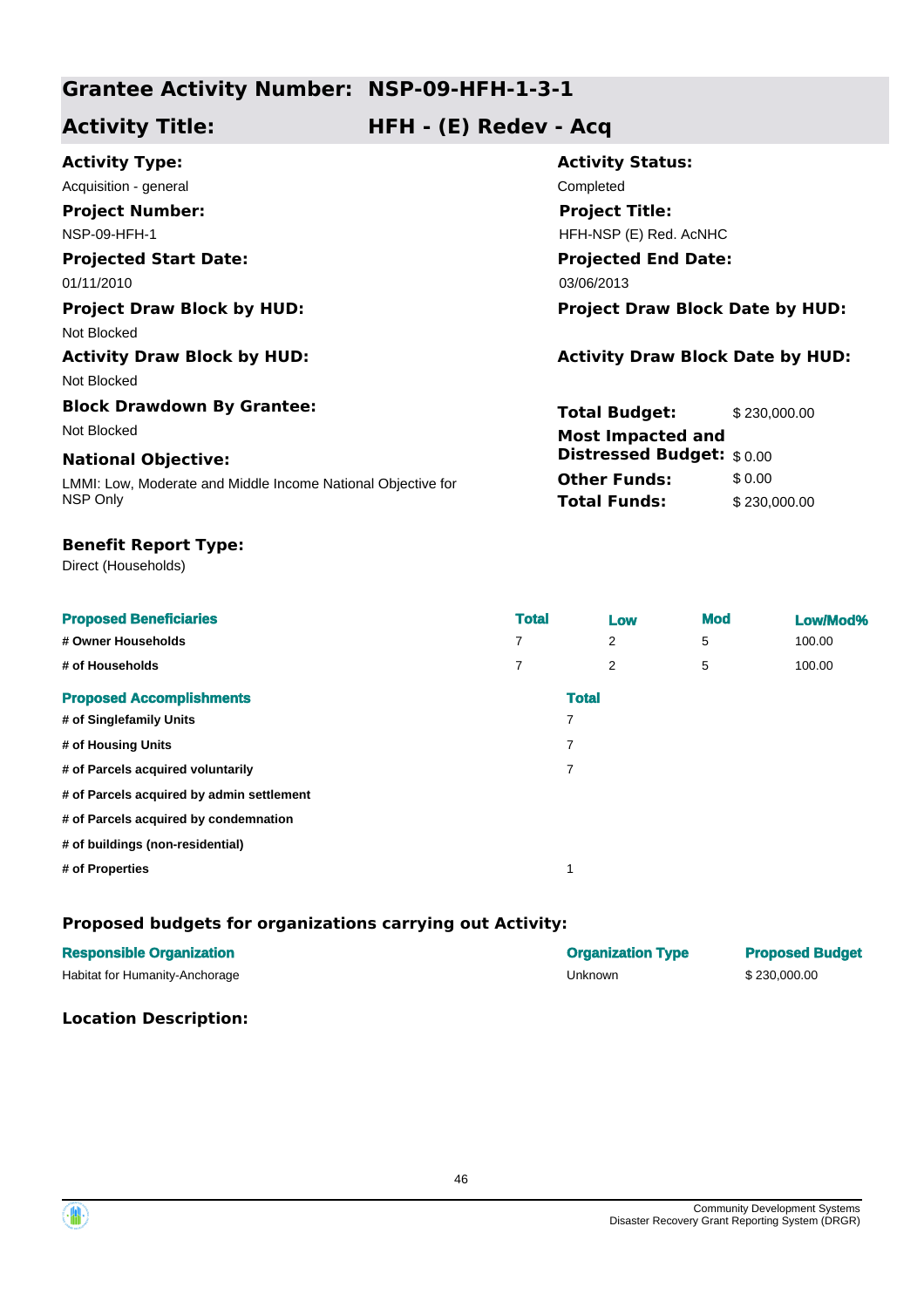## Grantee Activity Number: NSP-09-HFH-1-3-1

## Activity Title: HFH - (E) Redev - Acq

**Activity Type:**
Acquisition - general

**Activity Status:**
Completed

**Project Number:**
NSP-09-HFH-1

**Project Title:**
HFH-NSP (E) Red. AcNHC

**Projected Start Date:**
01/11/2010

**Projected End Date:**
03/06/2013

**Project Draw Block by HUD:**
Not Blocked

**Project Draw Block Date by HUD:**

**Activity Draw Block by HUD:**
Not Blocked

**Activity Draw Block Date by HUD:**

**Block Drawdown By Grantee:**
Not Blocked

**Total Budget:** $ 230,000.00

**Most Impacted and Distressed Budget:** $ 0.00

**Other Funds:** $ 0.00

**Total Funds:** $ 230,000.00

**National Objective:**
LMMI: Low, Moderate and Middle Income National Objective for NSP Only

**Benefit Report Type:**
Direct (Households)

| Proposed Beneficiaries | Total | Low | Mod | Low/Mod% |
|---|---|---|---|---|
| # Owner Households | 7 | 2 | 5 | 100.00 |
| # of Households | 7 | 2 | 5 | 100.00 |

| Proposed Accomplishments | Total |
|---|---|
| # of Singlefamily Units | 7 |
| # of Housing Units | 7 |
| # of Parcels acquired voluntarily | 7 |
| # of Parcels acquired by admin settlement | |
| # of Parcels acquired by condemnation | |
| # of buildings (non-residential) | |
| # of Properties | 1 |

### Proposed budgets for organizations carrying out Activity:

| Responsible Organization | Organization Type | Proposed Budget |
|---|---|---|
| Habitat for Humanity-Anchorage | Unknown | $ 230,000.00 |

### Location Description: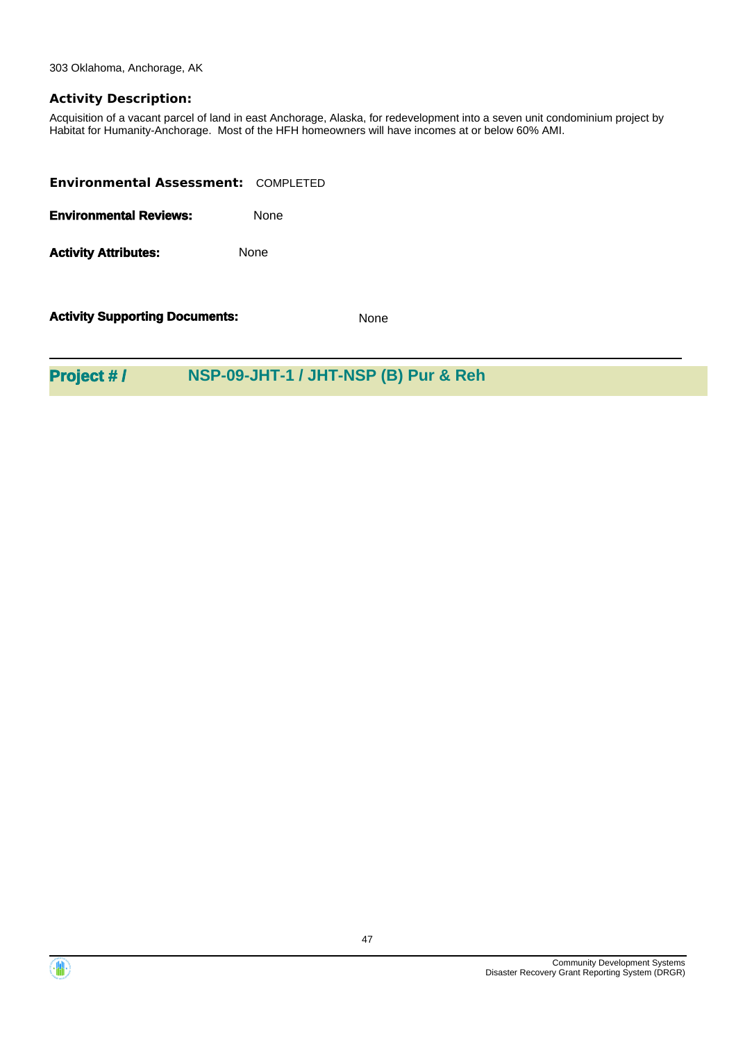303 Oklahoma, Anchorage, AK

**Activity Description:**

Acquisition of a vacant parcel of land in east Anchorage, Alaska, for redevelopment into a seven unit condominium project by Habitat for Humanity-Anchorage. Most of the HFH homeowners will have incomes at or below 60% AMI.

**Environmental Assessment:** COMPLETED

**Environmental Reviews:** None

**Activity Attributes:** None

**Activity Supporting Documents:** None

## Project # / NSP-09-JHT-1 / JHT-NSP (B) Pur & Reh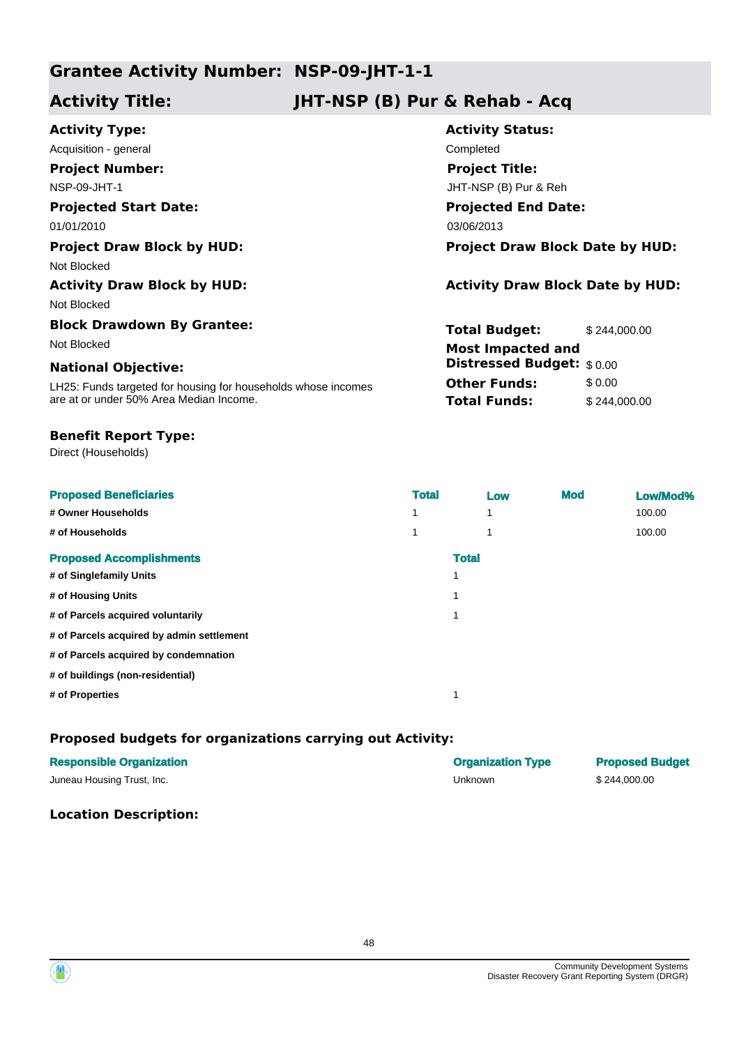## Grantee Activity Number: NSP-09-JHT-1-1

## Activity Title: JHT-NSP (B) Pur & Rehab - Acq

**Activity Type:**
Acquisition - general

**Activity Status:**
Completed

**Project Number:**
NSP-09-JHT-1

**Project Title:**
JHT-NSP (B) Pur & Reh

**Projected Start Date:**
01/01/2010

**Projected End Date:**
03/06/2013

**Project Draw Block by HUD:**
Not Blocked

**Project Draw Block Date by HUD:**

**Activity Draw Block by HUD:**
Not Blocked

**Activity Draw Block Date by HUD:**

**Block Drawdown By Grantee:**
Not Blocked

**Total Budget:** $ 244,000.00

**Most Impacted and Distressed Budget:** $ 0.00

**Other Funds:** $ 0.00

**Total Funds:** $ 244,000.00

**National Objective:**
LH25: Funds targeted for housing for households whose incomes are at or under 50% Area Median Income.

**Benefit Report Type:**
Direct (Households)

| Proposed Beneficiaries | Total | Low | Mod | Low/Mod% |
|---|---|---|---|---|
| # Owner Households | 1 | 1 | | 100.00 |
| # of Households | 1 | 1 | | 100.00 |

| Proposed Accomplishments | Total |
|---|---|
| # of Singlefamily Units | 1 |
| # of Housing Units | 1 |
| # of Parcels acquired voluntarily | 1 |
| # of Parcels acquired by admin settlement | |
| # of Parcels acquired by condemnation | |
| # of buildings (non-residential) | |
| # of Properties | 1 |

### Proposed budgets for organizations carrying out Activity:

| Responsible Organization | Organization Type | Proposed Budget |
|---|---|---|
| Juneau Housing Trust, Inc. | Unknown | $ 244,000.00 |

### Location Description: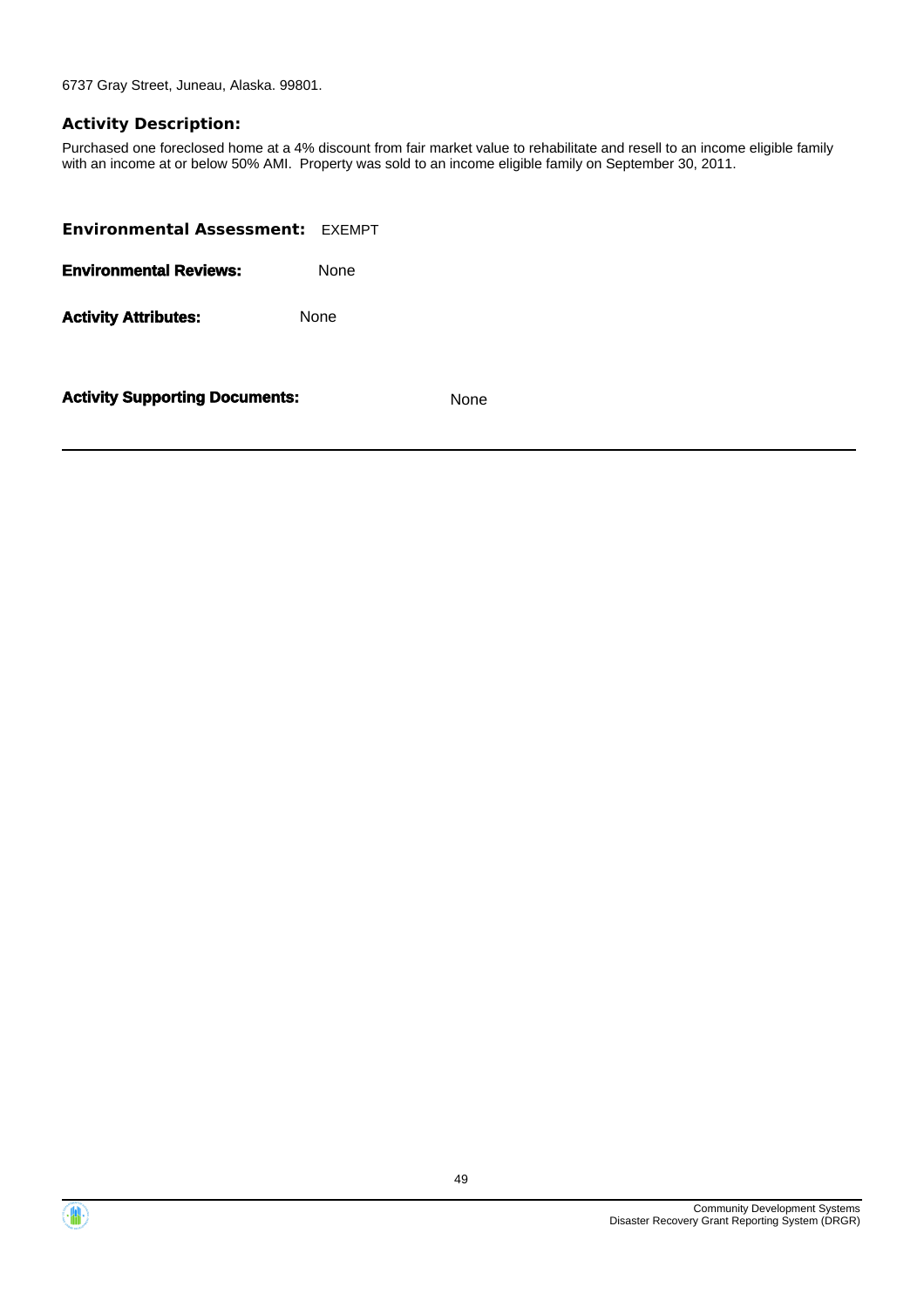6737 Gray Street, Juneau, Alaska. 99801.

### Activity Description:

Purchased one foreclosed home at a 4% discount from fair market value to rehabilitate and resell to an income eligible family with an income at or below 50% AMI. Property was sold to an income eligible family on September 30, 2011.

**Environmental Assessment:** EXEMPT

**Environmental Reviews:** None

**Activity Attributes:** None

**Activity Supporting Documents:** None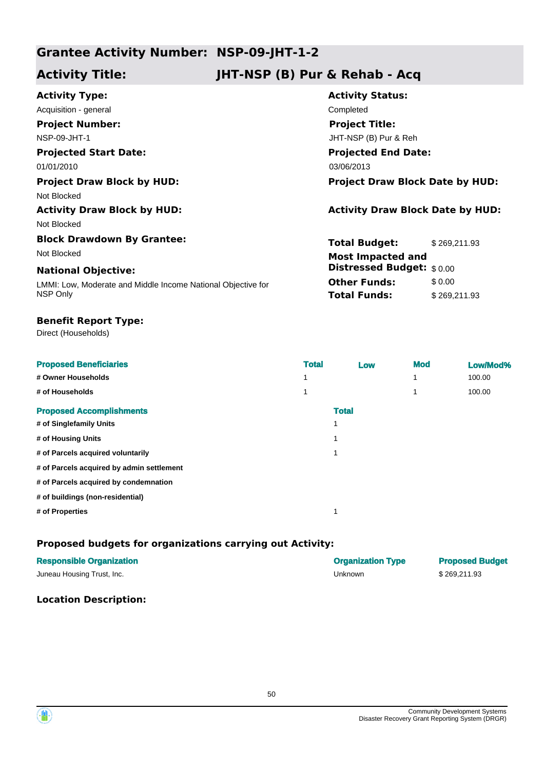## Grantee Activity Number: NSP-09-JHT-1-2

## Activity Title: JHT-NSP (B) Pur & Rehab - Acq

**Activity Type:**
Acquisition - general

**Activity Status:**
Completed

**Project Number:**
NSP-09-JHT-1

**Project Title:**
JHT-NSP (B) Pur & Reh

**Projected Start Date:**
01/01/2010

**Projected End Date:**
03/06/2013

**Project Draw Block by HUD:**
Not Blocked

**Project Draw Block Date by HUD:**

**Activity Draw Block by HUD:**
Not Blocked

**Activity Draw Block Date by HUD:**

**Block Drawdown By Grantee:**
Not Blocked

**National Objective:**
LMMI: Low, Moderate and Middle Income National Objective for NSP Only

| | |
|---|---|
| **Total Budget:** | $ 269,211.93 |
| **Most Impacted and Distressed Budget:** | $ 0.00 |
| **Other Funds:** | $ 0.00 |
| **Total Funds:** | $ 269,211.93 |

**Benefit Report Type:**
Direct (Households)

| Proposed Beneficiaries | Total | Low | Mod | Low/Mod% |
|---|---|---|---|---|
| # Owner Households | 1 | | 1 | 100.00 |
| # of Households | 1 | | 1 | 100.00 |

| Proposed Accomplishments | Total |
|---|---|
| # of Singlefamily Units | 1 |
| # of Housing Units | 1 |
| # of Parcels acquired voluntarily | 1 |
| # of Parcels acquired by admin settlement | |
| # of Parcels acquired by condemnation | |
| # of buildings (non-residential) | |
| # of Properties | 1 |

### Proposed budgets for organizations carrying out Activity:

| Responsible Organization | Organization Type | Proposed Budget |
|---|---|---|
| Juneau Housing Trust, Inc. | Unknown | $ 269,211.93 |

### Location Description: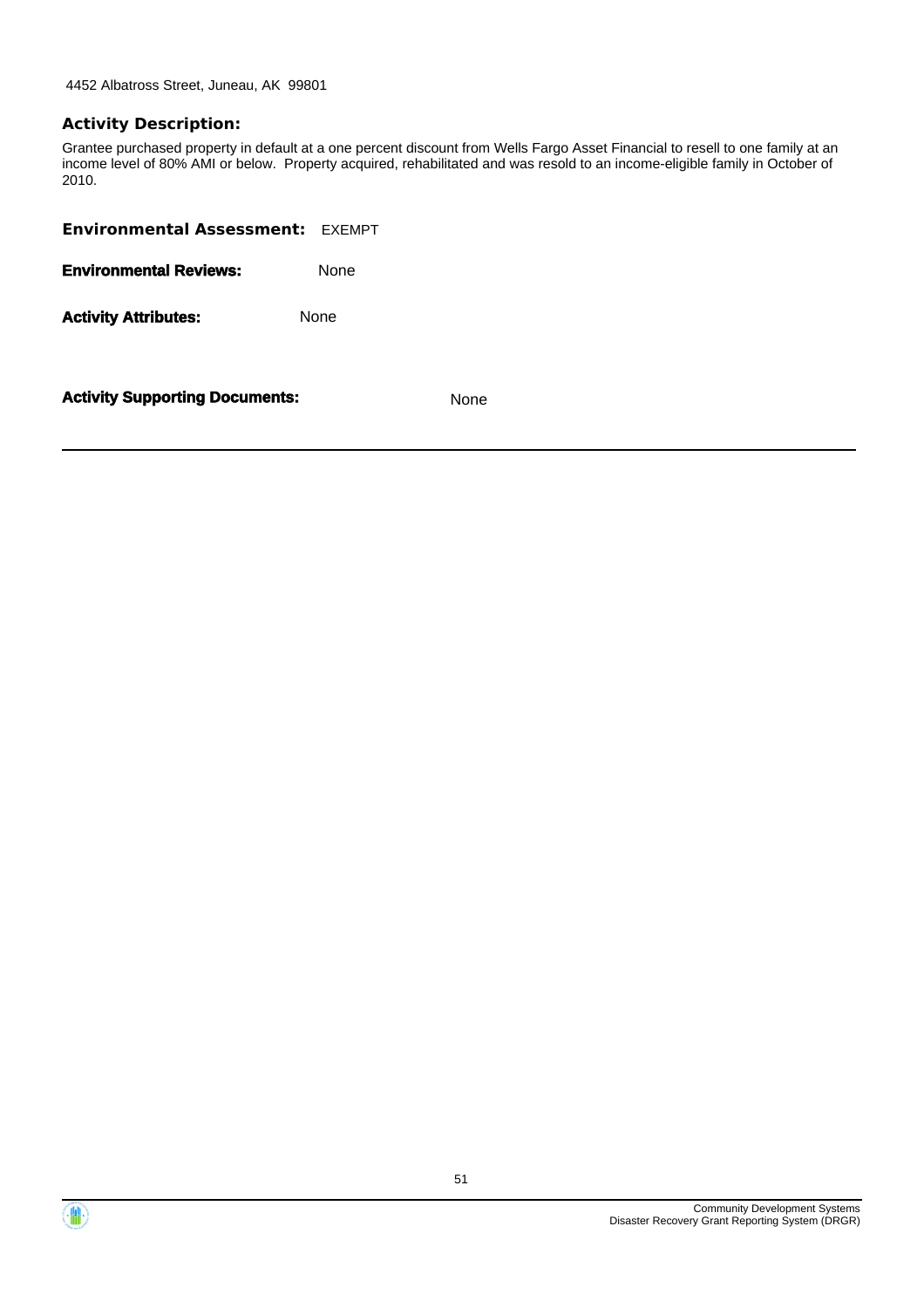4452 Albatross Street, Juneau, AK  99801

**Activity Description:**

Grantee purchased property in default at a one percent discount from Wells Fargo Asset Financial to resell to one family at an income level of 80% AMI or below.  Property acquired, rehabilitated and was resold to an income-eligible family in October of 2010.

**Environmental Assessment:** EXEMPT

**Environmental Reviews:** None

**Activity Attributes:** None

**Activity Supporting Documents:** None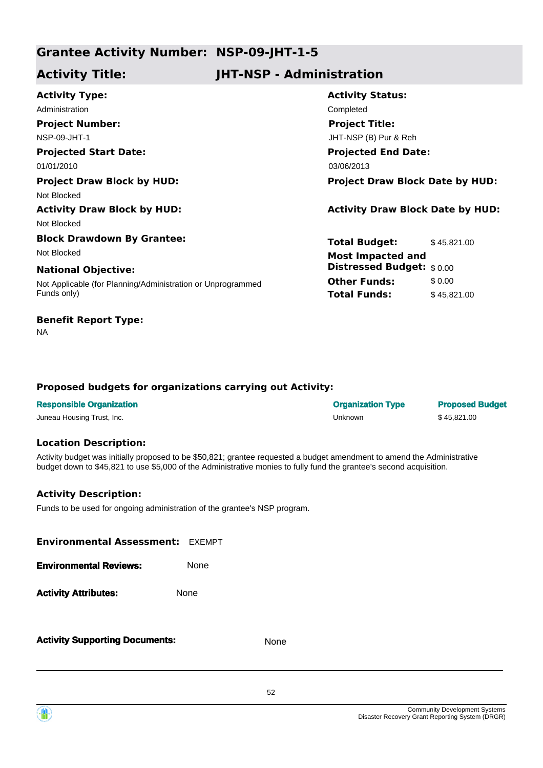## Grantee Activity Number: NSP-09-JHT-1-5

## Activity Title: JHT-NSP - Administration

**Activity Type:**
Administration

**Activity Status:**
Completed

**Project Number:**
NSP-09-JHT-1

**Project Title:**
JHT-NSP (B) Pur & Reh

**Projected Start Date:**
01/01/2010

**Projected End Date:**
03/06/2013

**Project Draw Block by HUD:**
Not Blocked

**Project Draw Block Date by HUD:**

**Activity Draw Block by HUD:**
Not Blocked

**Activity Draw Block Date by HUD:**

**Block Drawdown By Grantee:**
Not Blocked

**National Objective:**
Not Applicable (for Planning/Administration or Unprogrammed Funds only)

| | |
|---|---|
| **Total Budget:** | $ 45,821.00 |
| **Most Impacted and Distressed Budget:** | $ 0.00 |
| **Other Funds:** | $ 0.00 |
| **Total Funds:** | $ 45,821.00 |

**Benefit Report Type:**
NA

### Proposed budgets for organizations carrying out Activity:

| Responsible Organization | Organization Type | Proposed Budget |
|---|---|---|
| Juneau Housing Trust, Inc. | Unknown | $ 45,821.00 |

### Location Description:

Activity budget was initially proposed to be $50,821; grantee requested a budget amendment to amend the Administrative budget down to $45,821 to use $5,000 of the Administrative monies to fully fund the grantee's second acquisition.

### Activity Description:

Funds to be used for ongoing administration of the grantee's NSP program.

**Environmental Assessment:** EXEMPT

**Environmental Reviews:** None

**Activity Attributes:** None

**Activity Supporting Documents:** None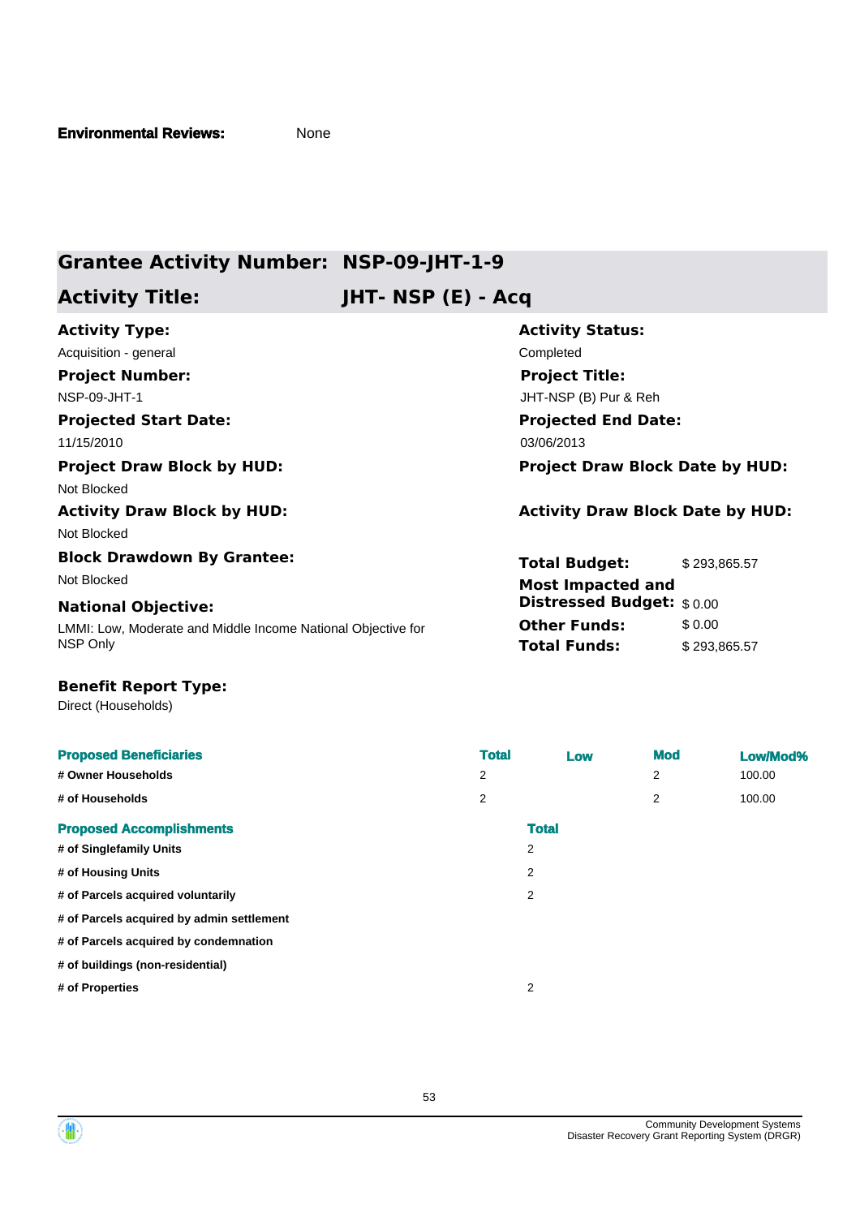**Environmental Reviews:** None

## Grantee Activity Number: NSP-09-JHT-1-9

## Activity Title: JHT- NSP (E) - Acq

**Activity Type:**
Acquisition - general

**Activity Status:**
Completed

**Project Number:**
NSP-09-JHT-1

**Project Title:**
JHT-NSP (B) Pur & Reh

**Projected Start Date:**
11/15/2010

**Projected End Date:**
03/06/2013

**Project Draw Block by HUD:**
Not Blocked

**Project Draw Block Date by HUD:**

**Activity Draw Block by HUD:**
Not Blocked

**Activity Draw Block Date by HUD:**

**Block Drawdown By Grantee:**
Not Blocked

**National Objective:**
LMMI: Low, Moderate and Middle Income National Objective for NSP Only

**Total Budget:** $ 293,865.57
**Most Impacted and Distressed Budget:** $ 0.00
**Other Funds:** $ 0.00
**Total Funds:** $ 293,865.57

**Benefit Report Type:**
Direct (Households)

| Proposed Beneficiaries | Total | Low | Mod | Low/Mod% |
|---|---|---|---|---|
| # Owner Households | 2 | | 2 | 100.00 |
| # of Households | 2 | | 2 | 100.00 |

| Proposed Accomplishments | Total |
|---|---|
| # of Singlefamily Units | 2 |
| # of Housing Units | 2 |
| # of Parcels acquired voluntarily | 2 |
| # of Parcels acquired by admin settlement | |
| # of Parcels acquired by condemnation | |
| # of buildings (non-residential) | |
| # of Properties | 2 |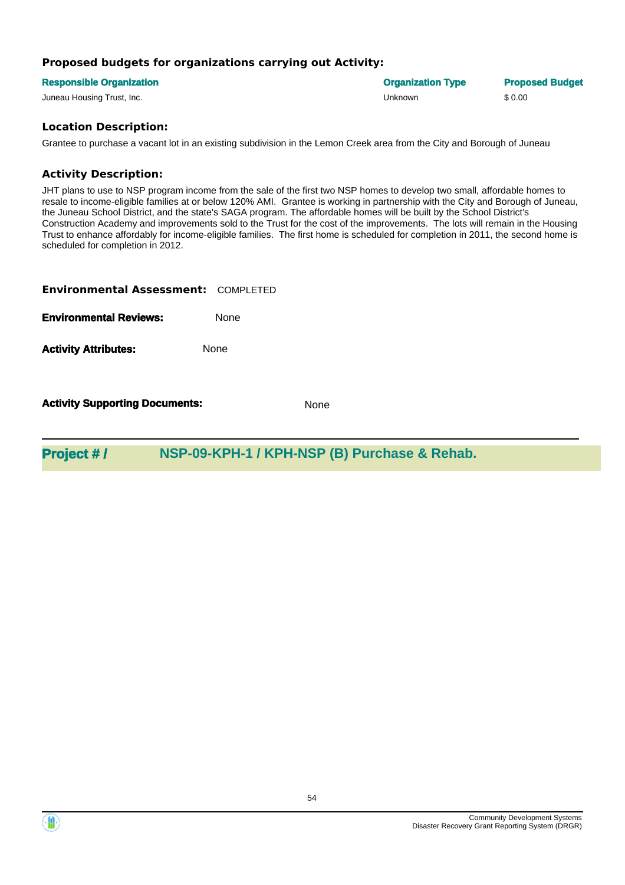### Proposed budgets for organizations carrying out Activity:

| Responsible Organization | Organization Type | Proposed Budget |
| --- | --- | --- |
| Juneau Housing Trust, Inc. | Unknown | $ 0.00 |

### Location Description:

Grantee to purchase a vacant lot in an existing subdivision in the Lemon Creek area from the City and Borough of Juneau

### Activity Description:

JHT plans to use to NSP program income from the sale of the first two NSP homes to develop two small, affordable homes to resale to income-eligible families at or below 120% AMI. Grantee is working in partnership with the City and Borough of Juneau, the Juneau School District, and the state's SAGA program. The affordable homes will be built by the School District's Construction Academy and improvements sold to the Trust for the cost of the improvements. The lots will remain in the Housing Trust to enhance affordably for income-eligible families. The first home is scheduled for completion in 2011, the second home is scheduled for completion in 2012.

**Environmental Assessment:** COMPLETED

**Environmental Reviews:** None

**Activity Attributes:** None

**Activity Supporting Documents:** None

---

## Project # / NSP-09-KPH-1 / KPH-NSP (B) Purchase & Rehab.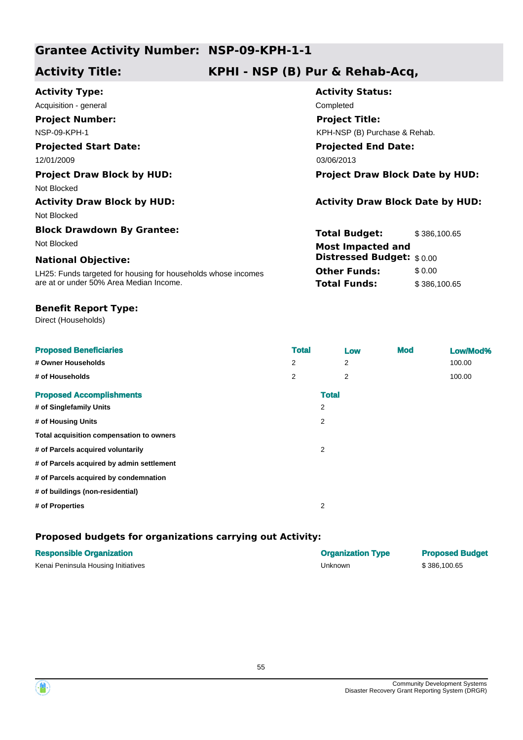## Grantee Activity Number: NSP-09-KPH-1-1

## Activity Title: KPHI - NSP (B) Pur & Rehab-Acq,

**Activity Type:**
Acquisition - general

**Activity Status:**
Completed

**Project Number:**
NSP-09-KPH-1

**Project Title:**
KPH-NSP (B) Purchase & Rehab.

**Projected Start Date:**
12/01/2009

**Projected End Date:**
03/06/2013

**Project Draw Block by HUD:**
Not Blocked

**Project Draw Block Date by HUD:**

**Activity Draw Block by HUD:**
Not Blocked

**Activity Draw Block Date by HUD:**

**Block Drawdown By Grantee:**
Not Blocked

**Total Budget:** $ 386,100.65

**Most Impacted and Distressed Budget:** $ 0.00

**Other Funds:** $ 0.00

**Total Funds:** $ 386,100.65

**National Objective:**
LH25: Funds targeted for housing for households whose incomes are at or under 50% Area Median Income.

**Benefit Report Type:**
Direct (Households)

| Proposed Beneficiaries | Total | Low | Mod | Low/Mod% |
|---|---|---|---|---|
| # Owner Households | 2 | 2 | | 100.00 |
| # of Households | 2 | 2 | | 100.00 |

| Proposed Accomplishments | Total |
|---|---|
| # of Singlefamily Units | 2 |
| # of Housing Units | 2 |
| Total acquisition compensation to owners | |
| # of Parcels acquired voluntarily | 2 |
| # of Parcels acquired by admin settlement | |
| # of Parcels acquired by condemnation | |
| # of buildings (non-residential) | |
| # of Properties | 2 |

### Proposed budgets for organizations carrying out Activity:

| Responsible Organization | Organization Type | Proposed Budget |
|---|---|---|
| Kenai Peninsula Housing Initiatives | Unknown | $ 386,100.65 |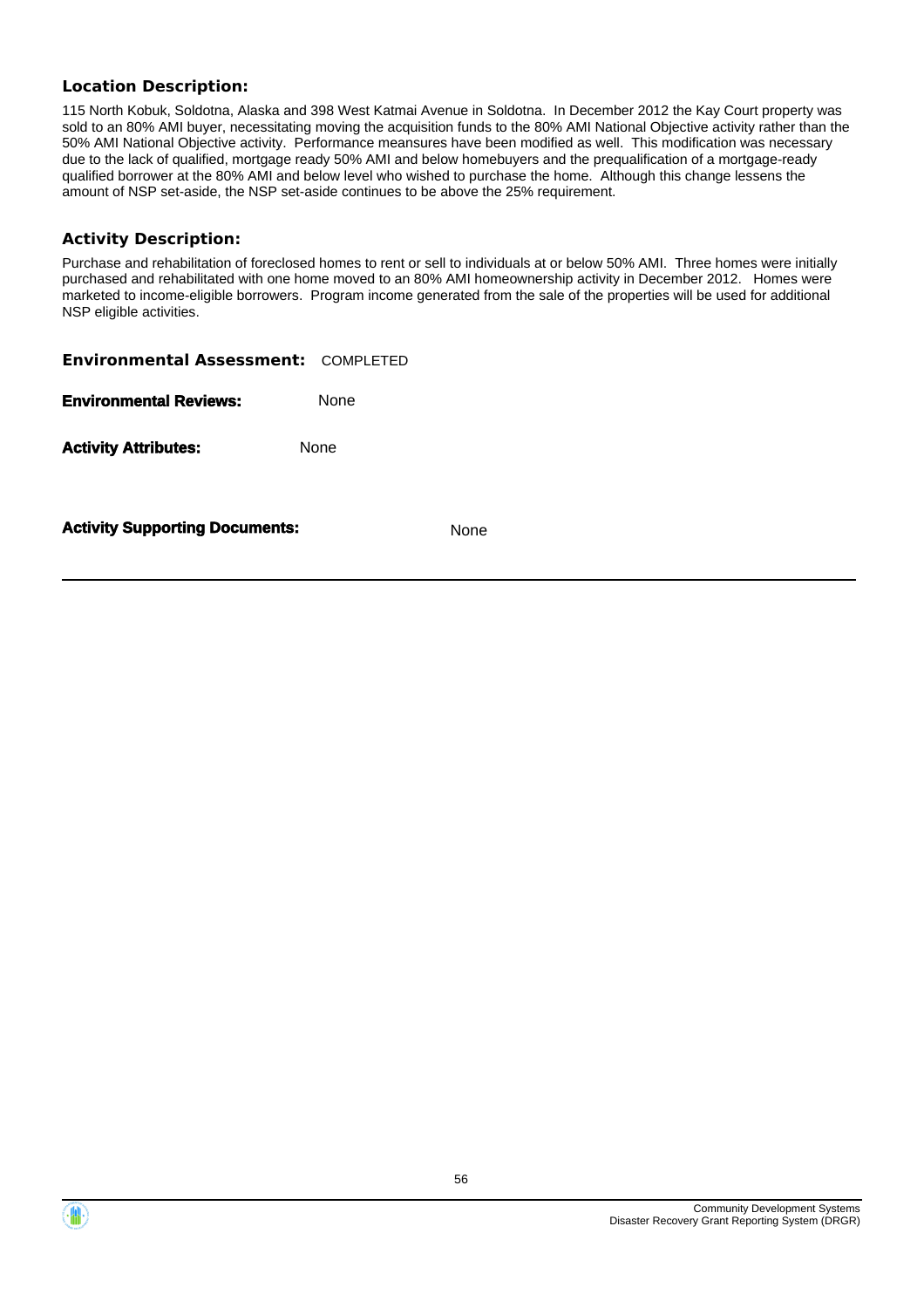**Location Description:**

115 North Kobuk, Soldotna, Alaska and 398 West Katmai Avenue in Soldotna. In December 2012 the Kay Court property was sold to an 80% AMI buyer, necessitating moving the acquisition funds to the 80% AMI National Objective activity rather than the 50% AMI National Objective activity. Performance meansures have been modified as well. This modification was necessary due to the lack of qualified, mortgage ready 50% AMI and below homebuyers and the prequalification of a mortgage-ready qualified borrower at the 80% AMI and below level who wished to purchase the home. Although this change lessens the amount of NSP set-aside, the NSP set-aside continues to be above the 25% requirement.

**Activity Description:**

Purchase and rehabilitation of foreclosed homes to rent or sell to individuals at or below 50% AMI. Three homes were initially purchased and rehabilitated with one home moved to an 80% AMI homeownership activity in December 2012. Homes were marketed to income-eligible borrowers. Program income generated from the sale of the properties will be used for additional NSP eligible activities.

**Environmental Assessment:** COMPLETED

**Environmental Reviews:** None

**Activity Attributes:** None

**Activity Supporting Documents:** None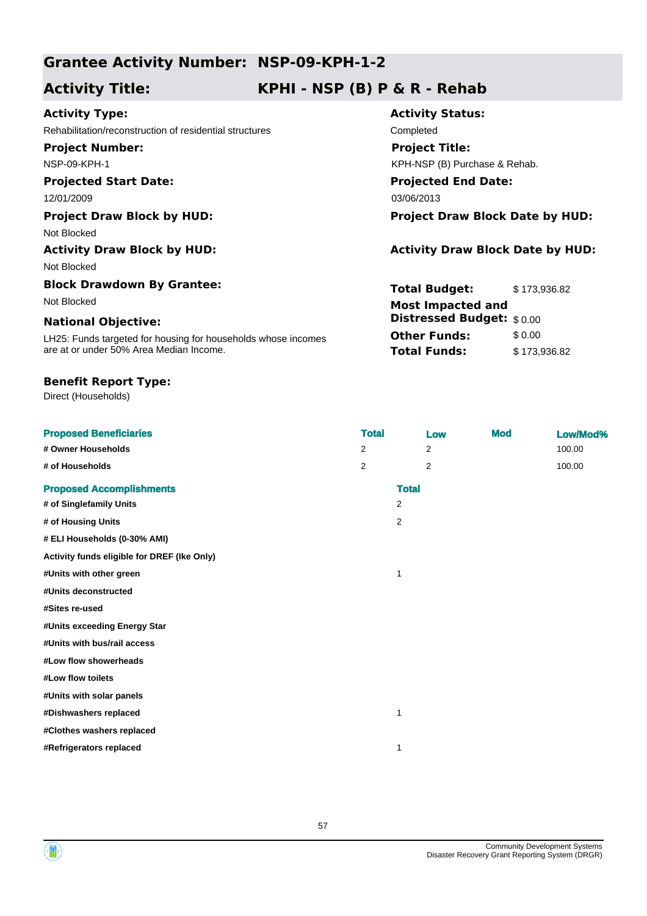## Grantee Activity Number: NSP-09-KPH-1-2

## Activity Title: KPHI - NSP (B) P & R - Rehab

**Activity Type:**
Rehabilitation/reconstruction of residential structures

**Activity Status:**
Completed

**Project Number:**
NSP-09-KPH-1

**Project Title:**
KPH-NSP (B) Purchase & Rehab.

**Projected Start Date:**
12/01/2009

**Projected End Date:**
03/06/2013

**Project Draw Block by HUD:**
Not Blocked

**Project Draw Block Date by HUD:**

**Activity Draw Block by HUD:**
Not Blocked

**Activity Draw Block Date by HUD:**

**Block Drawdown By Grantee:**
Not Blocked

**Total Budget:** $ 173,936.82

**Most Impacted and Distressed Budget:** $ 0.00

**Other Funds:** $ 0.00

**Total Funds:** $ 173,936.82

**National Objective:**
LH25: Funds targeted for housing for households whose incomes are at or under 50% Area Median Income.

**Benefit Report Type:**
Direct (Households)

| Proposed Beneficiaries | Total | Low | Mod | Low/Mod% |
|---|---|---|---|---|
| # Owner Households | 2 | 2 | | 100.00 |
| # of Households | 2 | 2 | | 100.00 |

| Proposed Accomplishments | Total |
|---|---|
| # of Singlefamily Units | 2 |
| # of Housing Units | 2 |
| # ELI Households (0-30% AMI) | |
| Activity funds eligible for DREF (Ike Only) | |
| #Units with other green | 1 |
| #Units deconstructed | |
| #Sites re-used | |
| #Units exceeding Energy Star | |
| #Units with bus/rail access | |
| #Low flow showerheads | |
| #Low flow toilets | |
| #Units with solar panels | |
| #Dishwashers replaced | 1 |
| #Clothes washers replaced | |
| #Refrigerators replaced | 1 |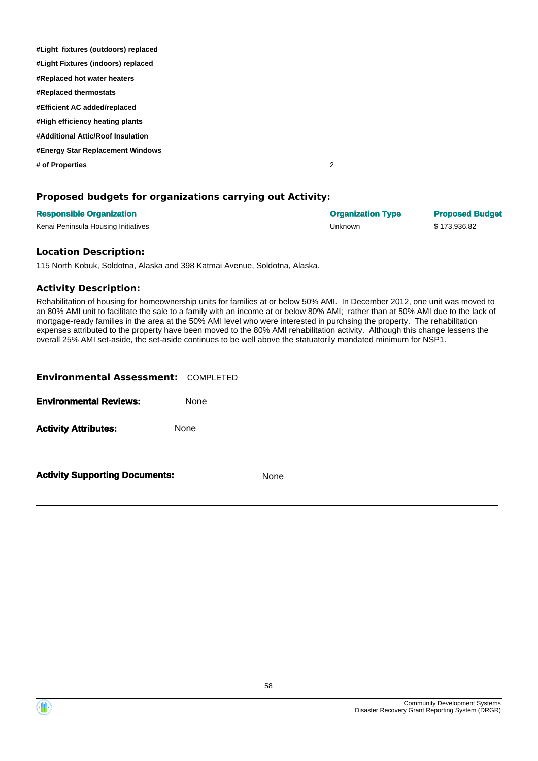| | |
|---|---|
| **#Light fixtures (outdoors) replaced** | |
| **#Light Fixtures (indoors) replaced** | |
| **#Replaced hot water heaters** | |
| **#Replaced thermostats** | |
| **#Efficient AC added/replaced** | |
| **#High efficiency heating plants** | |
| **#Additional Attic/Roof Insulation** | |
| **#Energy Star Replacement Windows** | |
| **# of Properties** | 2 |

### Proposed budgets for organizations carrying out Activity:

| Responsible Organization | Organization Type | Proposed Budget |
|---|---|---|
| Kenai Peninsula Housing Initiatives | Unknown | $ 173,936.82 |

### Location Description:

115 North Kobuk, Soldotna, Alaska and 398 Katmai Avenue, Soldotna, Alaska.

### Activity Description:

Rehabilitation of housing for homeownership units for families at or below 50% AMI. In December 2012, one unit was moved to an 80% AMI unit to facilitate the sale to a family with an income at or below 80% AMI; rather than at 50% AMI due to the lack of mortgage-ready families in the area at the 50% AMI level who were interested in purchsing the property. The rehabilitation expenses attributed to the property have been moved to the 80% AMI rehabilitation activity. Although this change lessens the overall 25% AMI set-aside, the set-aside continues to be well above the statuatorily mandated minimum for NSP1.

**Environmental Assessment:** COMPLETED

**Environmental Reviews:** None

**Activity Attributes:** None

**Activity Supporting Documents:** None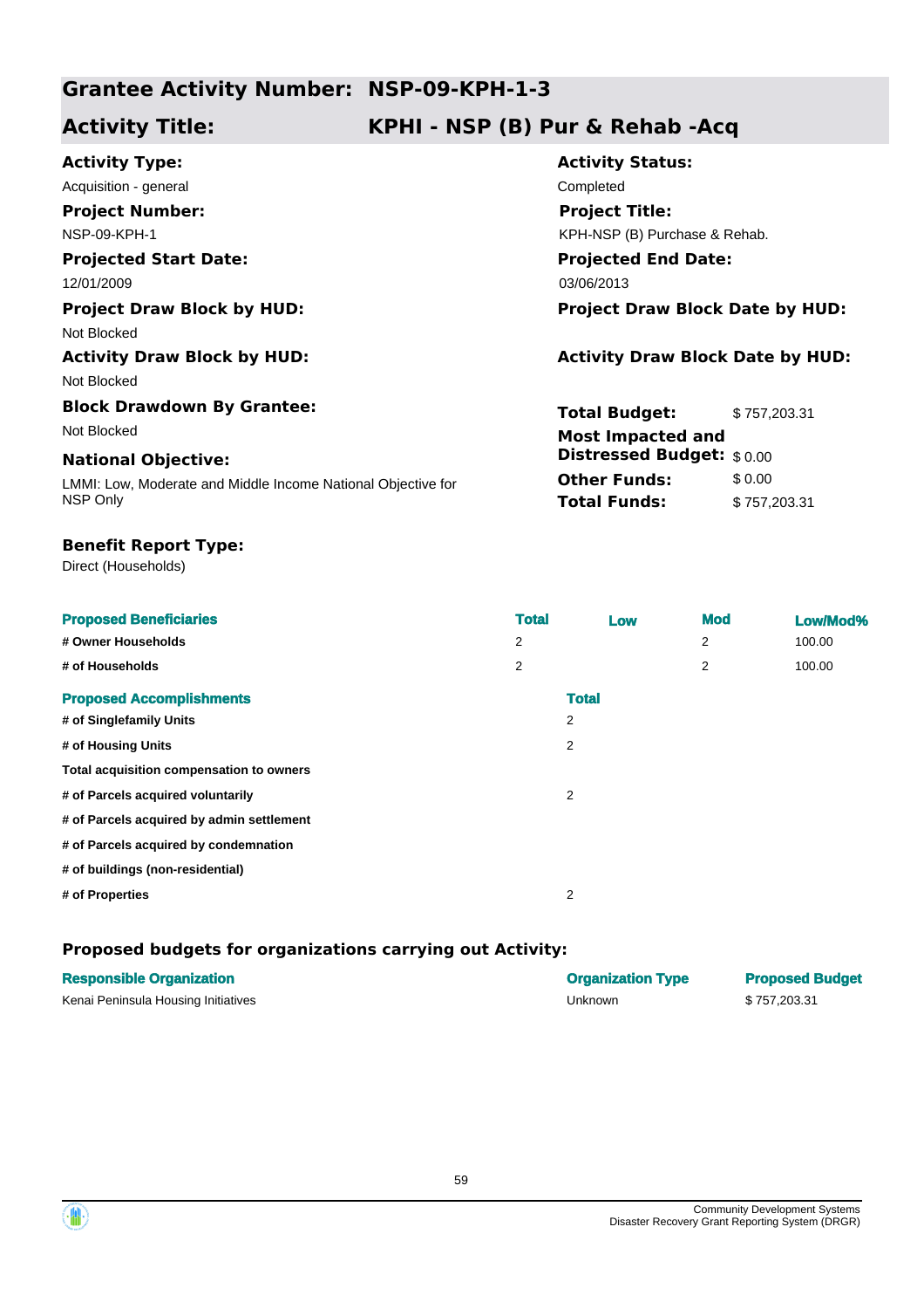## Grantee Activity Number: NSP-09-KPH-1-3

## Activity Title: KPHI - NSP (B) Pur & Rehab -Acq

**Activity Type:**
Acquisition - general

**Activity Status:**
Completed

**Project Number:**
NSP-09-KPH-1

**Project Title:**
KPH-NSP (B) Purchase & Rehab.

**Projected Start Date:**
12/01/2009

**Projected End Date:**
03/06/2013

**Project Draw Block by HUD:**
Not Blocked

**Project Draw Block Date by HUD:**

**Activity Draw Block by HUD:**
Not Blocked

**Activity Draw Block Date by HUD:**

**Block Drawdown By Grantee:**
Not Blocked

**National Objective:**
LMMI: Low, Moderate and Middle Income National Objective for NSP Only

**Total Budget:** $ 757,203.31

**Most Impacted and Distressed Budget:** $ 0.00

**Other Funds:** $ 0.00

**Total Funds:** $ 757,203.31

**Benefit Report Type:**
Direct (Households)

| Proposed Beneficiaries | Total | Low | Mod | Low/Mod% |
|---|---|---|---|---|
| # Owner Households | 2 | | 2 | 100.00 |
| # of Households | 2 | | 2 | 100.00 |

| Proposed Accomplishments | Total |
|---|---|
| # of Singlefamily Units | 2 |
| # of Housing Units | 2 |
| Total acquisition compensation to owners | |
| # of Parcels acquired voluntarily | 2 |
| # of Parcels acquired by admin settlement | |
| # of Parcels acquired by condemnation | |
| # of buildings (non-residential) | |
| # of Properties | 2 |

### Proposed budgets for organizations carrying out Activity:

| Responsible Organization | Organization Type | Proposed Budget |
|---|---|---|
| Kenai Peninsula Housing Initiatives | Unknown | $ 757,203.31 |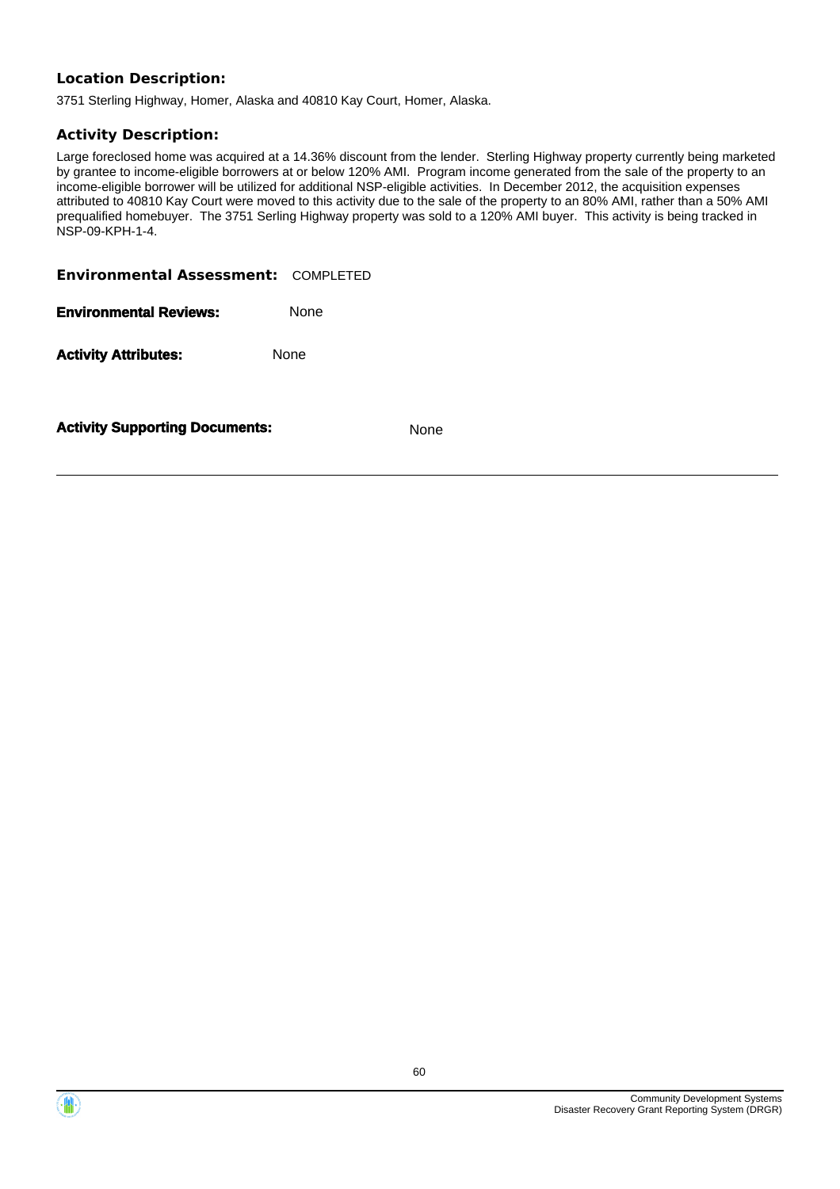**Location Description:**

3751 Sterling Highway, Homer, Alaska and 40810 Kay Court, Homer, Alaska.

**Activity Description:**

Large foreclosed home was acquired at a 14.36% discount from the lender. Sterling Highway property currently being marketed by grantee to income-eligible borrowers at or below 120% AMI. Program income generated from the sale of the property to an income-eligible borrower will be utilized for additional NSP-eligible activities. In December 2012, the acquisition expenses attributed to 40810 Kay Court were moved to this activity due to the sale of the property to an 80% AMI, rather than a 50% AMI prequalified homebuyer. The 3751 Serling Highway property was sold to a 120% AMI buyer. This activity is being tracked in NSP-09-KPH-1-4.

**Environmental Assessment:** COMPLETED

**Environmental Reviews:** None

**Activity Attributes:** None

**Activity Supporting Documents:** None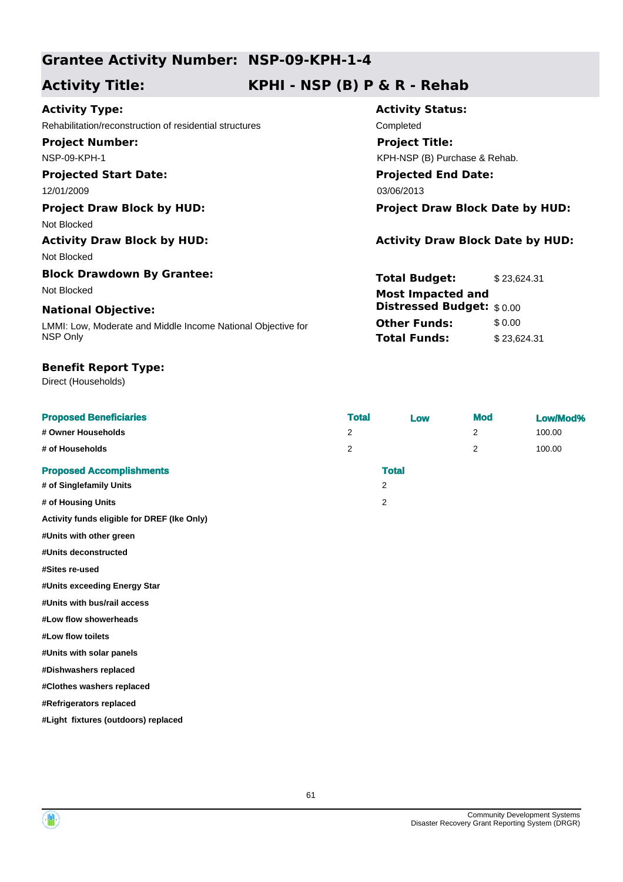## Grantee Activity Number: NSP-09-KPH-1-4

## Activity Title: KPHI - NSP (B) P & R - Rehab

**Activity Type:**
Rehabilitation/reconstruction of residential structures

**Activity Status:**
Completed

**Project Number:**
NSP-09-KPH-1

**Project Title:**
KPH-NSP (B) Purchase & Rehab.

**Projected Start Date:**
12/01/2009

**Projected End Date:**
03/06/2013

**Project Draw Block by HUD:**
Not Blocked

**Project Draw Block Date by HUD:**

**Activity Draw Block by HUD:**
Not Blocked

**Activity Draw Block Date by HUD:**

**Block Drawdown By Grantee:**
Not Blocked

**Total Budget:** $ 23,624.31

**Most Impacted and Distressed Budget:** $ 0.00

**Other Funds:** $ 0.00

**Total Funds:** $ 23,624.31

**National Objective:**
LMMI: Low, Moderate and Middle Income National Objective for NSP Only

**Benefit Report Type:**
Direct (Households)

| Proposed Beneficiaries | Total | Low | Mod | Low/Mod% |
|---|---|---|---|---|
| # Owner Households | 2 | | 2 | 100.00 |
| # of Households | 2 | | 2 | 100.00 |

| Proposed Accomplishments | Total |
|---|---|
| # of Singlefamily Units | 2 |
| # of Housing Units | 2 |
| Activity funds eligible for DREF (Ike Only) | |
| #Units with other green | |
| #Units deconstructed | |
| #Sites re-used | |
| #Units exceeding Energy Star | |
| #Units with bus/rail access | |
| #Low flow showerheads | |
| #Low flow toilets | |
| #Units with solar panels | |
| #Dishwashers replaced | |
| #Clothes washers replaced | |
| #Refrigerators replaced | |
| #Light fixtures (outdoors) replaced | |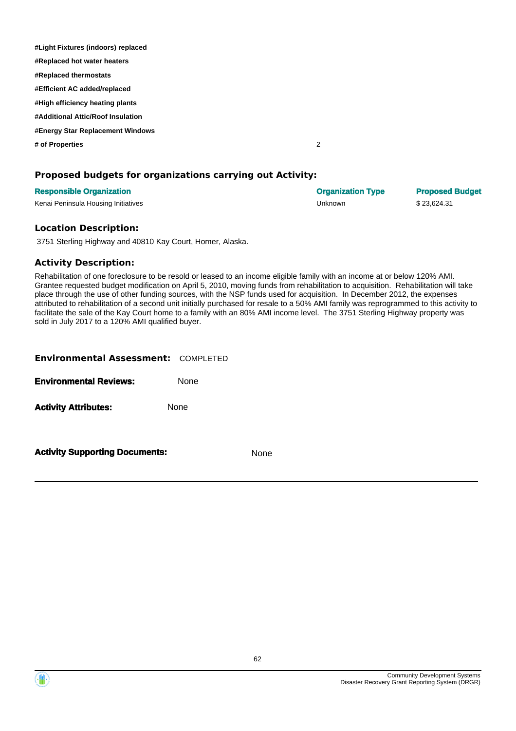| | |
|---|---|
| **#Light Fixtures (indoors) replaced** | |
| **#Replaced hot water heaters** | |
| **#Replaced thermostats** | |
| **#Efficient AC added/replaced** | |
| **#High efficiency heating plants** | |
| **#Additional Attic/Roof Insulation** | |
| **#Energy Star Replacement Windows** | |
| **# of Properties** | 2 |

## Proposed budgets for organizations carrying out Activity:

| Responsible Organization | Organization Type | Proposed Budget |
|---|---|---|
| Kenai Peninsula Housing Initiatives | Unknown | $ 23,624.31 |

## Location Description:

3751 Sterling Highway and 40810 Kay Court, Homer, Alaska.

## Activity Description:

Rehabilitation of one foreclosure to be resold or leased to an income eligible family with an income at or below 120% AMI. Grantee requested budget modification on April 5, 2010, moving funds from rehabilitation to acquisition. Rehabilitation will take place through the use of other funding sources, with the NSP funds used for acquisition. In December 2012, the expenses attributed to rehabilitation of a second unit initially purchased for resale to a 50% AMI family was reprogrammed to this activity to facilitate the sale of the Kay Court home to a family with an 80% AMI income level. The 3751 Sterling Highway property was sold in July 2017 to a 120% AMI qualified buyer.

**Environmental Assessment:** COMPLETED

**Environmental Reviews:** None

**Activity Attributes:** None

**Activity Supporting Documents:** None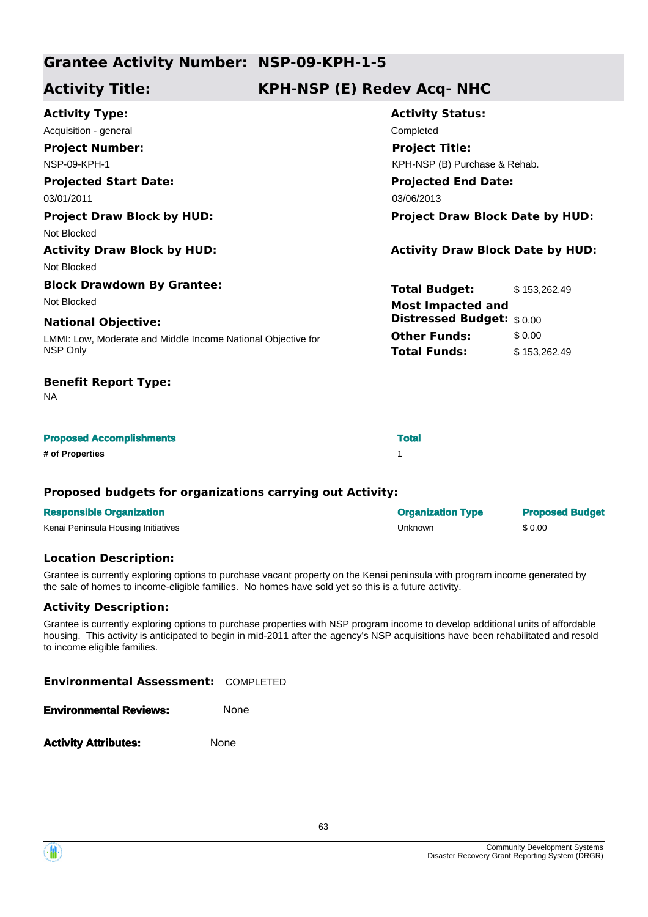## Grantee Activity Number: NSP-09-KPH-1-5

## Activity Title: KPH-NSP (E) Redev Acq- NHC

**Activity Type:**
Acquisition - general

**Activity Status:**
Completed

**Project Number:**
NSP-09-KPH-1

**Project Title:**
KPH-NSP (B) Purchase & Rehab.

**Projected Start Date:**
03/01/2011

**Projected End Date:**
03/06/2013

**Project Draw Block by HUD:**
Not Blocked

**Project Draw Block Date by HUD:**

**Activity Draw Block by HUD:**
Not Blocked

**Activity Draw Block Date by HUD:**

**Block Drawdown By Grantee:**
Not Blocked

**National Objective:**
LMMI: Low, Moderate and Middle Income National Objective for NSP Only

| | |
|---|---|
| **Total Budget:** | $ 153,262.49 |
| **Most Impacted and Distressed Budget:** | $ 0.00 |
| **Other Funds:** | $ 0.00 |
| **Total Funds:** | $ 153,262.49 |

**Benefit Report Type:**
NA

| Proposed Accomplishments | Total |
|---|---|
| **# of Properties** | 1 |

**Proposed budgets for organizations carrying out Activity:**

| Responsible Organization | Organization Type | Proposed Budget |
|---|---|---|
| Kenai Peninsula Housing Initiatives | Unknown | $ 0.00 |

**Location Description:**

Grantee is currently exploring options to purchase vacant property on the Kenai peninsula with program income generated by the sale of homes to income-eligible families. No homes have sold yet so this is a future activity.

**Activity Description:**

Grantee is currently exploring options to purchase properties with NSP program income to develop additional units of affordable housing. This activity is anticipated to begin in mid-2011 after the agency's NSP acquisitions have been rehabilitated and resold to income eligible families.

**Environmental Assessment:** COMPLETED

**Environmental Reviews:** None

**Activity Attributes:** None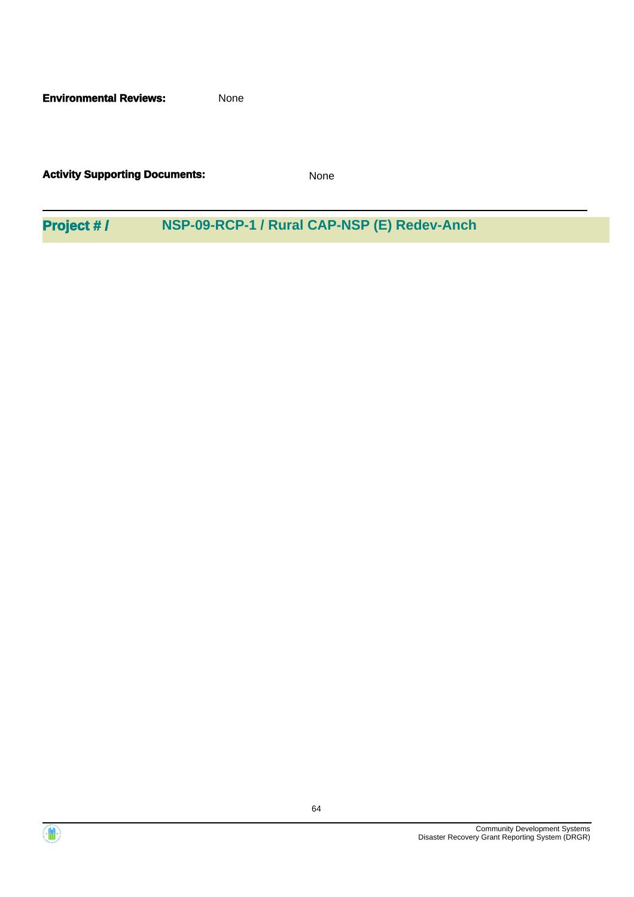**Environmental Reviews:** None

**Activity Supporting Documents:** None

---

## Project # / NSP-09-RCP-1 / Rural CAP-NSP (E) Redev-Anch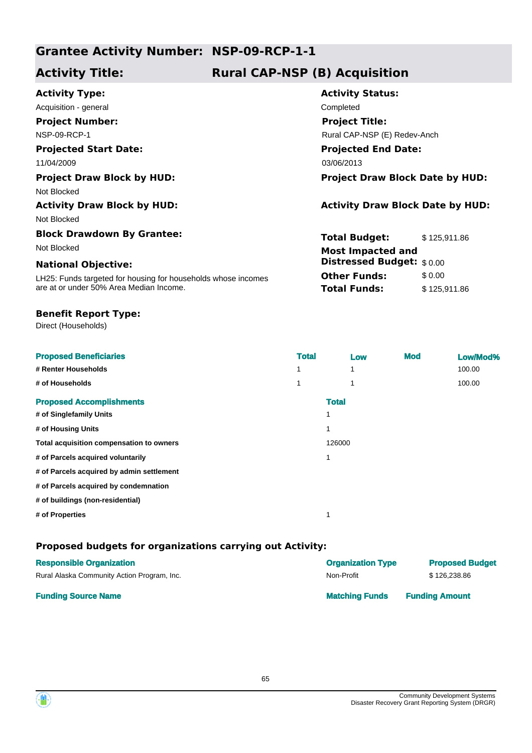## Grantee Activity Number: NSP-09-RCP-1-1

## Activity Title: Rural CAP-NSP (B) Acquisition

**Activity Type:**
Acquisition - general

**Activity Status:**
Completed

**Project Number:**
NSP-09-RCP-1

**Project Title:**
Rural CAP-NSP (E) Redev-Anch

**Projected Start Date:**
11/04/2009

**Projected End Date:**
03/06/2013

**Project Draw Block by HUD:**
Not Blocked

**Project Draw Block Date by HUD:**

**Activity Draw Block by HUD:**
Not Blocked

**Activity Draw Block Date by HUD:**

**Block Drawdown By Grantee:**
Not Blocked

**National Objective:**
LH25: Funds targeted for housing for households whose incomes are at or under 50% Area Median Income.

**Total Budget:** $ 125,911.86
**Most Impacted and Distressed Budget:** $ 0.00
**Other Funds:** $ 0.00
**Total Funds:** $ 125,911.86

**Benefit Report Type:**
Direct (Households)

| Proposed Beneficiaries | Total | Low | Mod | Low/Mod% |
|---|---|---|---|---|
| # Renter Households | 1 | 1 | | 100.00 |
| # of Households | 1 | 1 | | 100.00 |

| Proposed Accomplishments | Total |
|---|---|
| # of Singlefamily Units | 1 |
| # of Housing Units | 1 |
| Total acquisition compensation to owners | 126000 |
| # of Parcels acquired voluntarily | 1 |
| # of Parcels acquired by admin settlement | |
| # of Parcels acquired by condemnation | |
| # of buildings (non-residential) | |
| # of Properties | 1 |

### Proposed budgets for organizations carrying out Activity:

| Responsible Organization | Organization Type | Proposed Budget |
|---|---|---|
| Rural Alaska Community Action Program, Inc. | Non-Profit | $ 126,238.86 |

| Funding Source Name | Matching Funds | Funding Amount |
|---|---|---|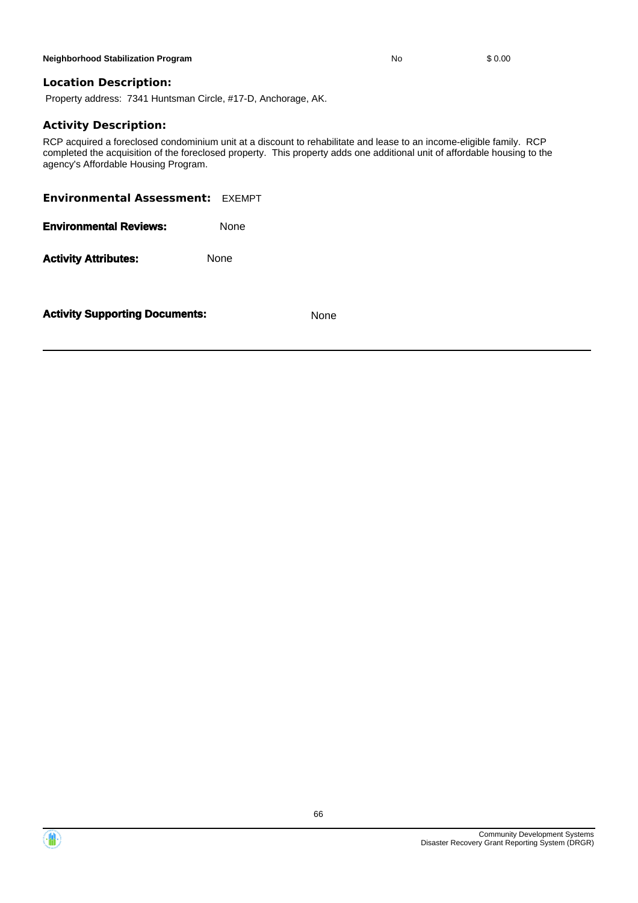| | | |
|---|---|---|
| **Neighborhood Stabilization Program** | No | $ 0.00 |

### Location Description:

Property address: 7341 Huntsman Circle, #17-D, Anchorage, AK.

### Activity Description:

RCP acquired a foreclosed condominium unit at a discount to rehabilitate and lease to an income-eligible family. RCP completed the acquisition of the foreclosed property. This property adds one additional unit of affordable housing to the agency's Affordable Housing Program.

**Environmental Assessment:** EXEMPT

**Environmental Reviews:** None

**Activity Attributes:** None

**Activity Supporting Documents:** None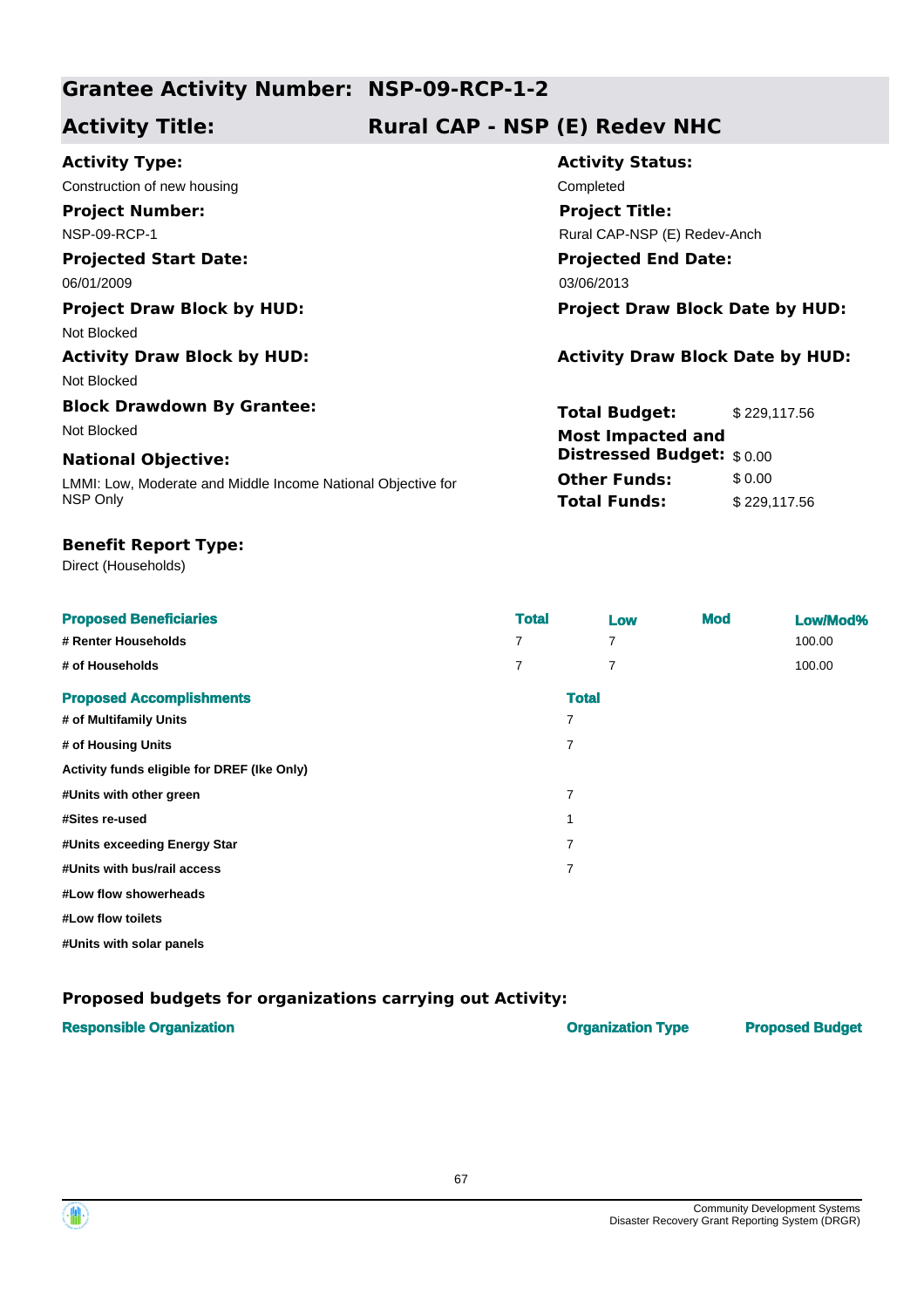## Grantee Activity Number: NSP-09-RCP-1-2

## Activity Title: Rural CAP - NSP (E) Redev NHC

**Activity Type:**
Construction of new housing

**Activity Status:**
Completed

**Project Number:**
NSP-09-RCP-1

**Project Title:**
Rural CAP-NSP (E) Redev-Anch

**Projected Start Date:**
06/01/2009

**Projected End Date:**
03/06/2013

**Project Draw Block by HUD:**
Not Blocked

**Project Draw Block Date by HUD:**

**Activity Draw Block by HUD:**
Not Blocked

**Activity Draw Block Date by HUD:**

**Block Drawdown By Grantee:**
Not Blocked

**National Objective:**
LMMI: Low, Moderate and Middle Income National Objective for NSP Only

| | |
|---|---|
| **Total Budget:** | $ 229,117.56 |
| **Most Impacted and Distressed Budget:** | $ 0.00 |
| **Other Funds:** | $ 0.00 |
| **Total Funds:** | $ 229,117.56 |

**Benefit Report Type:**
Direct (Households)

| Proposed Beneficiaries | Total | Low | Mod | Low/Mod% |
|---|---|---|---|---|
| # Renter Households | 7 | 7 | | 100.00 |
| # of Households | 7 | 7 | | 100.00 |

| Proposed Accomplishments | Total |
|---|---|
| # of Multifamily Units | 7 |
| # of Housing Units | 7 |
| Activity funds eligible for DREF (Ike Only) | |
| #Units with other green | 7 |
| #Sites re-used | 1 |
| #Units exceeding Energy Star | 7 |
| #Units with bus/rail access | 7 |
| #Low flow showerheads | |
| #Low flow toilets | |
| #Units with solar panels | |

### Proposed budgets for organizations carrying out Activity:

| Responsible Organization | Organization Type | Proposed Budget |
|---|---|---|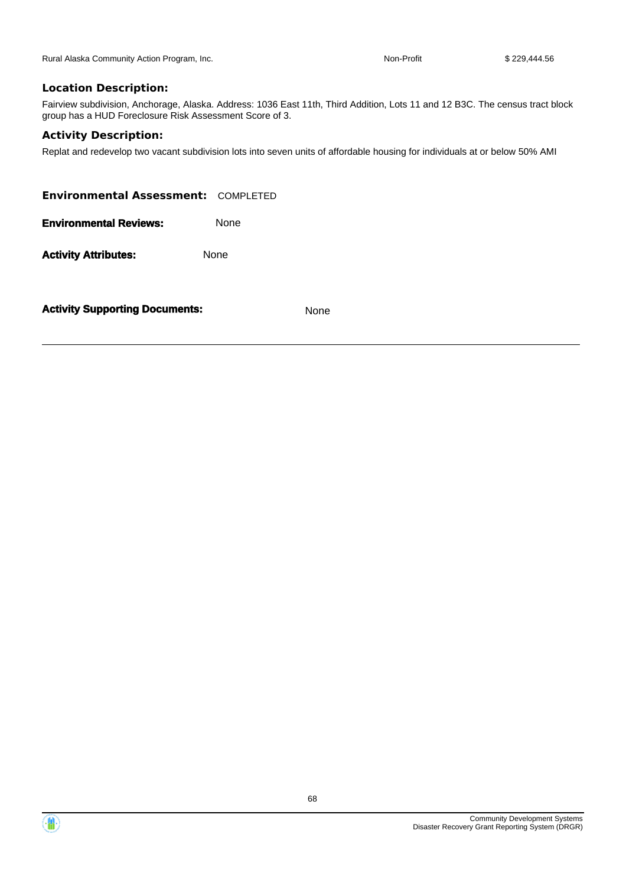| Rural Alaska Community Action Program, Inc. | Non-Profit | $ 229,444.56 |
|---|---|---|

### Location Description:

Fairview subdivision, Anchorage, Alaska. Address: 1036 East 11th, Third Addition, Lots 11 and 12 B3C. The census tract block group has a HUD Foreclosure Risk Assessment Score of 3.

### Activity Description:

Replot and redevelop two vacant subdivision lots into seven units of affordable housing for individuals at or below 50% AMI

**Environmental Assessment:** COMPLETED

**Environmental Reviews:** None

**Activity Attributes:** None

**Activity Supporting Documents:** None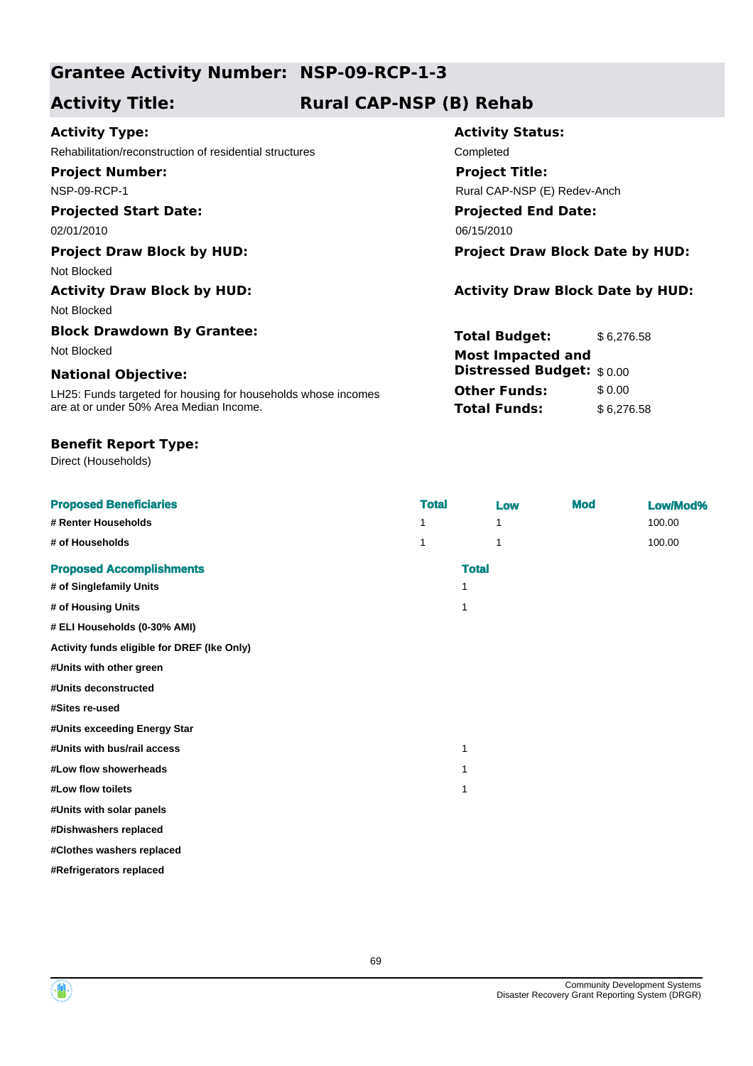## Grantee Activity Number: NSP-09-RCP-1-3

## Activity Title: Rural CAP-NSP (B) Rehab

**Activity Type:**
Rehabilitation/reconstruction of residential structures

**Activity Status:**
Completed

**Project Number:**
NSP-09-RCP-1

**Project Title:**
Rural CAP-NSP (E) Redev-Anch

**Projected Start Date:**
02/01/2010

**Projected End Date:**
06/15/2010

**Project Draw Block by HUD:**
Not Blocked

**Project Draw Block Date by HUD:**

**Activity Draw Block by HUD:**
Not Blocked

**Activity Draw Block Date by HUD:**

**Block Drawdown By Grantee:**
Not Blocked

**National Objective:**
LH25: Funds targeted for housing for households whose incomes are at or under 50% Area Median Income.

| | |
|---|---|
| **Total Budget:** | $ 6,276.58 |
| **Most Impacted and Distressed Budget:** | $ 0.00 |
| **Other Funds:** | $ 0.00 |
| **Total Funds:** | $ 6,276.58 |

**Benefit Report Type:**
Direct (Households)

| Proposed Beneficiaries | Total | Low | Mod | Low/Mod% |
|---|---|---|---|---|
| # Renter Households | 1 | 1 | | 100.00 |
| # of Households | 1 | 1 | | 100.00 |

| Proposed Accomplishments | Total |
|---|---|
| # of Singlefamily Units | 1 |
| # of Housing Units | 1 |
| # ELI Households (0-30% AMI) | |
| Activity funds eligible for DREF (Ike Only) | |
| #Units with other green | |
| #Units deconstructed | |
| #Sites re-used | |
| #Units exceeding Energy Star | |
| #Units with bus/rail access | 1 |
| #Low flow showerheads | 1 |
| #Low flow toilets | 1 |
| #Units with solar panels | |
| #Dishwashers replaced | |
| #Clothes washers replaced | |
| #Refrigerators replaced | |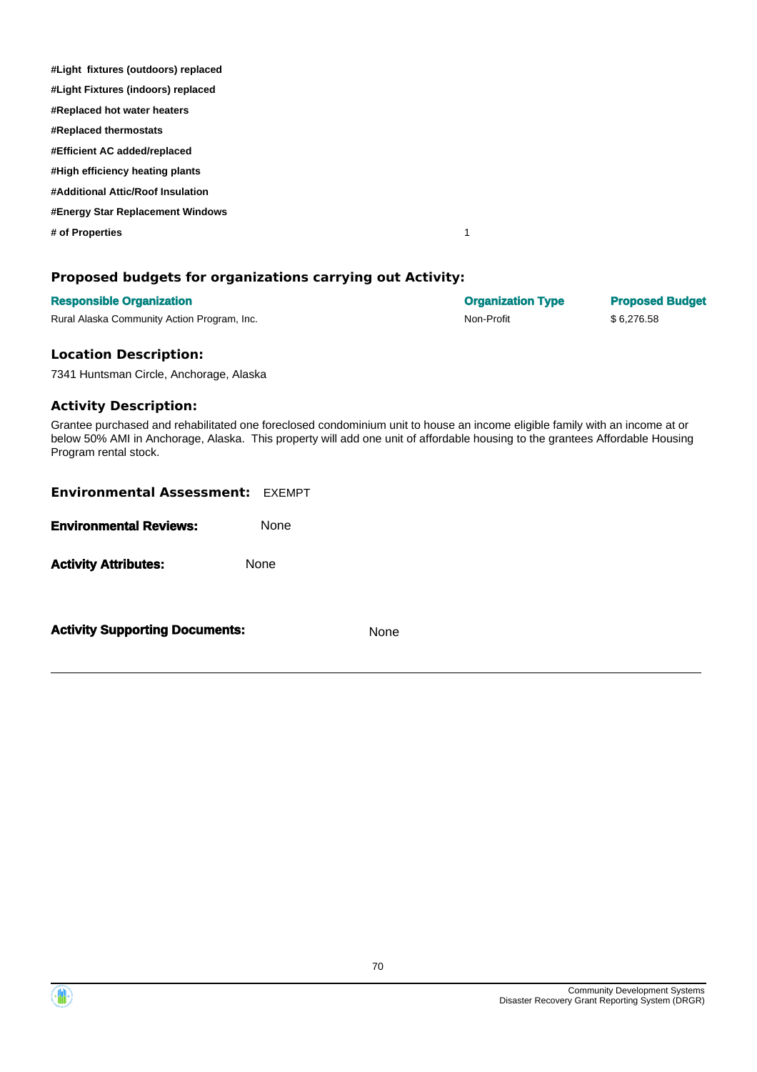| | |
|---|---|
| **#Light fixtures (outdoors) replaced** | |
| **#Light Fixtures (indoors) replaced** | |
| **#Replaced hot water heaters** | |
| **#Replaced thermostats** | |
| **#Efficient AC added/replaced** | |
| **#High efficiency heating plants** | |
| **#Additional Attic/Roof Insulation** | |
| **#Energy Star Replacement Windows** | |
| **# of Properties** | 1 |

## Proposed budgets for organizations carrying out Activity:

| Responsible Organization | Organization Type | Proposed Budget |
|---|---|---|
| Rural Alaska Community Action Program, Inc. | Non-Profit | $ 6,276.58 |

## Location Description:

7341 Huntsman Circle, Anchorage, Alaska

## Activity Description:

Grantee purchased and rehabilitated one foreclosed condominium unit to house an income eligible family with an income at or below 50% AMI in Anchorage, Alaska. This property will add one unit of affordable housing to the grantees Affordable Housing Program rental stock.

**Environmental Assessment:** EXEMPT

**Environmental Reviews:** None

**Activity Attributes:** None

**Activity Supporting Documents:** None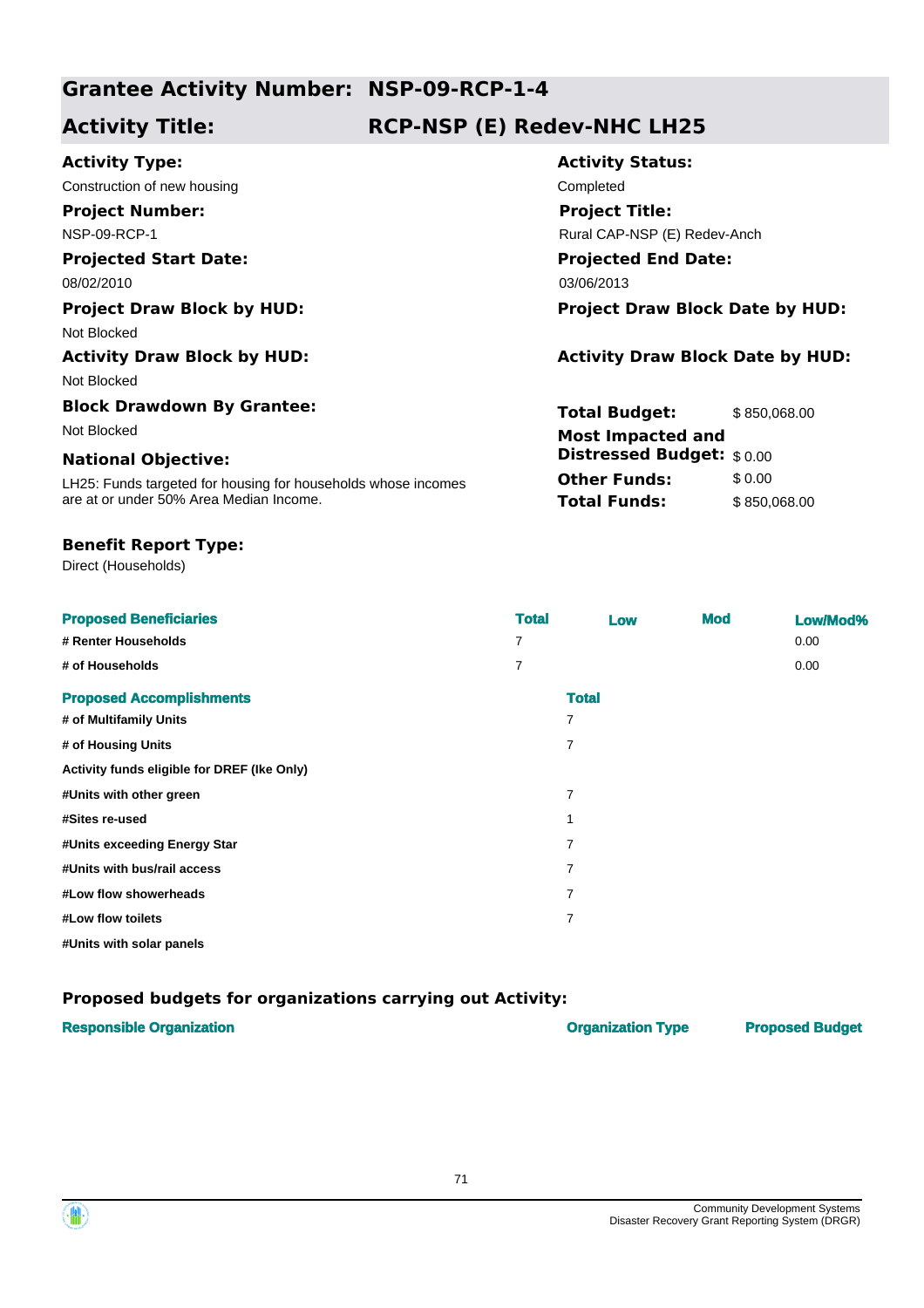## Grantee Activity Number: NSP-09-RCP-1-4

## Activity Title: RCP-NSP (E) Redev-NHC LH25

**Activity Type:**
Construction of new housing

**Activity Status:**
Completed

**Project Number:**
NSP-09-RCP-1

**Project Title:**
Rural CAP-NSP (E) Redev-Anch

**Projected Start Date:**
08/02/2010

**Projected End Date:**
03/06/2013

**Project Draw Block by HUD:**
Not Blocked

**Project Draw Block Date by HUD:**

**Activity Draw Block by HUD:**
Not Blocked

**Activity Draw Block Date by HUD:**

**Block Drawdown By Grantee:**
Not Blocked

**Total Budget:** $ 850,068.00

**Most Impacted and Distressed Budget:** $ 0.00

**Other Funds:** $ 0.00

**Total Funds:** $ 850,068.00

**National Objective:**
LH25: Funds targeted for housing for households whose incomes are at or under 50% Area Median Income.

**Benefit Report Type:**
Direct (Households)

| Proposed Beneficiaries | Total | Low | Mod | Low/Mod% |
|---|---|---|---|---|
| # Renter Households | 7 | | | 0.00 |
| # of Households | 7 | | | 0.00 |

| Proposed Accomplishments | Total |
|---|---|
| # of Multifamily Units | 7 |
| # of Housing Units | 7 |
| Activity funds eligible for DREF (Ike Only) | |
| #Units with other green | 7 |
| #Sites re-used | 1 |
| #Units exceeding Energy Star | 7 |
| #Units with bus/rail access | 7 |
| #Low flow showerheads | 7 |
| #Low flow toilets | 7 |
| #Units with solar panels | |

### Proposed budgets for organizations carrying out Activity:

| Responsible Organization | Organization Type | Proposed Budget |
|---|---|---|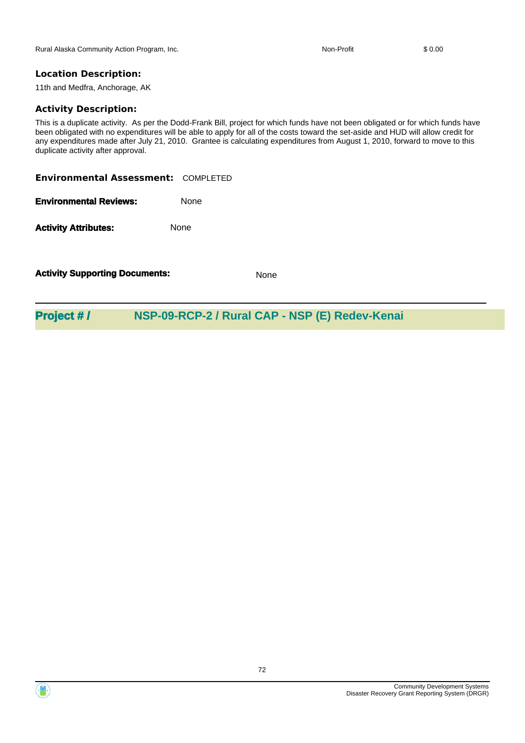| Rural Alaska Community Action Program, Inc. | Non-Profit | $ 0.00 |
|---|---|---|

**Location Description:**

11th and Medfra, Anchorage, AK

**Activity Description:**

This is a duplicate activity. As per the Dodd-Frank Bill, project for which funds have not been obligated or for which funds have been obligated with no expenditures will be able to apply for all of the costs toward the set-aside and HUD will allow credit for any expenditures made after July 21, 2010. Grantee is calculating expenditures from August 1, 2010, forward to move to this duplicate activity after approval.

**Environmental Assessment:** COMPLETED

**Environmental Reviews:** None

**Activity Attributes:** None

**Activity Supporting Documents:** None

## Project # / NSP-09-RCP-2 / Rural CAP - NSP (E) Redev-Kenai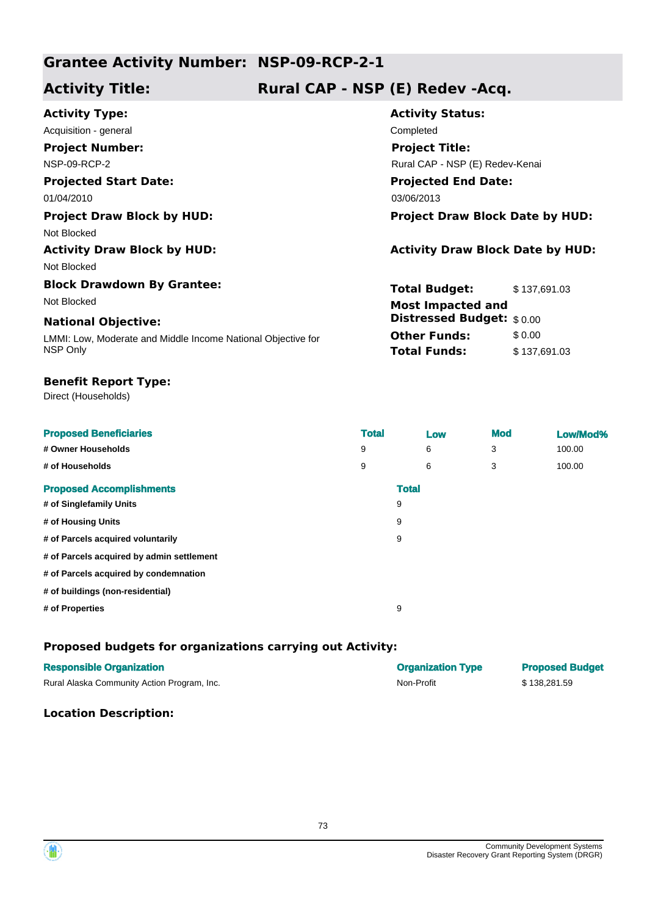## Grantee Activity Number: NSP-09-RCP-2-1

## Activity Title: Rural CAP - NSP (E) Redev -Acq.

**Activity Type:**
Acquisition - general

**Activity Status:**
Completed

**Project Number:**
NSP-09-RCP-2

**Project Title:**
Rural CAP - NSP (E) Redev-Kenai

**Projected Start Date:**
01/04/2010

**Projected End Date:**
03/06/2013

**Project Draw Block by HUD:**
Not Blocked

**Project Draw Block Date by HUD:**

**Activity Draw Block by HUD:**
Not Blocked

**Activity Draw Block Date by HUD:**

**Block Drawdown By Grantee:**
Not Blocked

**National Objective:**
LMMI: Low, Moderate and Middle Income National Objective for NSP Only

| | |
|---|---|
| **Total Budget:** | $ 137,691.03 |
| **Most Impacted and Distressed Budget:** | $ 0.00 |
| **Other Funds:** | $ 0.00 |
| **Total Funds:** | $ 137,691.03 |

**Benefit Report Type:**
Direct (Households)

| Proposed Beneficiaries | Total | Low | Mod | Low/Mod% |
|---|---|---|---|---|
| # Owner Households | 9 | 6 | 3 | 100.00 |
| # of Households | 9 | 6 | 3 | 100.00 |

| Proposed Accomplishments | Total |
|---|---|
| # of Singlefamily Units | 9 |
| # of Housing Units | 9 |
| # of Parcels acquired voluntarily | 9 |
| # of Parcels acquired by admin settlement | |
| # of Parcels acquired by condemnation | |
| # of buildings (non-residential) | |
| # of Properties | 9 |

### Proposed budgets for organizations carrying out Activity:

| Responsible Organization | Organization Type | Proposed Budget |
|---|---|---|
| Rural Alaska Community Action Program, Inc. | Non-Profit | $ 138,281.59 |

### Location Description: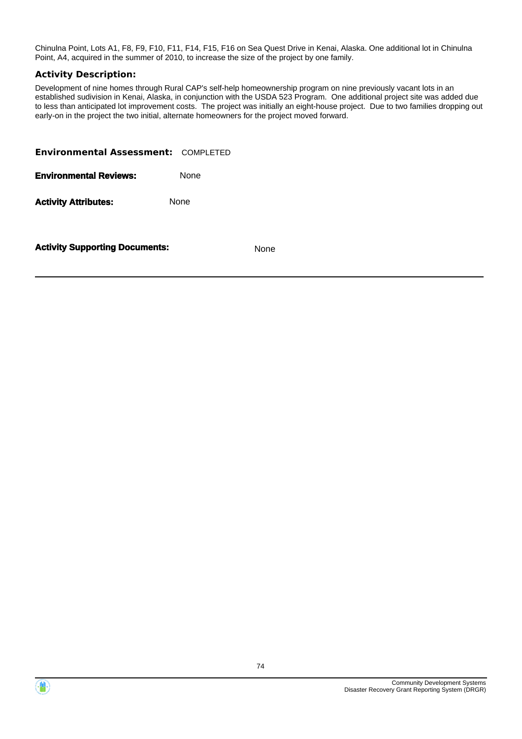Chinulna Point, Lots A1, F8, F9, F10, F11, F14, F15, F16 on Sea Quest Drive in Kenai, Alaska. One additional lot in Chinulna Point, A4, acquired in the summer of 2010, to increase the size of the project by one family.

### Activity Description:

Development of nine homes through Rural CAP's self-help homeownership program on nine previously vacant lots in an established sudivision in Kenai, Alaska, in conjunction with the USDA 523 Program. One additional project site was added due to less than anticipated lot improvement costs. The project was initially an eight-house project. Due to two families dropping out early-on in the project the two initial, alternate homeowners for the project moved forward.

**Environmental Assessment:** COMPLETED

**Environmental Reviews:** None

**Activity Attributes:** None

**Activity Supporting Documents:** None

---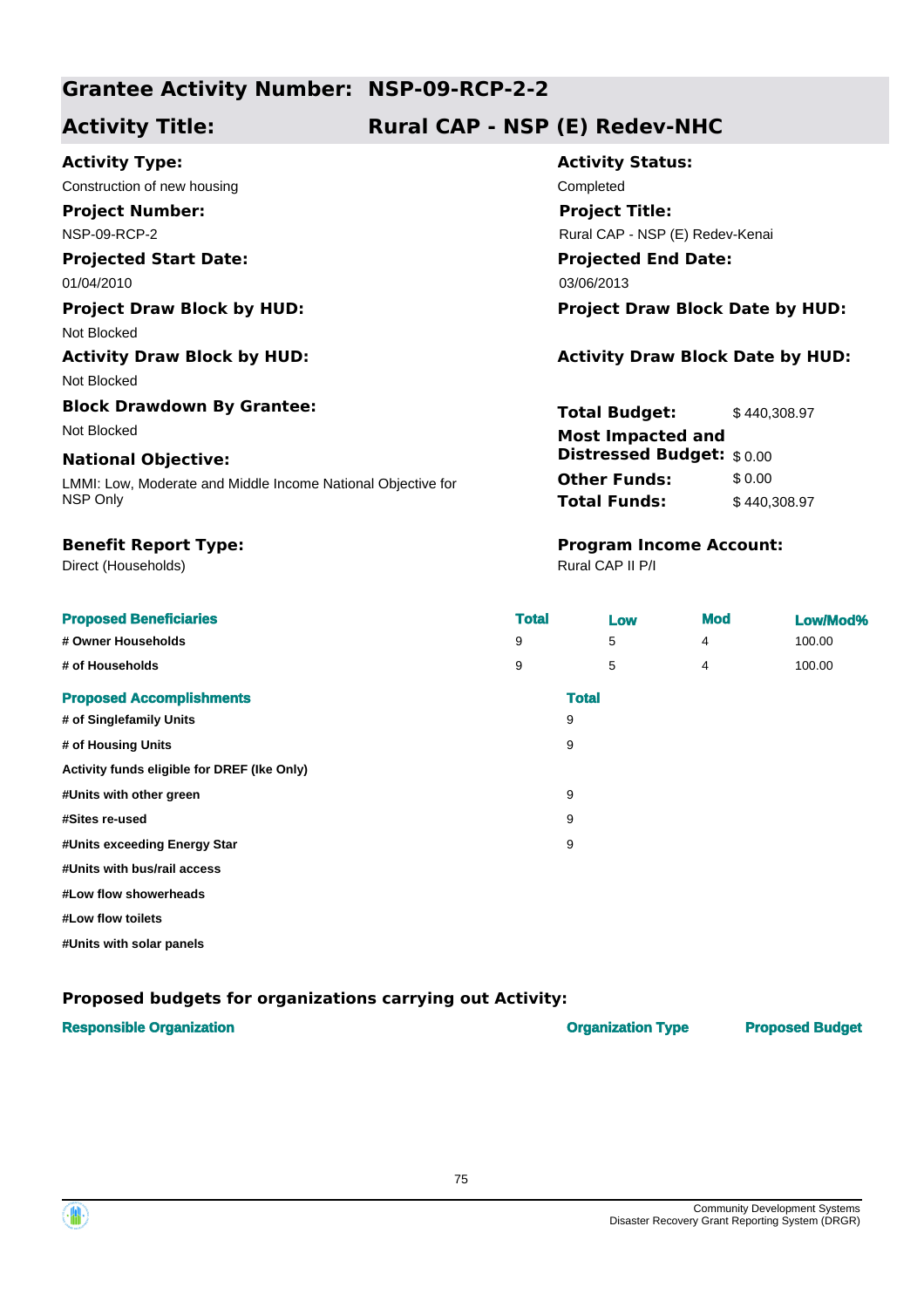## Grantee Activity Number: NSP-09-RCP-2-2

## Activity Title: Rural CAP - NSP (E) Redev-NHC

**Activity Type:**
Construction of new housing

**Activity Status:**
Completed

**Project Number:**
NSP-09-RCP-2

**Project Title:**
Rural CAP - NSP (E) Redev-Kenai

**Projected Start Date:**
01/04/2010

**Projected End Date:**
03/06/2013

**Project Draw Block by HUD:**
Not Blocked

**Project Draw Block Date by HUD:**

**Activity Draw Block by HUD:**
Not Blocked

**Activity Draw Block Date by HUD:**

**Block Drawdown By Grantee:**
Not Blocked

**National Objective:**
LMMI: Low, Moderate and Middle Income National Objective for NSP Only

| | |
|---|---|
| **Total Budget:** | $ 440,308.97 |
| **Most Impacted and Distressed Budget:** | $ 0.00 |
| **Other Funds:** | $ 0.00 |
| **Total Funds:** | $ 440,308.97 |

**Benefit Report Type:**
Direct (Households)

**Program Income Account:**
Rural CAP II P/I

| Proposed Beneficiaries | Total | Low | Mod | Low/Mod% |
|---|---|---|---|---|
| # Owner Households | 9 | 5 | 4 | 100.00 |
| # of Households | 9 | 5 | 4 | 100.00 |

| Proposed Accomplishments | Total |
|---|---|
| # of Singlefamily Units | 9 |
| # of Housing Units | 9 |
| Activity funds eligible for DREF (Ike Only) | |
| #Units with other green | 9 |
| #Sites re-used | 9 |
| #Units exceeding Energy Star | 9 |
| #Units with bus/rail access | |
| #Low flow showerheads | |
| #Low flow toilets | |
| #Units with solar panels | |

### Proposed budgets for organizations carrying out Activity:

| Responsible Organization | Organization Type | Proposed Budget |
|---|---|---|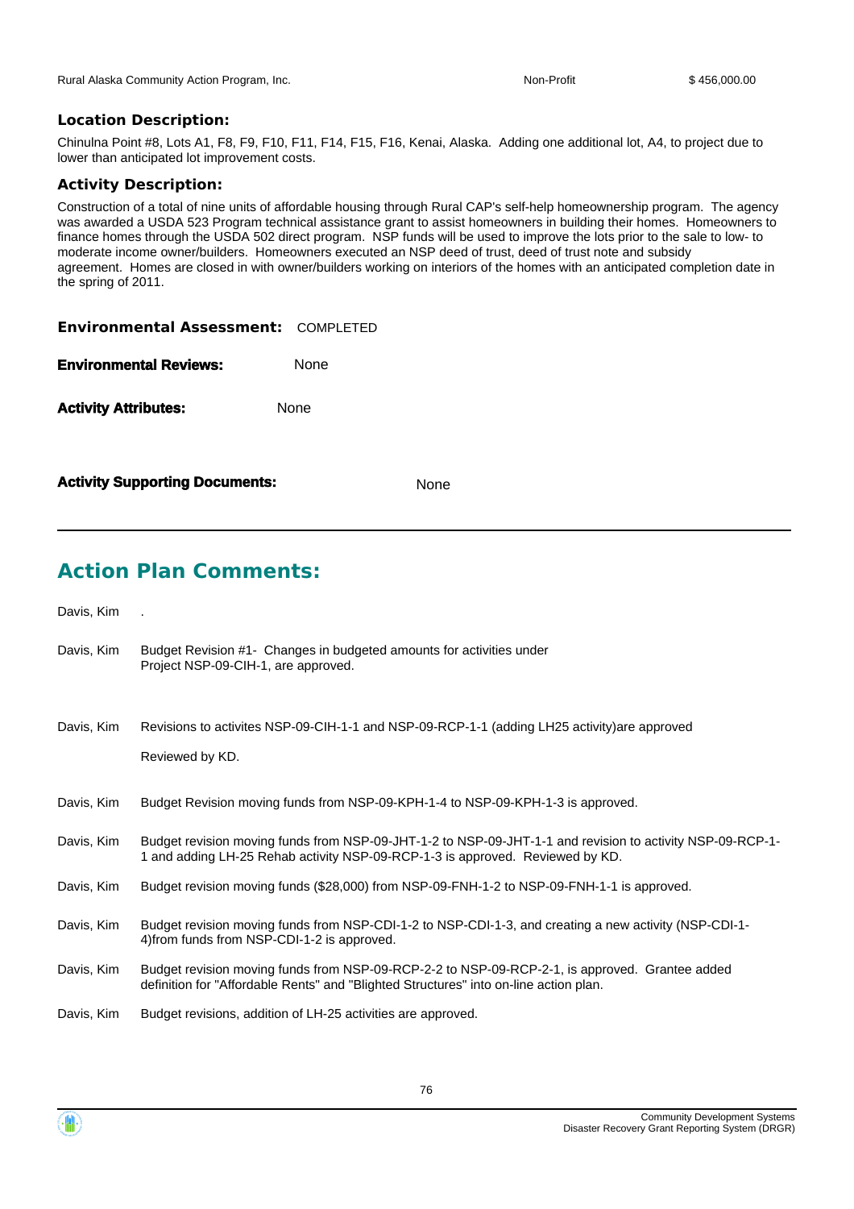| Rural Alaska Community Action Program, Inc. | Non-Profit | $ 456,000.00 |
|---|---|---|

### Location Description:

Chinulna Point #8, Lots A1, F8, F9, F10, F11, F14, F15, F16, Kenai, Alaska. Adding one additional lot, A4, to project due to lower than anticipated lot improvement costs.

### Activity Description:

Construction of a total of nine units of affordable housing through Rural CAP's self-help homeownership program. The agency was awarded a USDA 523 Program technical assistance grant to assist homeowners in building their homes. Homeowners to finance homes through the USDA 502 direct program. NSP funds will be used to improve the lots prior to the sale to low- to moderate income owner/builders. Homeowners executed an NSP deed of trust, deed of trust note and subsidy agreement. Homes are closed in with owner/builders working on interiors of the homes with an anticipated completion date in the spring of 2011.

**Environmental Assessment:** COMPLETED

**Environmental Reviews:** None

**Activity Attributes:** None

**Activity Supporting Documents:** None

## Action Plan Comments:

| | |
|---|---|
| Davis, Kim | . |
| Davis, Kim | Budget Revision #1- Changes in budgeted amounts for activities under Project NSP-09-CIH-1, are approved. |
| Davis, Kim | Revisions to activites NSP-09-CIH-1-1 and NSP-09-RCP-1-1 (adding LH25 activity)are approved<br>Reviewed by KD. |
| Davis, Kim | Budget Revision moving funds from NSP-09-KPH-1-4 to NSP-09-KPH-1-3 is approved. |
| Davis, Kim | Budget revision moving funds from NSP-09-JHT-1-2 to NSP-09-JHT-1-1 and revision to activity NSP-09-RCP-1-1 and adding LH-25 Rehab activity NSP-09-RCP-1-3 is approved. Reviewed by KD. |
| Davis, Kim | Budget revision moving funds ($28,000) from NSP-09-FNH-1-2 to NSP-09-FNH-1-1 is approved. |
| Davis, Kim | Budget revision moving funds from NSP-CDI-1-2 to NSP-CDI-1-3, and creating a new activity (NSP-CDI-1-4)from funds from NSP-CDI-1-2 is approved. |
| Davis, Kim | Budget revision moving funds from NSP-09-RCP-2-2 to NSP-09-RCP-2-1, is approved. Grantee added definition for "Affordable Rents" and "Blighted Structures" into on-line action plan. |
| Davis, Kim | Budget revisions, addition of LH-25 activities are approved. |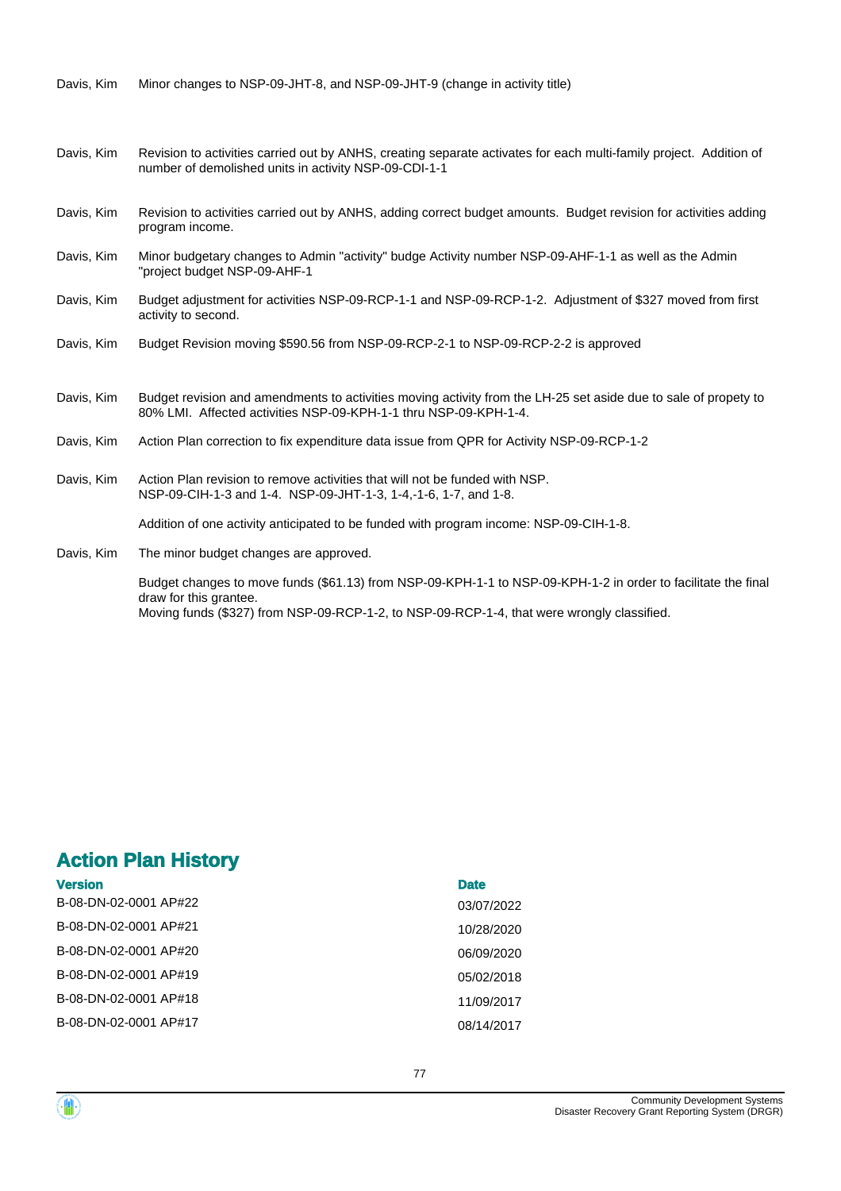| | |
|---|---|
| Davis, Kim | Minor changes to NSP-09-JHT-8, and NSP-09-JHT-9 (change in activity title) |
| Davis, Kim | Revision to activities carried out by ANHS, creating separate activates for each multi-family project. Addition of number of demolished units in activity NSP-09-CDI-1-1 |
| Davis, Kim | Revision to activities carried out by ANHS, adding correct budget amounts. Budget revision for activities adding program income. |
| Davis, Kim | Minor budgetary changes to Admin "activity" budge Activity number NSP-09-AHF-1-1 as well as the Admin "project budget NSP-09-AHF-1 |
| Davis, Kim | Budget adjustment for activities NSP-09-RCP-1-1 and NSP-09-RCP-1-2. Adjustment of $327 moved from first activity to second. |
| Davis, Kim | Budget Revision moving $590.56 from NSP-09-RCP-2-1 to NSP-09-RCP-2-2 is approved |
| Davis, Kim | Budget revision and amendments to activities moving activity from the LH-25 set aside due to sale of propety to 80% LMI. Affected activities NSP-09-KPH-1-1 thru NSP-09-KPH-1-4. |
| Davis, Kim | Action Plan correction to fix expenditure data issue from QPR for Activity NSP-09-RCP-1-2 |
| Davis, Kim | Action Plan revision to remove activities that will not be funded with NSP.<br>NSP-09-CIH-1-3 and 1-4. NSP-09-JHT-1-3, 1-4,-1-6, 1-7, and 1-8.<br><br>Addition of one activity anticipated to be funded with program income: NSP-09-CIH-1-8. |
| Davis, Kim | The minor budget changes are approved.<br><br>Budget changes to move funds ($61.13) from NSP-09-KPH-1-1 to NSP-09-KPH-1-2 in order to facilitate the final draw for this grantee.<br>Moving funds ($327) from NSP-09-RCP-1-2, to NSP-09-RCP-1-4, that were wrongly classified. |

## Action Plan History

| Version | Date |
|---|---|
| B-08-DN-02-0001 AP#22 | 03/07/2022 |
| B-08-DN-02-0001 AP#21 | 10/28/2020 |
| B-08-DN-02-0001 AP#20 | 06/09/2020 |
| B-08-DN-02-0001 AP#19 | 05/02/2018 |
| B-08-DN-02-0001 AP#18 | 11/09/2017 |
| B-08-DN-02-0001 AP#17 | 08/14/2017 |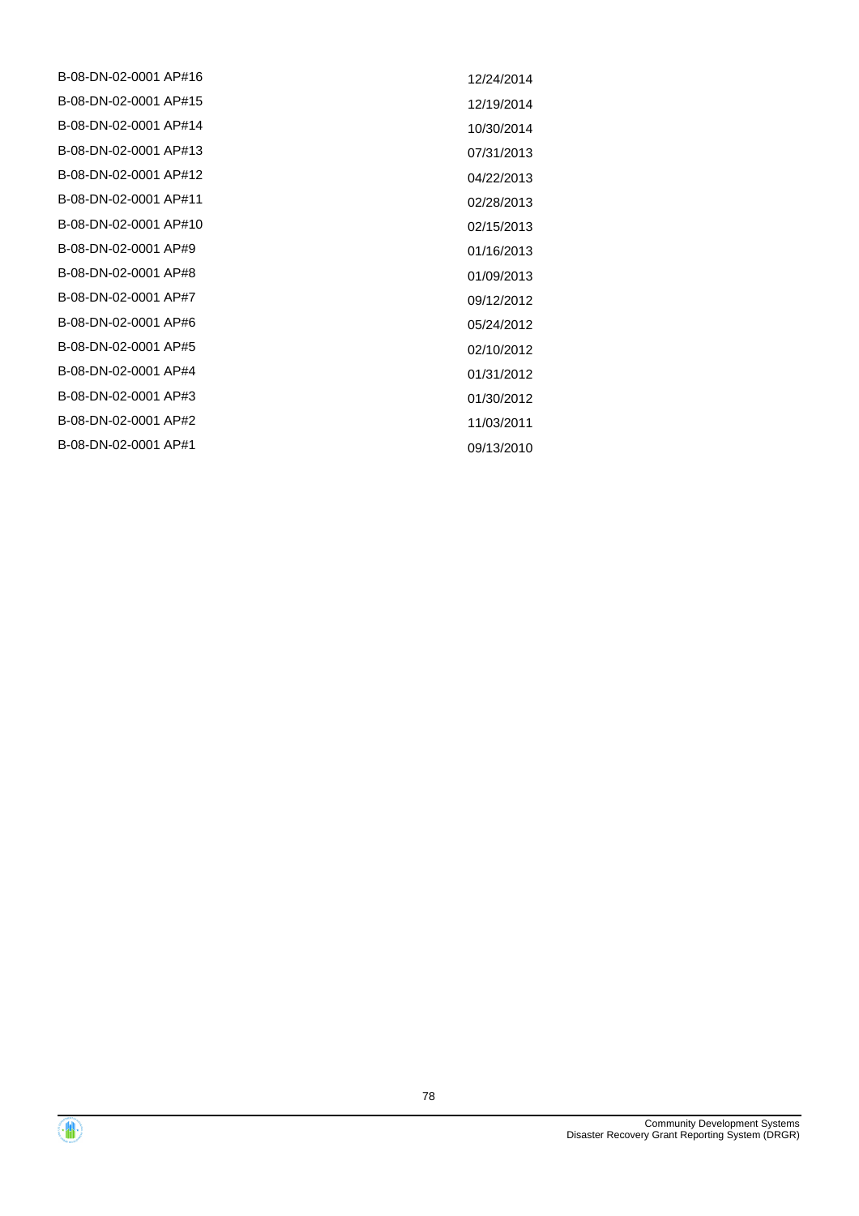| | |
|---|---|
| B-08-DN-02-0001 AP#16 | 12/24/2014 |
| B-08-DN-02-0001 AP#15 | 12/19/2014 |
| B-08-DN-02-0001 AP#14 | 10/30/2014 |
| B-08-DN-02-0001 AP#13 | 07/31/2013 |
| B-08-DN-02-0001 AP#12 | 04/22/2013 |
| B-08-DN-02-0001 AP#11 | 02/28/2013 |
| B-08-DN-02-0001 AP#10 | 02/15/2013 |
| B-08-DN-02-0001 AP#9 | 01/16/2013 |
| B-08-DN-02-0001 AP#8 | 01/09/2013 |
| B-08-DN-02-0001 AP#7 | 09/12/2012 |
| B-08-DN-02-0001 AP#6 | 05/24/2012 |
| B-08-DN-02-0001 AP#5 | 02/10/2012 |
| B-08-DN-02-0001 AP#4 | 01/31/2012 |
| B-08-DN-02-0001 AP#3 | 01/30/2012 |
| B-08-DN-02-0001 AP#2 | 11/03/2011 |
| B-08-DN-02-0001 AP#1 | 09/13/2010 |